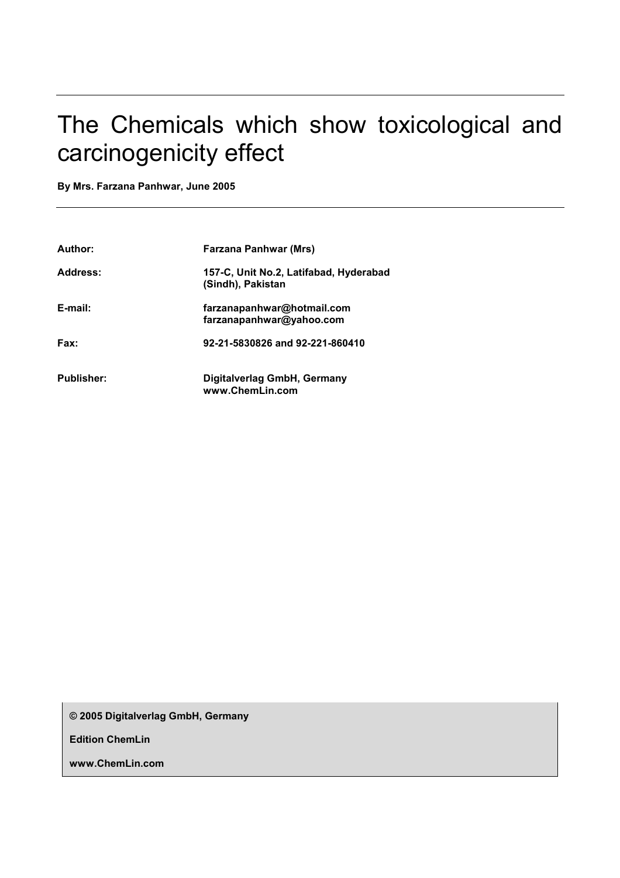# The Chemicals which show toxicological and carcinogenicity effect

**By Mrs. Farzana Panhwar, June 2005**

| | |
|---|---|
| **Author:** | **Farzana Panhwar (Mrs)** |
| **Address:** | **157-C, Unit No.2, Latifabad, Hyderabad (Sindh), Pakistan** |
| **E-mail:** | **farzanapanhwar@hotmail.com**<br>**farzanapanhwar@yahoo.com** |
| **Fax:** | **92-21-5830826 and 92-221-860410** |
| **Publisher:** | **Digitalverlag GmbH, Germany**<br>**www.ChemLin.com** |

**© 2005 Digitalverlag GmbH, Germany**

**Edition ChemLin**

**www.ChemLin.com**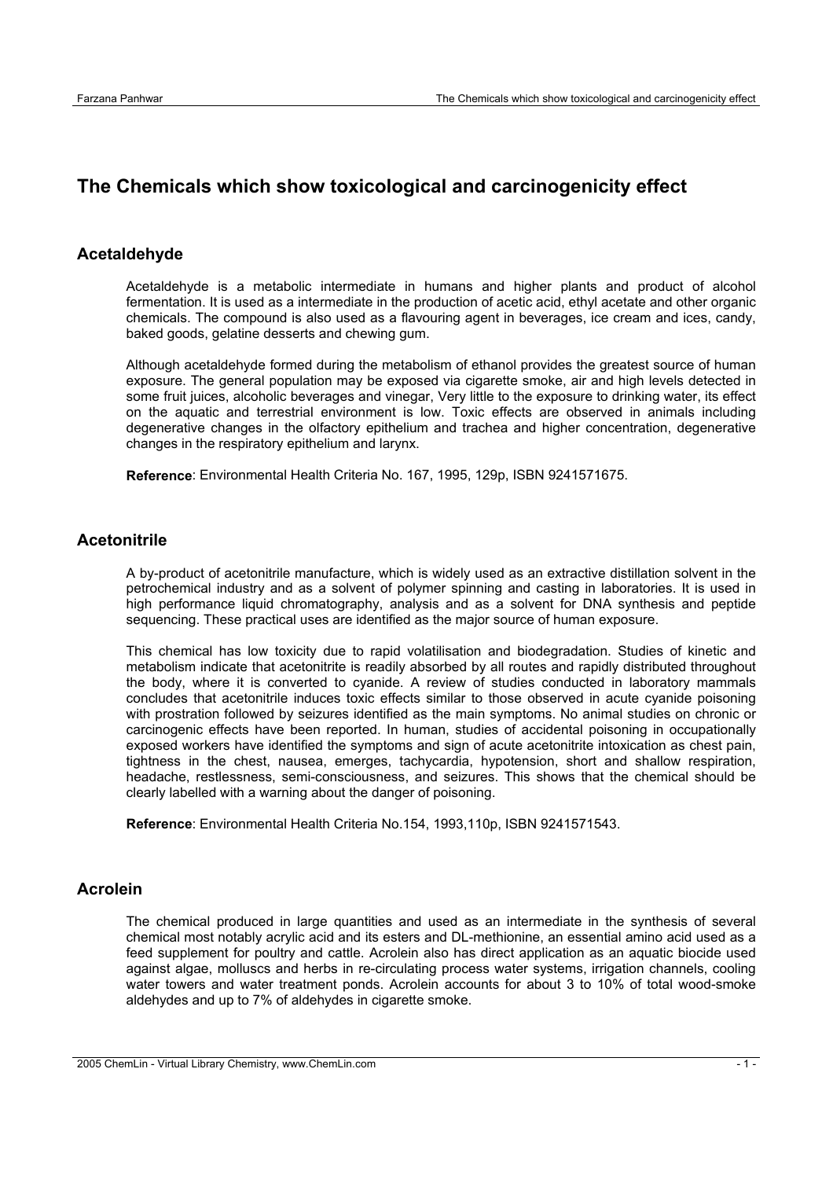# The Chemicals which show toxicological and carcinogenicity effect

## Acetaldehyde

Acetaldehyde is a metabolic intermediate in humans and higher plants and product of alcohol fermentation. It is used as a intermediate in the production of acetic acid, ethyl acetate and other organic chemicals. The compound is also used as a flavouring agent in beverages, ice cream and ices, candy, baked goods, gelatine desserts and chewing gum.

Although acetaldehyde formed during the metabolism of ethanol provides the greatest source of human exposure. The general population may be exposed via cigarette smoke, air and high levels detected in some fruit juices, alcoholic beverages and vinegar, Very little to the exposure to drinking water, its effect on the aquatic and terrestrial environment is low. Toxic effects are observed in animals including degenerative changes in the olfactory epithelium and trachea and higher concentration, degenerative changes in the respiratory epithelium and larynx.

**Reference**: Environmental Health Criteria No. 167, 1995, 129p, ISBN 9241571675.

## Acetonitrile

A by-product of acetonitrile manufacture, which is widely used as an extractive distillation solvent in the petrochemical industry and as a solvent of polymer spinning and casting in laboratories. It is used in high performance liquid chromatography, analysis and as a solvent for DNA synthesis and peptide sequencing. These practical uses are identified as the major source of human exposure.

This chemical has low toxicity due to rapid volatilisation and biodegradation. Studies of kinetic and metabolism indicate that acetonitrite is readily absorbed by all routes and rapidly distributed throughout the body, where it is converted to cyanide. A review of studies conducted in laboratory mammals concludes that acetonitrile induces toxic effects similar to those observed in acute cyanide poisoning with prostration followed by seizures identified as the main symptoms. No animal studies on chronic or carcinogenic effects have been reported. In human, studies of accidental poisoning in occupationally exposed workers have identified the symptoms and sign of acute acetonitrite intoxication as chest pain, tightness in the chest, nausea, emerges, tachycardia, hypotension, short and shallow respiration, headache, restlessness, semi-consciousness, and seizures. This shows that the chemical should be clearly labelled with a warning about the danger of poisoning.

**Reference**: Environmental Health Criteria No.154, 1993,110p, ISBN 9241571543.

## Acrolein

The chemical produced in large quantities and used as an intermediate in the synthesis of several chemical most notably acrylic acid and its esters and DL-methionine, an essential amino acid used as a feed supplement for poultry and cattle. Acrolein also has direct application as an aquatic biocide used against algae, molluscs and herbs in re-circulating process water systems, irrigation channels, cooling water towers and water treatment ponds. Acrolein accounts for about 3 to 10% of total wood-smoke aldehydes and up to 7% of aldehydes in cigarette smoke.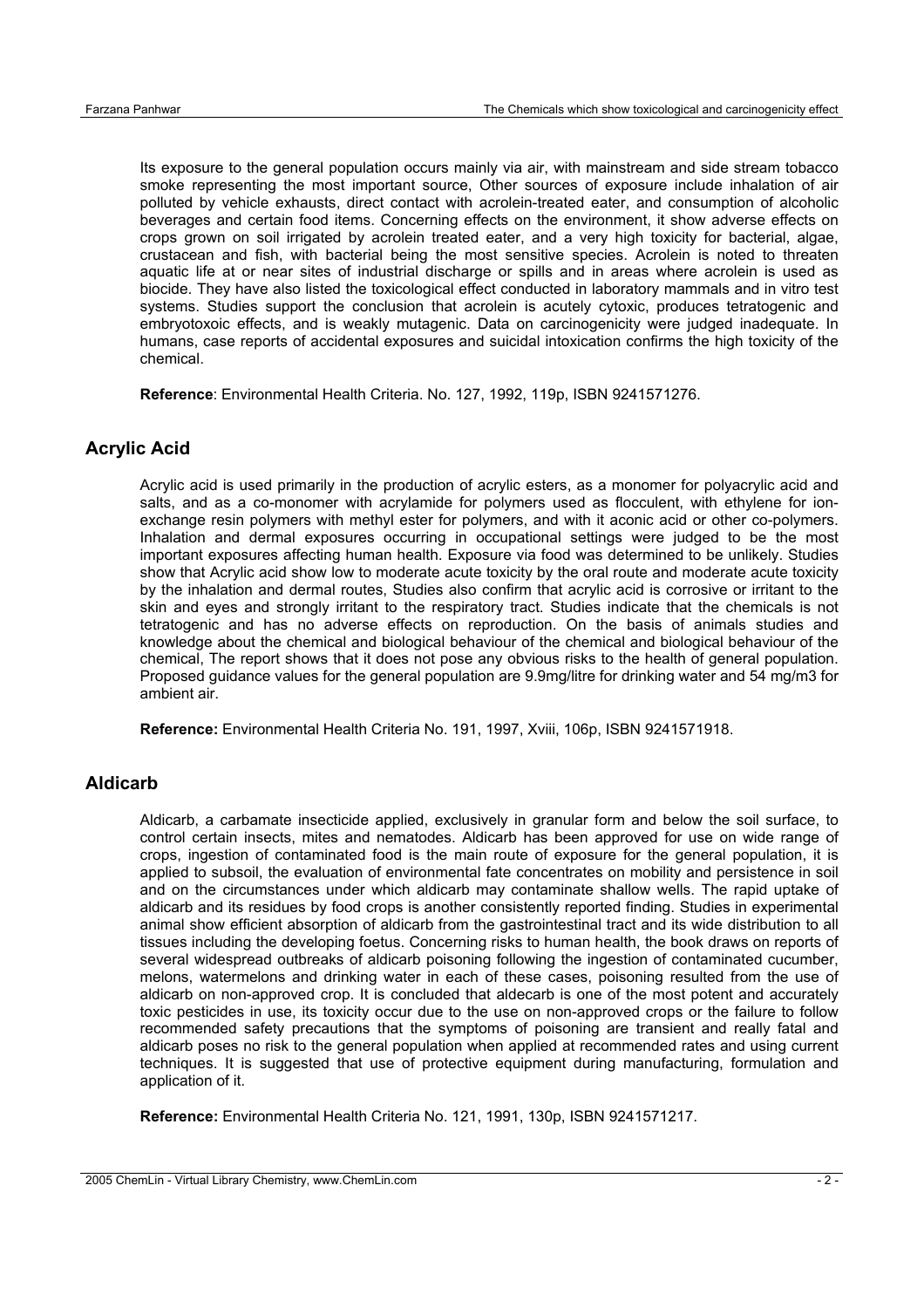Its exposure to the general population occurs mainly via air, with mainstream and side stream tobacco smoke representing the most important source, Other sources of exposure include inhalation of air polluted by vehicle exhausts, direct contact with acrolein-treated eater, and consumption of alcoholic beverages and certain food items. Concerning effects on the environment, it show adverse effects on crops grown on soil irrigated by acrolein treated eater, and a very high toxicity for bacterial, algae, crustacean and fish, with bacterial being the most sensitive species. Acrolein is noted to threaten aquatic life at or near sites of industrial discharge or spills and in areas where acrolein is used as biocide. They have also listed the toxicological effect conducted in laboratory mammals and in vitro test systems. Studies support the conclusion that acrolein is acutely cytoxic, produces tetratogenic and embryotoxoic effects, and is weakly mutagenic. Data on carcinogenicity were judged inadequate. In humans, case reports of accidental exposures and suicidal intoxication confirms the high toxicity of the chemical.

**Reference**: Environmental Health Criteria. No. 127, 1992, 119p, ISBN 9241571276.

## Acrylic Acid

Acrylic acid is used primarily in the production of acrylic esters, as a monomer for polyacrylic acid and salts, and as a co-monomer with acrylamide for polymers used as flocculent, with ethylene for ion-exchange resin polymers with methyl ester for polymers, and with it aconic acid or other co-polymers. Inhalation and dermal exposures occurring in occupational settings were judged to be the most important exposures affecting human health. Exposure via food was determined to be unlikely. Studies show that Acrylic acid show low to moderate acute toxicity by the oral route and moderate acute toxicity by the inhalation and dermal routes, Studies also confirm that acrylic acid is corrosive or irritant to the skin and eyes and strongly irritant to the respiratory tract. Studies indicate that the chemicals is not tetratogenic and has no adverse effects on reproduction. On the basis of animals studies and knowledge about the chemical and biological behaviour of the chemical and biological behaviour of the chemical, The report shows that it does not pose any obvious risks to the health of general population. Proposed guidance values for the general population are 9.9mg/litre for drinking water and 54 mg/m3 for ambient air.

**Reference:** Environmental Health Criteria No. 191, 1997, Xviii, 106p, ISBN 9241571918.

## Aldicarb

Aldicarb, a carbamate insecticide applied, exclusively in granular form and below the soil surface, to control certain insects, mites and nematodes. Aldicarb has been approved for use on wide range of crops, ingestion of contaminated food is the main route of exposure for the general population, it is applied to subsoil, the evaluation of environmental fate concentrates on mobility and persistence in soil and on the circumstances under which aldicarb may contaminate shallow wells. The rapid uptake of aldicarb and its residues by food crops is another consistently reported finding. Studies in experimental animal show efficient absorption of aldicarb from the gastrointestinal tract and its wide distribution to all tissues including the developing foetus. Concerning risks to human health, the book draws on reports of several widespread outbreaks of aldicarb poisoning following the ingestion of contaminated cucumber, melons, watermelons and drinking water in each of these cases, poisoning resulted from the use of aldicarb on non-approved crop. It is concluded that aldecarb is one of the most potent and accurately toxic pesticides in use, its toxicity occur due to the use on non-approved crops or the failure to follow recommended safety precautions that the symptoms of poisoning are transient and really fatal and aldicarb poses no risk to the general population when applied at recommended rates and using current techniques. It is suggested that use of protective equipment during manufacturing, formulation and application of it.

**Reference:** Environmental Health Criteria No. 121, 1991, 130p, ISBN 9241571217.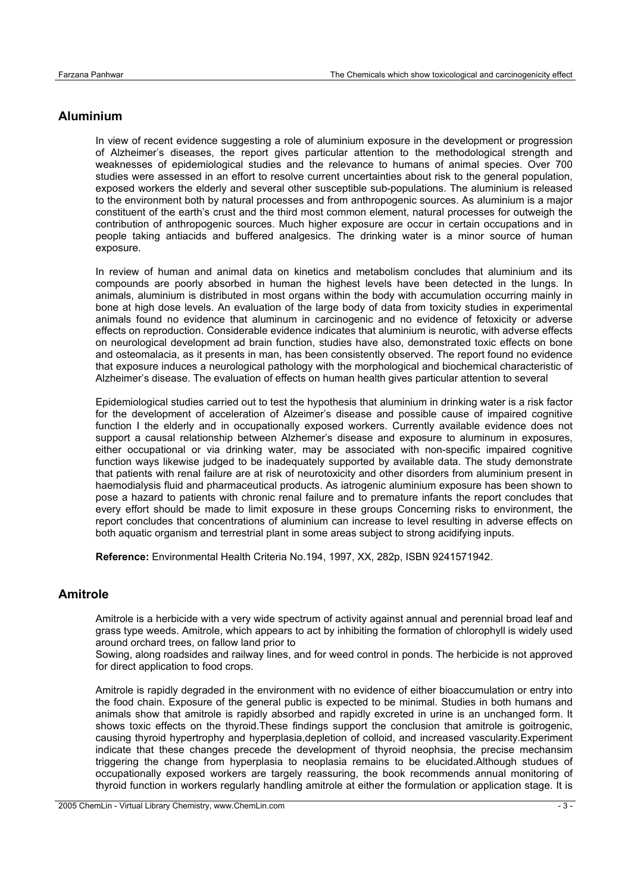## Aluminium

In view of recent evidence suggesting a role of aluminium exposure in the development or progression of Alzheimer's diseases, the report gives particular attention to the methodological strength and weaknesses of epidemiological studies and the relevance to humans of animal species. Over 700 studies were assessed in an effort to resolve current uncertainties about risk to the general population, exposed workers the elderly and several other susceptible sub-populations. The aluminium is released to the environment both by natural processes and from anthropogenic sources. As aluminium is a major constituent of the earth's crust and the third most common element, natural processes for outweigh the contribution of anthropogenic sources. Much higher exposure are occur in certain occupations and in people taking antiacids and buffered analgesics. The drinking water is a minor source of human exposure.

In review of human and animal data on kinetics and metabolism concludes that aluminium and its compounds are poorly absorbed in human the highest levels have been detected in the lungs. In animals, aluminium is distributed in most organs within the body with accumulation occurring mainly in bone at high dose levels. An evaluation of the large body of data from toxicity studies in experimental animals found no evidence that aluminum in carcinogenic and no evidence of fetoxicity or adverse effects on reproduction. Considerable evidence indicates that aluminium is neurotic, with adverse effects on neurological development ad brain function, studies have also, demonstrated toxic effects on bone and osteomalacia, as it presents in man, has been consistently observed. The report found no evidence that exposure induces a neurological pathology with the morphological and biochemical characteristic of Alzheimer's disease. The evaluation of effects on human health gives particular attention to several

Epidemiological studies carried out to test the hypothesis that aluminium in drinking water is a risk factor for the development of acceleration of Alzeimer's disease and possible cause of impaired cognitive function I the elderly and in occupationally exposed workers. Currently available evidence does not support a causal relationship between Alzhemer's disease and exposure to aluminum in exposures, either occupational or via drinking water, may be associated with non-specific impaired cognitive function ways likewise judged to be inadequately supported by available data. The study demonstrate that patients with renal failure are at risk of neurotoxicity and other disorders from aluminium present in haemodialysis fluid and pharmaceutical products. As iatrogenic aluminium exposure has been shown to pose a hazard to patients with chronic renal failure and to premature infants the report concludes that every effort should be made to limit exposure in these groups Concerning risks to environment, the report concludes that concentrations of aluminium can increase to level resulting in adverse effects on both aquatic organism and terrestrial plant in some areas subject to strong acidifying inputs.

**Reference:** Environmental Health Criteria No.194, 1997, XX, 282p, ISBN 9241571942.

## Amitrole

Amitrole is a herbicide with a very wide spectrum of activity against annual and perennial broad leaf and grass type weeds. Amitrole, which appears to act by inhibiting the formation of chlorophyll is widely used around orchard trees, on fallow land prior to

Sowing, along roadsides and railway lines, and for weed control in ponds. The herbicide is not approved for direct application to food crops.

Amitrole is rapidly degraded in the environment with no evidence of either bioaccumulation or entry into the food chain. Exposure of the general public is expected to be minimal. Studies in both humans and animals show that amitrole is rapidly absorbed and rapidly excreted in urine is an unchanged form. It shows toxic effects on the thyroid.These findings support the conclusion that amitrole is goitrogenic, causing thyroid hypertrophy and hyperplasia,depletion of colloid, and increased vascularity.Experiment indicate that these changes precede the development of thyroid neophsia, the precise mechansim triggering the change from hyperplasia to neoplasia remains to be elucidated.Although studues of occupationally exposed workers are targely reassuring, the book recommends annual monitoring of thyroid function in workers regularly handling amitrole at either the formulation or application stage. It is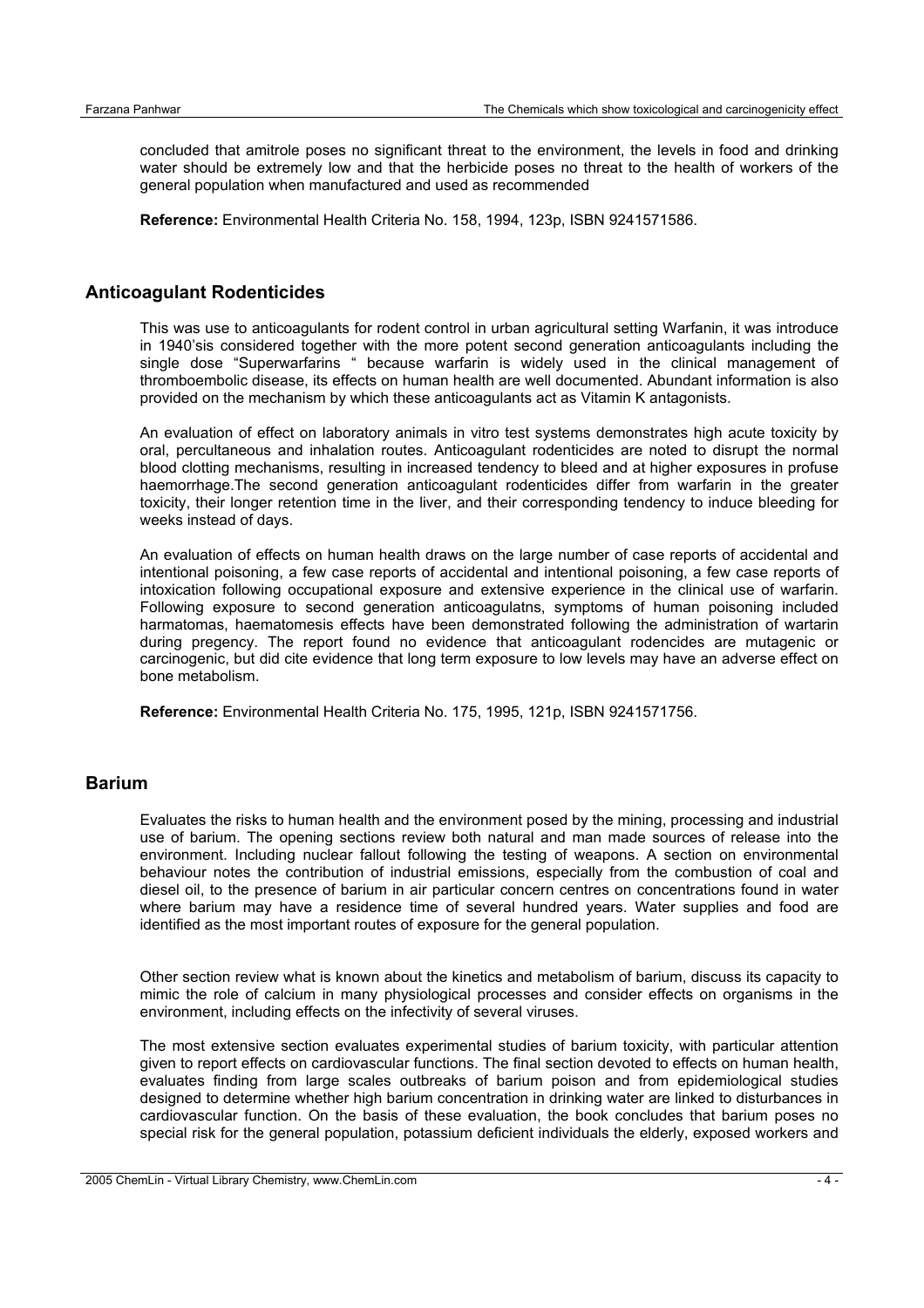concluded that amitrole poses no significant threat to the environment, the levels in food and drinking water should be extremely low and that the herbicide poses no threat to the health of workers of the general population when manufactured and used as recommended

**Reference:** Environmental Health Criteria No. 158, 1994, 123p, ISBN 9241571586.

## Anticoagulant Rodenticides

This was use to anticoagulants for rodent control in urban agricultural setting Warfanin, it was introduce in 1940'sis considered together with the more potent second generation anticoagulants including the single dose "Superwarfarins " because warfarin is widely used in the clinical management of thromboembolic disease, its effects on human health are well documented. Abundant information is also provided on the mechanism by which these anticoagulants act as Vitamin K antagonists.

An evaluation of effect on laboratory animals in vitro test systems demonstrates high acute toxicity by oral, percultaneous and inhalation routes. Anticoagulant rodenticides are noted to disrupt the normal blood clotting mechanisms, resulting in increased tendency to bleed and at higher exposures in profuse haemorrhage.The second generation anticoagulant rodenticides differ from warfarin in the greater toxicity, their longer retention time in the liver, and their corresponding tendency to induce bleeding for weeks instead of days.

An evaluation of effects on human health draws on the large number of case reports of accidental and intentional poisoning, a few case reports of accidental and intentional poisoning, a few case reports of intoxication following occupational exposure and extensive experience in the clinical use of warfarin. Following exposure to second generation anticoagulatns, symptoms of human poisoning included harmatomas, haematomesis effects have been demonstrated following the administration of wartarin during pregency. The report found no evidence that anticoagulant rodencides are mutagenic or carcinogenic, but did cite evidence that long term exposure to low levels may have an adverse effect on bone metabolism.

**Reference:** Environmental Health Criteria No. 175, 1995, 121p, ISBN 9241571756.

## Barium

Evaluates the risks to human health and the environment posed by the mining, processing and industrial use of barium. The opening sections review both natural and man made sources of release into the environment. Including nuclear fallout following the testing of weapons. A section on environmental behaviour notes the contribution of industrial emissions, especially from the combustion of coal and diesel oil, to the presence of barium in air particular concern centres on concentrations found in water where barium may have a residence time of several hundred years. Water supplies and food are identified as the most important routes of exposure for the general population.

Other section review what is known about the kinetics and metabolism of barium, discuss its capacity to mimic the role of calcium in many physiological processes and consider effects on organisms in the environment, including effects on the infectivity of several viruses.

The most extensive section evaluates experimental studies of barium toxicity, with particular attention given to report effects on cardiovascular functions. The final section devoted to effects on human health, evaluates finding from large scales outbreaks of barium poison and from epidemiological studies designed to determine whether high barium concentration in drinking water are linked to disturbances in cardiovascular function. On the basis of these evaluation, the book concludes that barium poses no special risk for the general population, potassium deficient individuals the elderly, exposed workers and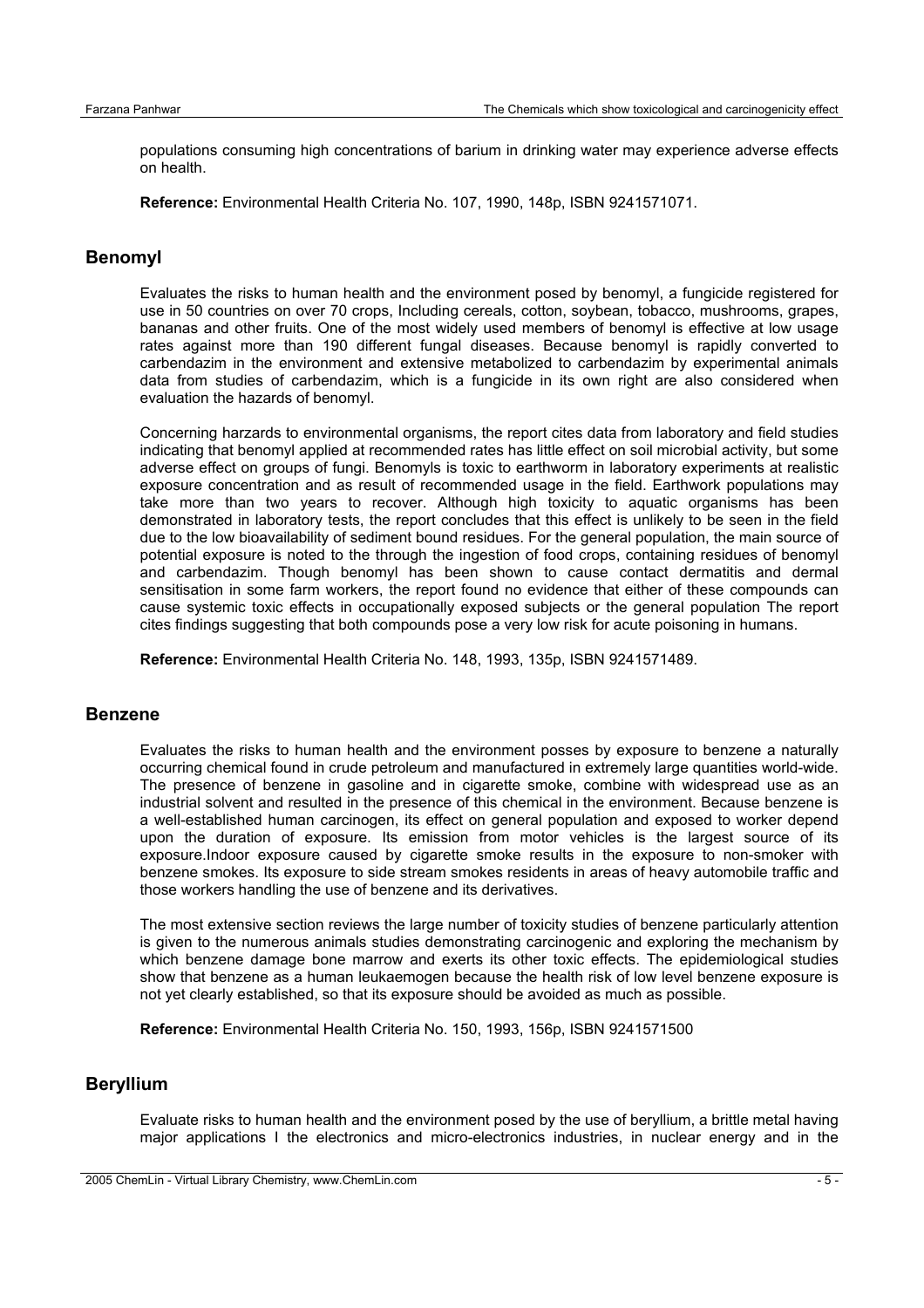populations consuming high concentrations of barium in drinking water may experience adverse effects on health.

**Reference:** Environmental Health Criteria No. 107, 1990, 148p, ISBN 9241571071.

## Benomyl

Evaluates the risks to human health and the environment posed by benomyl, a fungicide registered for use in 50 countries on over 70 crops, Including cereals, cotton, soybean, tobacco, mushrooms, grapes, bananas and other fruits. One of the most widely used members of benomyl is effective at low usage rates against more than 190 different fungal diseases. Because benomyl is rapidly converted to carbendazim in the environment and extensive metabolized to carbendazim by experimental animals data from studies of carbendazim, which is a fungicide in its own right are also considered when evaluation the hazards of benomyl.

Concerning harzards to environmental organisms, the report cites data from laboratory and field studies indicating that benomyl applied at recommended rates has little effect on soil microbial activity, but some adverse effect on groups of fungi. Benomyls is toxic to earthworm in laboratory experiments at realistic exposure concentration and as result of recommended usage in the field. Earthwork populations may take more than two years to recover. Although high toxicity to aquatic organisms has been demonstrated in laboratory tests, the report concludes that this effect is unlikely to be seen in the field due to the low bioavailability of sediment bound residues. For the general population, the main source of potential exposure is noted to the through the ingestion of food crops, containing residues of benomyl and carbendazim. Though benomyl has been shown to cause contact dermatitis and dermal sensitisation in some farm workers, the report found no evidence that either of these compounds can cause systemic toxic effects in occupationally exposed subjects or the general population The report cites findings suggesting that both compounds pose a very low risk for acute poisoning in humans.

**Reference:** Environmental Health Criteria No. 148, 1993, 135p, ISBN 9241571489.

## Benzene

Evaluates the risks to human health and the environment posses by exposure to benzene a naturally occurring chemical found in crude petroleum and manufactured in extremely large quantities world-wide. The presence of benzene in gasoline and in cigarette smoke, combine with widespread use as an industrial solvent and resulted in the presence of this chemical in the environment. Because benzene is a well-established human carcinogen, its effect on general population and exposed to worker depend upon the duration of exposure. Its emission from motor vehicles is the largest source of its exposure.Indoor exposure caused by cigarette smoke results in the exposure to non-smoker with benzene smokes. Its exposure to side stream smokes residents in areas of heavy automobile traffic and those workers handling the use of benzene and its derivatives.

The most extensive section reviews the large number of toxicity studies of benzene particularly attention is given to the numerous animals studies demonstrating carcinogenic and exploring the mechanism by which benzene damage bone marrow and exerts its other toxic effects. The epidemiological studies show that benzene as a human leukaemogen because the health risk of low level benzene exposure is not yet clearly established, so that its exposure should be avoided as much as possible.

**Reference:** Environmental Health Criteria No. 150, 1993, 156p, ISBN 9241571500

## Beryllium

Evaluate risks to human health and the environment posed by the use of beryllium, a brittle metal having major applications I the electronics and micro-electronics industries, in nuclear energy and in the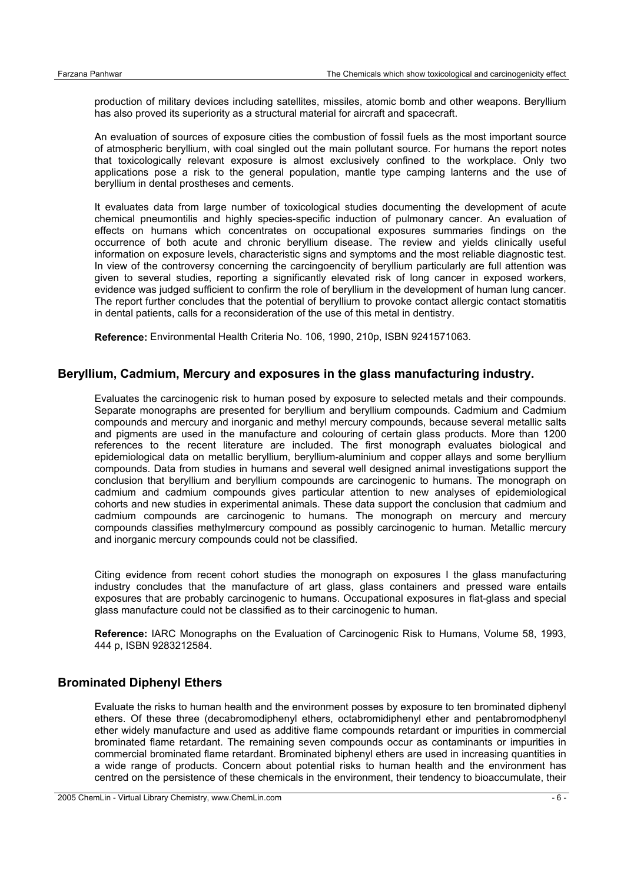production of military devices including satellites, missiles, atomic bomb and other weapons. Beryllium has also proved its superiority as a structural material for aircraft and spacecraft.

An evaluation of sources of exposure cities the combustion of fossil fuels as the most important source of atmospheric beryllium, with coal singled out the main pollutant source. For humans the report notes that toxicologically relevant exposure is almost exclusively confined to the workplace. Only two applications pose a risk to the general population, mantle type camping lanterns and the use of beryllium in dental prostheses and cements.

It evaluates data from large number of toxicological studies documenting the development of acute chemical pneumontilis and highly species-specific induction of pulmonary cancer. An evaluation of effects on humans which concentrates on occupational exposures summaries findings on the occurrence of both acute and chronic beryllium disease. The review and yields clinically useful information on exposure levels, characteristic signs and symptoms and the most reliable diagnostic test. In view of the controversy concerning the carcingoencity of beryllium particularly are full attention was given to several studies, reporting a significantly elevated risk of long cancer in exposed workers, evidence was judged sufficient to confirm the role of beryllium in the development of human lung cancer. The report further concludes that the potential of beryllium to provoke contact allergic contact stomatitis in dental patients, calls for a reconsideration of the use of this metal in dentistry.

**Reference:** Environmental Health Criteria No. 106, 1990, 210p, ISBN 9241571063.

## Beryllium, Cadmium, Mercury and exposures in the glass manufacturing industry.

Evaluates the carcinogenic risk to human posed by exposure to selected metals and their compounds. Separate monographs are presented for beryllium and beryllium compounds. Cadmium and Cadmium compounds and mercury and inorganic and methyl mercury compounds, because several metallic salts and pigments are used in the manufacture and colouring of certain glass products. More than 1200 references to the recent literature are included. The first monograph evaluates biological and epidemiological data on metallic beryllium, beryllium-aluminium and copper allays and some beryllium compounds. Data from studies in humans and several well designed animal investigations support the conclusion that beryllium and beryllium compounds are carcinogenic to humans. The monograph on cadmium and cadmium compounds gives particular attention to new analyses of epidemiological cohorts and new studies in experimental animals. These data support the conclusion that cadmium and cadmium compounds are carcinogenic to humans. The monograph on mercury and mercury compounds classifies methylmercury compound as possibly carcinogenic to human. Metallic mercury and inorganic mercury compounds could not be classified.

Citing evidence from recent cohort studies the monograph on exposures I the glass manufacturing industry concludes that the manufacture of art glass, glass containers and pressed ware entails exposures that are probably carcinogenic to humans. Occupational exposures in flat-glass and special glass manufacture could not be classified as to their carcinogenic to human.

**Reference:** IARC Monographs on the Evaluation of Carcinogenic Risk to Humans, Volume 58, 1993, 444 p, ISBN 9283212584.

## Brominated Diphenyl Ethers

Evaluate the risks to human health and the environment posses by exposure to ten brominated diphenyl ethers. Of these three (decabromodiphenyl ethers, octabromidiphenyl ether and pentabromodphenyl ether widely manufacture and used as additive flame compounds retardant or impurities in commercial brominated flame retardant. The remaining seven compounds occur as contaminants or impurities in commercial brominated flame retardant. Brominated biphenyl ethers are used in increasing quantities in a wide range of products. Concern about potential risks to human health and the environment has centred on the persistence of these chemicals in the environment, their tendency to bioaccumulate, their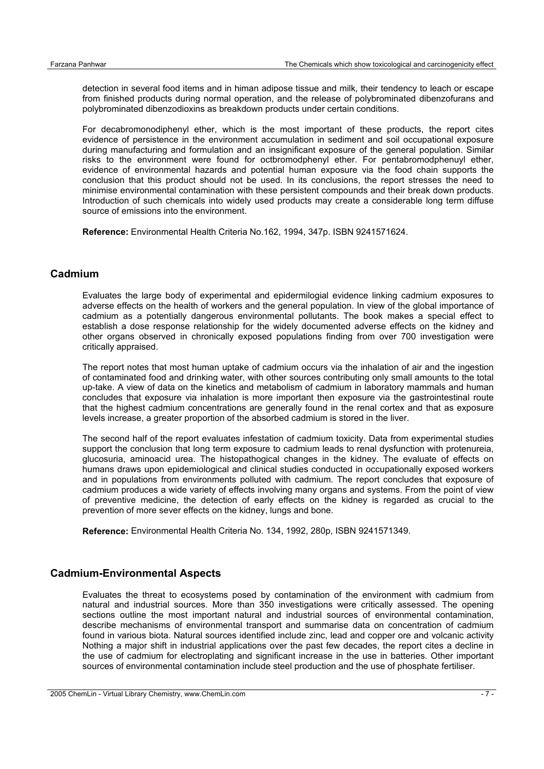detection in several food items and in himan adipose tissue and milk, their tendency to leach or escape from finished products during normal operation, and the release of polybrominated dibenzofurans and polybrominated dibenzodioxins as breakdown products under certain conditions.

For decabromonodiphenyl ether, which is the most important of these products, the report cites evidence of persistence in the environment accumulation in sediment and soil occupational exposure during manufacturing and formulation and an insignificant exposure of the general population. Similar risks to the environment were found for octbromodphenyl ether. For pentabromodphenuyl ether, evidence of environmental hazards and potential human exposure via the food chain supports the conclusion that this product should not be used. In its conclusions, the report stresses the need to minimise environmental contamination with these persistent compounds and their break down products. Introduction of such chemicals into widely used products may create a considerable long term diffuse source of emissions into the environment.

**Reference:** Environmental Health Criteria No.162, 1994, 347p. ISBN 9241571624.

## Cadmium

Evaluates the large body of experimental and epidermilogial evidence linking cadmium exposures to adverse effects on the health of workers and the general population. In view of the global importance of cadmium as a potentially dangerous environmental pollutants. The book makes a special effect to establish a dose response relationship for the widely documented adverse effects on the kidney and other organs observed in chronically exposed populations finding from over 700 investigation were critically appraised.

The report notes that most human uptake of cadmium occurs via the inhalation of air and the ingestion of contaminated food and drinking water, with other sources contributing only small amounts to the total up-take. A view of data on the kinetics and metabolism of cadmium in laboratory mammals and human concludes that exposure via inhalation is more important then exposure via the gastrointestinal route that the highest cadmium concentrations are generally found in the renal cortex and that as exposure levels increase, a greater proportion of the absorbed cadmium is stored in the liver.

The second half of the report evaluates infestation of cadmium toxicity. Data from experimental studies support the conclusion that long term exposure to cadmium leads to renal dysfunction with protenureia, glucosuria, aminoacid urea. The histopathogical changes in the kidney. The evaluate of effects on humans draws upon epidemiological and clinical studies conducted in occupationally exposed workers and in populations from environments polluted with cadmium. The report concludes that exposure of cadmium produces a wide variety of effects involving many organs and systems. From the point of view of preventive medicine, the detection of early effects on the kidney is regarded as crucial to the prevention of more sever effects on the kidney, lungs and bone.

**Reference:** Environmental Health Criteria No. 134, 1992, 280p, ISBN 9241571349.

## Cadmium-Environmental Aspects

Evaluates the threat to ecosystems posed by contamination of the environment with cadmium from natural and industrial sources. More than 350 investigations were critically assessed. The opening sections outline the most important natural and industrial sources of environmental contamination, describe mechanisms of environmental transport and summarise data on concentration of cadmium found in various biota. Natural sources identified include zinc, lead and copper ore and volcanic activity Nothing a major shift in industrial applications over the past few decades, the report cites a decline in the use of cadmium for electroplating and significant increase in the use in batteries. Other important sources of environmental contamination include steel production and the use of phosphate fertiliser.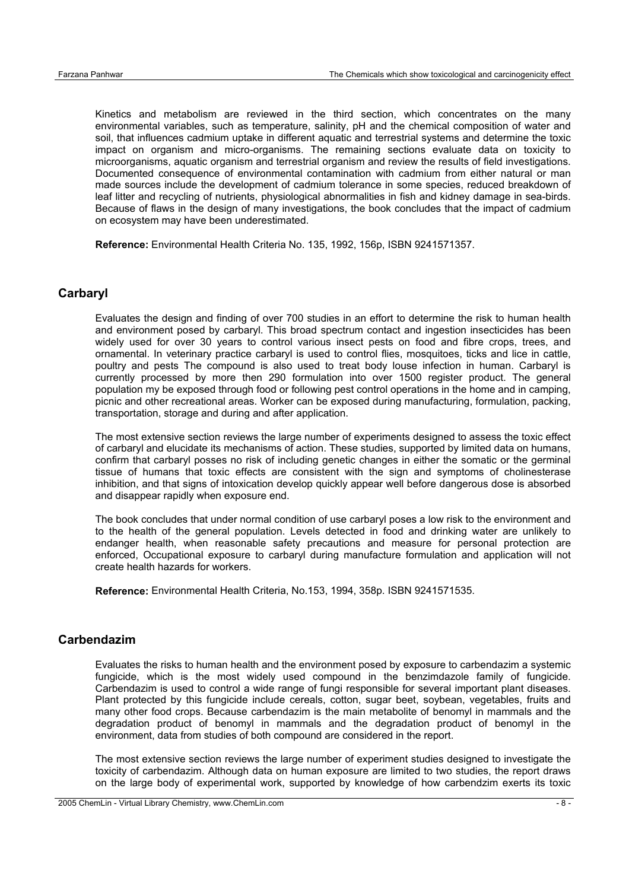Kinetics and metabolism are reviewed in the third section, which concentrates on the many environmental variables, such as temperature, salinity, pH and the chemical composition of water and soil, that influences cadmium uptake in different aquatic and terrestrial systems and determine the toxic impact on organism and micro-organisms. The remaining sections evaluate data on toxicity to microorganisms, aquatic organism and terrestrial organism and review the results of field investigations. Documented consequence of environmental contamination with cadmium from either natural or man made sources include the development of cadmium tolerance in some species, reduced breakdown of leaf litter and recycling of nutrients, physiological abnormalities in fish and kidney damage in sea-birds. Because of flaws in the design of many investigations, the book concludes that the impact of cadmium on ecosystem may have been underestimated.

**Reference:** Environmental Health Criteria No. 135, 1992, 156p, ISBN 9241571357.

## Carbaryl

Evaluates the design and finding of over 700 studies in an effort to determine the risk to human health and environment posed by carbaryl. This broad spectrum contact and ingestion insecticides has been widely used for over 30 years to control various insect pests on food and fibre crops, trees, and ornamental. In veterinary practice carbaryl is used to control flies, mosquitoes, ticks and lice in cattle, poultry and pests The compound is also used to treat body louse infection in human. Carbaryl is currently processed by more then 290 formulation into over 1500 register product. The general population my be exposed through food or following pest control operations in the home and in camping, picnic and other recreational areas. Worker can be exposed during manufacturing, formulation, packing, transportation, storage and during and after application.

The most extensive section reviews the large number of experiments designed to assess the toxic effect of carbaryl and elucidate its mechanisms of action. These studies, supported by limited data on humans, confirm that carbaryl posses no risk of including genetic changes in either the somatic or the germinal tissue of humans that toxic effects are consistent with the sign and symptoms of cholinesterase inhibition, and that signs of intoxication develop quickly appear well before dangerous dose is absorbed and disappear rapidly when exposure end.

The book concludes that under normal condition of use carbaryl poses a low risk to the environment and to the health of the general population. Levels detected in food and drinking water are unlikely to endanger health, when reasonable safety precautions and measure for personal protection are enforced, Occupational exposure to carbaryl during manufacture formulation and application will not create health hazards for workers.

**Reference:** Environmental Health Criteria, No.153, 1994, 358p. ISBN 9241571535.

## Carbendazim

Evaluates the risks to human health and the environment posed by exposure to carbendazim a systemic fungicide, which is the most widely used compound in the benzimdazole family of fungicide. Carbendazim is used to control a wide range of fungi responsible for several important plant diseases. Plant protected by this fungicide include cereals, cotton, sugar beet, soybean, vegetables, fruits and many other food crops. Because carbendazim is the main metabolite of benomyl in mammals and the degradation product of benomyl in mammals and the degradation product of benomyl in the environment, data from studies of both compound are considered in the report.

The most extensive section reviews the large number of experiment studies designed to investigate the toxicity of carbendazim. Although data on human exposure are limited to two studies, the report draws on the large body of experimental work, supported by knowledge of how carbendzim exerts its toxic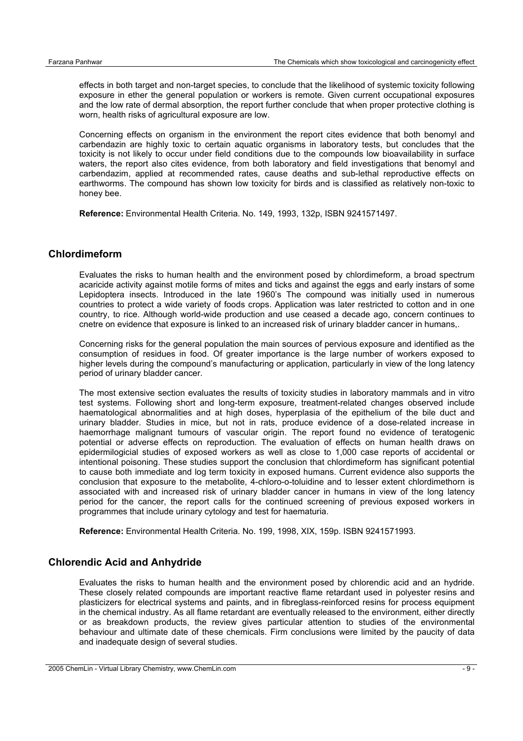effects in both target and non-target species, to conclude that the likelihood of systemic toxicity following exposure in ether the general population or workers is remote. Given current occupational exposures and the low rate of dermal absorption, the report further conclude that when proper protective clothing is worn, health risks of agricultural exposure are low.

Concerning effects on organism in the environment the report cites evidence that both benomyl and carbendazin are highly toxic to certain aquatic organisms in laboratory tests, but concludes that the toxicity is not likely to occur under field conditions due to the compounds low bioavailability in surface waters, the report also cites evidence, from both laboratory and field investigations that benomyl and carbendazim, applied at recommended rates, cause deaths and sub-lethal reproductive effects on earthworms. The compound has shown low toxicity for birds and is classified as relatively non-toxic to honey bee.

**Reference:** Environmental Health Criteria. No. 149, 1993, 132p, ISBN 9241571497.

## Chlordimeform

Evaluates the risks to human health and the environment posed by chlordimeform, a broad spectrum acaricide activity against motile forms of mites and ticks and against the eggs and early instars of some Lepidoptera insects. Introduced in the late 1960's The compound was initially used in numerous countries to protect a wide variety of foods crops. Application was later restricted to cotton and in one country, to rice. Although world-wide production and use ceased a decade ago, concern continues to cnetre on evidence that exposure is linked to an increased risk of urinary bladder cancer in humans,.

Concerning risks for the general population the main sources of pervious exposure and identified as the consumption of residues in food. Of greater importance is the large number of workers exposed to higher levels during the compound's manufacturing or application, particularly in view of the long latency period of urinary bladder cancer.

The most extensive section evaluates the results of toxicity studies in laboratory mammals and in vitro test systems. Following short and long-term exposure, treatment-related changes observed include haematological abnormalities and at high doses, hyperplasia of the epithelium of the bile duct and urinary bladder. Studies in mice, but not in rats, produce evidence of a dose-related increase in haemorrhage malignant tumours of vascular origin. The report found no evidence of teratogenic potential or adverse effects on reproduction. The evaluation of effects on human health draws on epidermilogicial studies of exposed workers as well as close to 1,000 case reports of accidental or intentional poisoning. These studies support the conclusion that chlordimeform has significant potential to cause both immediate and log term toxicity in exposed humans. Current evidence also supports the conclusion that exposure to the metabolite, 4-chloro-o-toluidine and to lesser extent chlordimethorn is associated with and increased risk of urinary bladder cancer in humans in view of the long latency period for the cancer, the report calls for the continued screening of previous exposed workers in programmes that include urinary cytology and test for haematuria.

**Reference:** Environmental Health Criteria. No. 199, 1998, XIX, 159p. ISBN 9241571993.

## Chlorendic Acid and Anhydride

Evaluates the risks to human health and the environment posed by chlorendic acid and an hydride. These closely related compounds are important reactive flame retardant used in polyester resins and plasticizers for electrical systems and paints, and in fibreglass-reinforced resins for process equipment in the chemical industry. As all flame retardant are eventually released to the environment, either directly or as breakdown products, the review gives particular attention to studies of the environmental behaviour and ultimate date of these chemicals. Firm conclusions were limited by the paucity of data and inadequate design of several studies.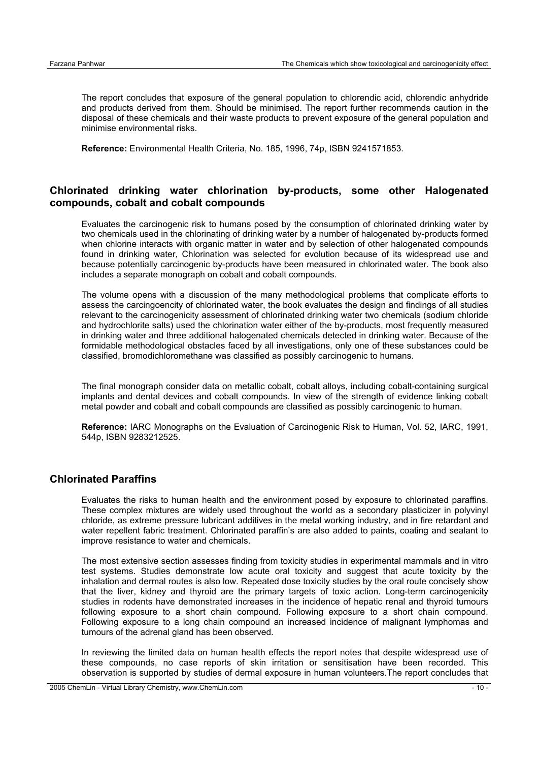The report concludes that exposure of the general population to chlorendic acid, chlorendic anhydride and products derived from them. Should be minimised. The report further recommends caution in the disposal of these chemicals and their waste products to prevent exposure of the general population and minimise environmental risks.

**Reference:** Environmental Health Criteria, No. 185, 1996, 74p, ISBN 9241571853.

## Chlorinated drinking water chlorination by-products, some other Halogenated compounds, cobalt and cobalt compounds

Evaluates the carcinogenic risk to humans posed by the consumption of chlorinated drinking water by two chemicals used in the chlorinating of drinking water by a number of halogenated by-products formed when chlorine interacts with organic matter in water and by selection of other halogenated compounds found in drinking water, Chlorination was selected for evolution because of its widespread use and because potentially carcinogenic by-products have been measured in chlorinated water. The book also includes a separate monograph on cobalt and cobalt compounds.

The volume opens with a discussion of the many methodological problems that complicate efforts to assess the carcingoencity of chlorinated water, the book evaluates the design and findings of all studies relevant to the carcinogenicity assessment of chlorinated drinking water two chemicals (sodium chloride and hydrochlorite salts) used the chlorination water either of the by-products, most frequently measured in drinking water and three additional halogenated chemicals detected in drinking water. Because of the formidable methodological obstacles faced by all investigations, only one of these substances could be classified, bromodichloromethane was classified as possibly carcinogenic to humans.

The final monograph consider data on metallic cobalt, cobalt alloys, including cobalt-containing surgical implants and dental devices and cobalt compounds. In view of the strength of evidence linking cobalt metal powder and cobalt and cobalt compounds are classified as possibly carcinogenic to human.

**Reference:** IARC Monographs on the Evaluation of Carcinogenic Risk to Human, Vol. 52, IARC, 1991, 544p, ISBN 9283212525.

## Chlorinated Paraffins

Evaluates the risks to human health and the environment posed by exposure to chlorinated paraffins. These complex mixtures are widely used throughout the world as a secondary plasticizer in polyvinyl chloride, as extreme pressure lubricant additives in the metal working industry, and in fire retardant and water repellent fabric treatment. Chlorinated paraffin's are also added to paints, coating and sealant to improve resistance to water and chemicals.

The most extensive section assesses finding from toxicity studies in experimental mammals and in vitro test systems. Studies demonstrate low acute oral toxicity and suggest that acute toxicity by the inhalation and dermal routes is also low. Repeated dose toxicity studies by the oral route concisely show that the liver, kidney and thyroid are the primary targets of toxic action. Long-term carcinogenicity studies in rodents have demonstrated increases in the incidence of hepatic renal and thyroid tumours following exposure to a short chain compound. Following exposure to a short chain compound. Following exposure to a long chain compound an increased incidence of malignant lymphomas and tumours of the adrenal gland has been observed.

In reviewing the limited data on human health effects the report notes that despite widespread use of these compounds, no case reports of skin irritation or sensitisation have been recorded. This observation is supported by studies of dermal exposure in human volunteers.The report concludes that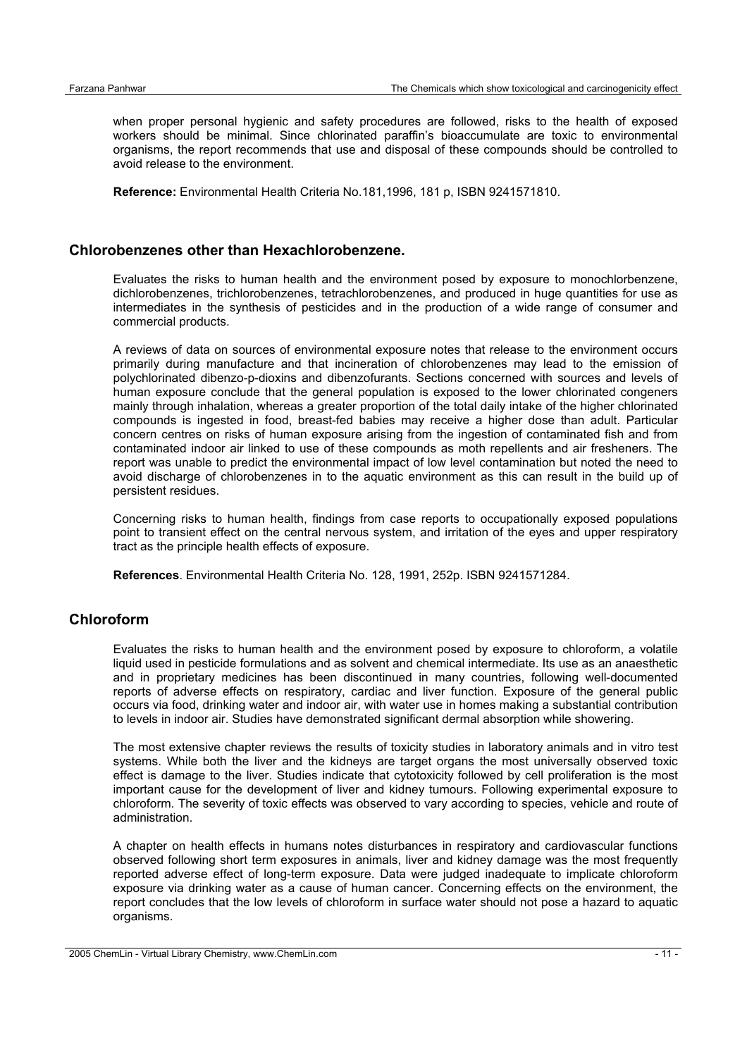when proper personal hygienic and safety procedures are followed, risks to the health of exposed workers should be minimal. Since chlorinated paraffin's bioaccumulate are toxic to environmental organisms, the report recommends that use and disposal of these compounds should be controlled to avoid release to the environment.

**Reference:** Environmental Health Criteria No.181,1996, 181 p, ISBN 9241571810.

## Chlorobenzenes other than Hexachlorobenzene.

Evaluates the risks to human health and the environment posed by exposure to monochlorbenzene, dichlorobenzenes, trichlorobenzenes, tetrachlorobenzenes, and produced in huge quantities for use as intermediates in the synthesis of pesticides and in the production of a wide range of consumer and commercial products.

A reviews of data on sources of environmental exposure notes that release to the environment occurs primarily during manufacture and that incineration of chlorobenzenes may lead to the emission of polychlorinated dibenzo-p-dioxins and dibenzofurants. Sections concerned with sources and levels of human exposure conclude that the general population is exposed to the lower chlorinated congeners mainly through inhalation, whereas a greater proportion of the total daily intake of the higher chlorinated compounds is ingested in food, breast-fed babies may receive a higher dose than adult. Particular concern centres on risks of human exposure arising from the ingestion of contaminated fish and from contaminated indoor air linked to use of these compounds as moth repellents and air fresheners. The report was unable to predict the environmental impact of low level contamination but noted the need to avoid discharge of chlorobenzenes in to the aquatic environment as this can result in the build up of persistent residues.

Concerning risks to human health, findings from case reports to occupationally exposed populations point to transient effect on the central nervous system, and irritation of the eyes and upper respiratory tract as the principle health effects of exposure.

**References**. Environmental Health Criteria No. 128, 1991, 252p. ISBN 9241571284.

## Chloroform

Evaluates the risks to human health and the environment posed by exposure to chloroform, a volatile liquid used in pesticide formulations and as solvent and chemical intermediate. Its use as an anaesthetic and in proprietary medicines has been discontinued in many countries, following well-documented reports of adverse effects on respiratory, cardiac and liver function. Exposure of the general public occurs via food, drinking water and indoor air, with water use in homes making a substantial contribution to levels in indoor air. Studies have demonstrated significant dermal absorption while showering.

The most extensive chapter reviews the results of toxicity studies in laboratory animals and in vitro test systems. While both the liver and the kidneys are target organs the most universally observed toxic effect is damage to the liver. Studies indicate that cytotoxicity followed by cell proliferation is the most important cause for the development of liver and kidney tumours. Following experimental exposure to chloroform. The severity of toxic effects was observed to vary according to species, vehicle and route of administration.

A chapter on health effects in humans notes disturbances in respiratory and cardiovascular functions observed following short term exposures in animals, liver and kidney damage was the most frequently reported adverse effect of long-term exposure. Data were judged inadequate to implicate chloroform exposure via drinking water as a cause of human cancer. Concerning effects on the environment, the report concludes that the low levels of chloroform in surface water should not pose a hazard to aquatic organisms.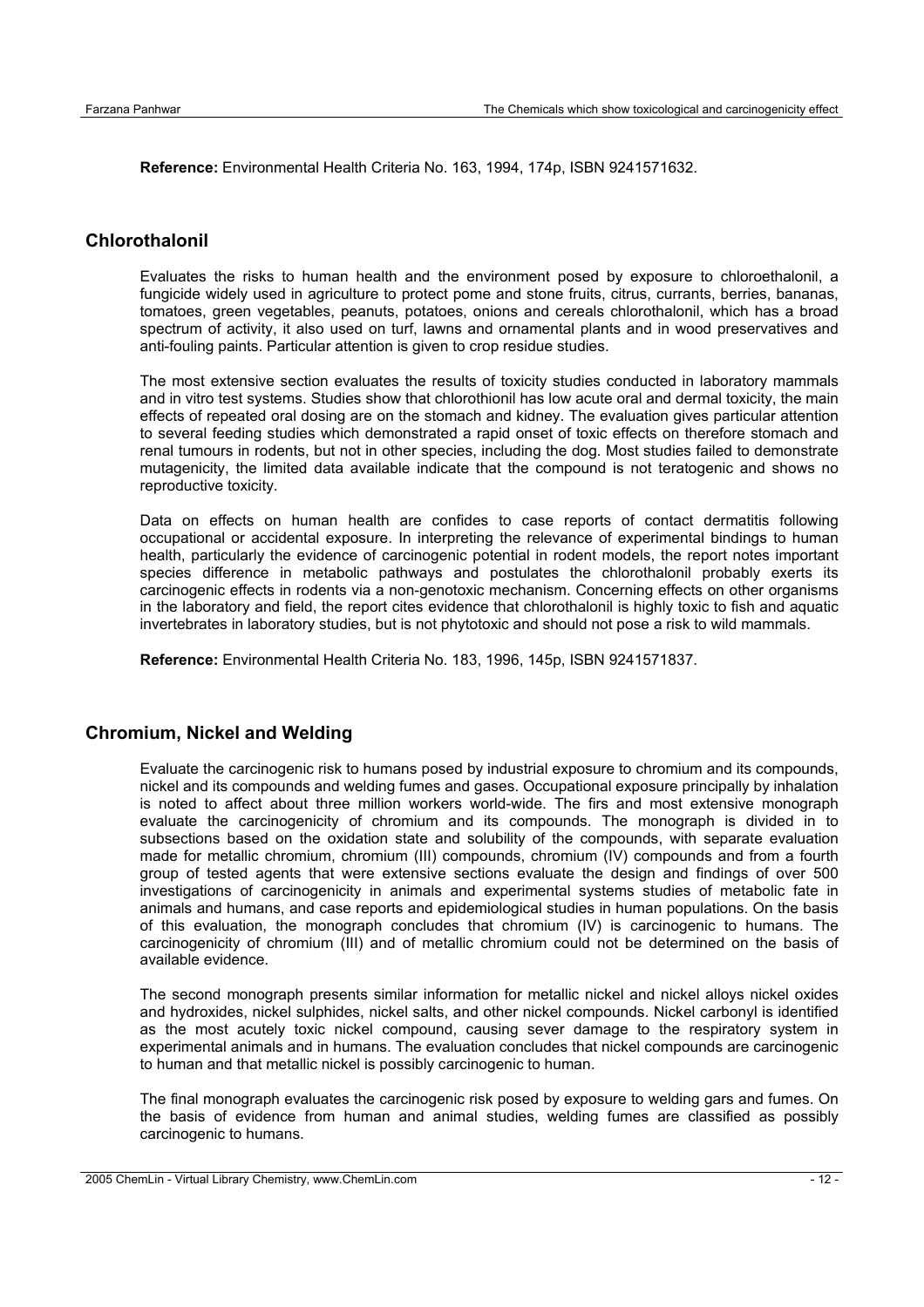**Reference:** Environmental Health Criteria No. 163, 1994, 174p, ISBN 9241571632.

## Chlorothalonil

Evaluates the risks to human health and the environment posed by exposure to chloroethalonil, a fungicide widely used in agriculture to protect pome and stone fruits, citrus, currants, berries, bananas, tomatoes, green vegetables, peanuts, potatoes, onions and cereals chlorothalonil, which has a broad spectrum of activity, it also used on turf, lawns and ornamental plants and in wood preservatives and anti-fouling paints. Particular attention is given to crop residue studies.

The most extensive section evaluates the results of toxicity studies conducted in laboratory mammals and in vitro test systems. Studies show that chlorothionil has low acute oral and dermal toxicity, the main effects of repeated oral dosing are on the stomach and kidney. The evaluation gives particular attention to several feeding studies which demonstrated a rapid onset of toxic effects on therefore stomach and renal tumours in rodents, but not in other species, including the dog. Most studies failed to demonstrate mutagenicity, the limited data available indicate that the compound is not teratogenic and shows no reproductive toxicity.

Data on effects on human health are confides to case reports of contact dermatitis following occupational or accidental exposure. In interpreting the relevance of experimental bindings to human health, particularly the evidence of carcinogenic potential in rodent models, the report notes important species difference in metabolic pathways and postulates the chlorothalonil probably exerts its carcinogenic effects in rodents via a non-genotoxic mechanism. Concerning effects on other organisms in the laboratory and field, the report cites evidence that chlorothalonil is highly toxic to fish and aquatic invertebrates in laboratory studies, but is not phytotoxic and should not pose a risk to wild mammals.

**Reference:** Environmental Health Criteria No. 183, 1996, 145p, ISBN 9241571837.

## Chromium, Nickel and Welding

Evaluate the carcinogenic risk to humans posed by industrial exposure to chromium and its compounds, nickel and its compounds and welding fumes and gases. Occupational exposure principally by inhalation is noted to affect about three million workers world-wide. The firs and most extensive monograph evaluate the carcinogenicity of chromium and its compounds. The monograph is divided in to subsections based on the oxidation state and solubility of the compounds, with separate evaluation made for metallic chromium, chromium (III) compounds, chromium (IV) compounds and from a fourth group of tested agents that were extensive sections evaluate the design and findings of over 500 investigations of carcinogenicity in animals and experimental systems studies of metabolic fate in animals and humans, and case reports and epidemiological studies in human populations. On the basis of this evaluation, the monograph concludes that chromium (IV) is carcinogenic to humans. The carcinogenicity of chromium (III) and of metallic chromium could not be determined on the basis of available evidence.

The second monograph presents similar information for metallic nickel and nickel alloys nickel oxides and hydroxides, nickel sulphides, nickel salts, and other nickel compounds. Nickel carbonyl is identified as the most acutely toxic nickel compound, causing sever damage to the respiratory system in experimental animals and in humans. The evaluation concludes that nickel compounds are carcinogenic to human and that metallic nickel is possibly carcinogenic to human.

The final monograph evaluates the carcinogenic risk posed by exposure to welding gars and fumes. On the basis of evidence from human and animal studies, welding fumes are classified as possibly carcinogenic to humans.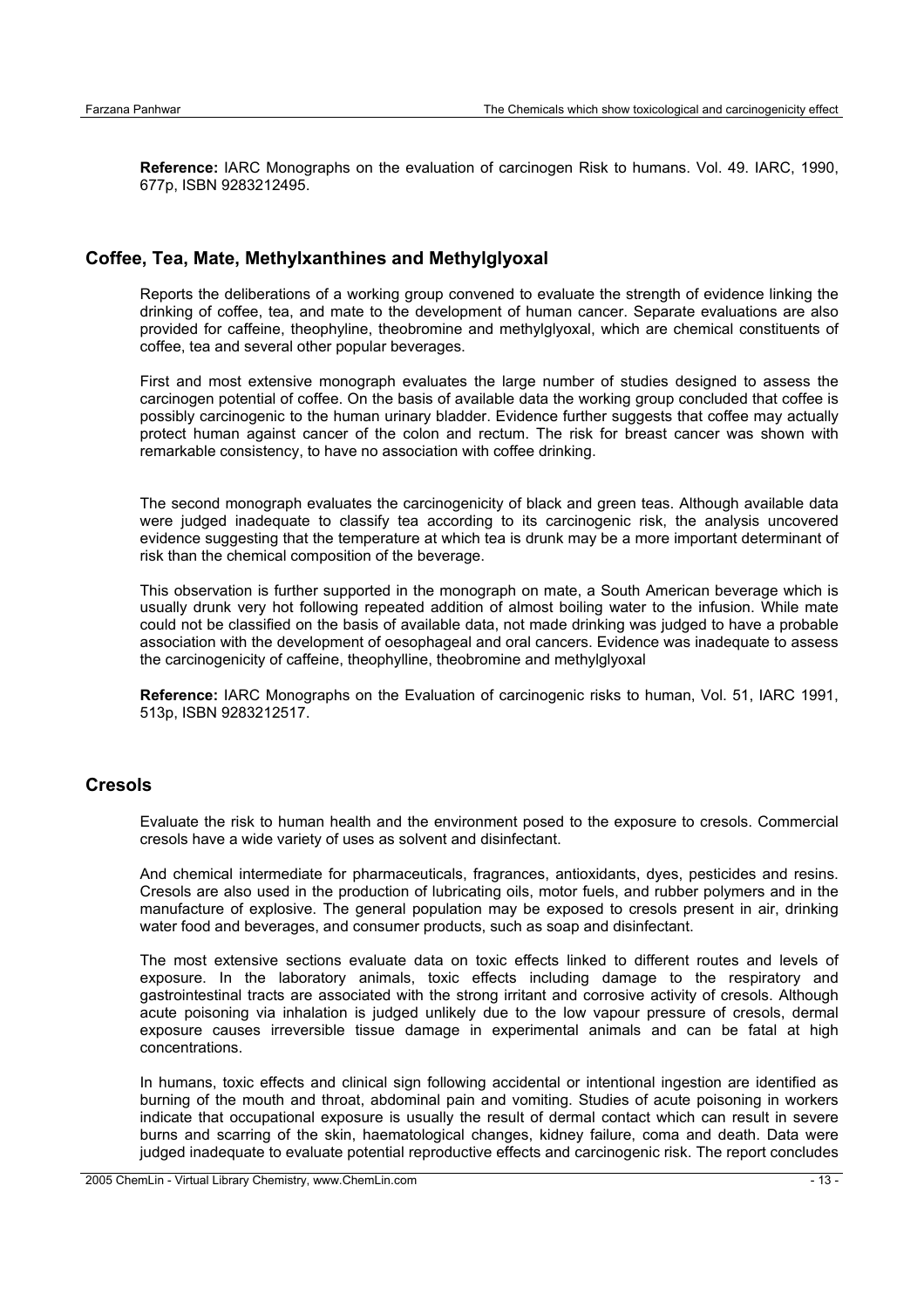**Reference:** IARC Monographs on the evaluation of carcinogen Risk to humans. Vol. 49. IARC, 1990, 677p, ISBN 9283212495.

## Coffee, Tea, Mate, Methylxanthines and Methylglyoxal

Reports the deliberations of a working group convened to evaluate the strength of evidence linking the drinking of coffee, tea, and mate to the development of human cancer. Separate evaluations are also provided for caffeine, theophyline, theobromine and methylglyoxal, which are chemical constituents of coffee, tea and several other popular beverages.

First and most extensive monograph evaluates the large number of studies designed to assess the carcinogen potential of coffee. On the basis of available data the working group concluded that coffee is possibly carcinogenic to the human urinary bladder. Evidence further suggests that coffee may actually protect human against cancer of the colon and rectum. The risk for breast cancer was shown with remarkable consistency, to have no association with coffee drinking.

The second monograph evaluates the carcinogenicity of black and green teas. Although available data were judged inadequate to classify tea according to its carcinogenic risk, the analysis uncovered evidence suggesting that the temperature at which tea is drunk may be a more important determinant of risk than the chemical composition of the beverage.

This observation is further supported in the monograph on mate, a South American beverage which is usually drunk very hot following repeated addition of almost boiling water to the infusion. While mate could not be classified on the basis of available data, not made drinking was judged to have a probable association with the development of oesophageal and oral cancers. Evidence was inadequate to assess the carcinogenicity of caffeine, theophylline, theobromine and methylglyoxal

**Reference:** IARC Monographs on the Evaluation of carcinogenic risks to human, Vol. 51, IARC 1991, 513p, ISBN 9283212517.

## Cresols

Evaluate the risk to human health and the environment posed to the exposure to cresols. Commercial cresols have a wide variety of uses as solvent and disinfectant.

And chemical intermediate for pharmaceuticals, fragrances, antioxidants, dyes, pesticides and resins. Cresols are also used in the production of lubricating oils, motor fuels, and rubber polymers and in the manufacture of explosive. The general population may be exposed to cresols present in air, drinking water food and beverages, and consumer products, such as soap and disinfectant.

The most extensive sections evaluate data on toxic effects linked to different routes and levels of exposure. In the laboratory animals, toxic effects including damage to the respiratory and gastrointestinal tracts are associated with the strong irritant and corrosive activity of cresols. Although acute poisoning via inhalation is judged unlikely due to the low vapour pressure of cresols, dermal exposure causes irreversible tissue damage in experimental animals and can be fatal at high concentrations.

In humans, toxic effects and clinical sign following accidental or intentional ingestion are identified as burning of the mouth and throat, abdominal pain and vomiting. Studies of acute poisoning in workers indicate that occupational exposure is usually the result of dermal contact which can result in severe burns and scarring of the skin, haematological changes, kidney failure, coma and death. Data were judged inadequate to evaluate potential reproductive effects and carcinogenic risk. The report concludes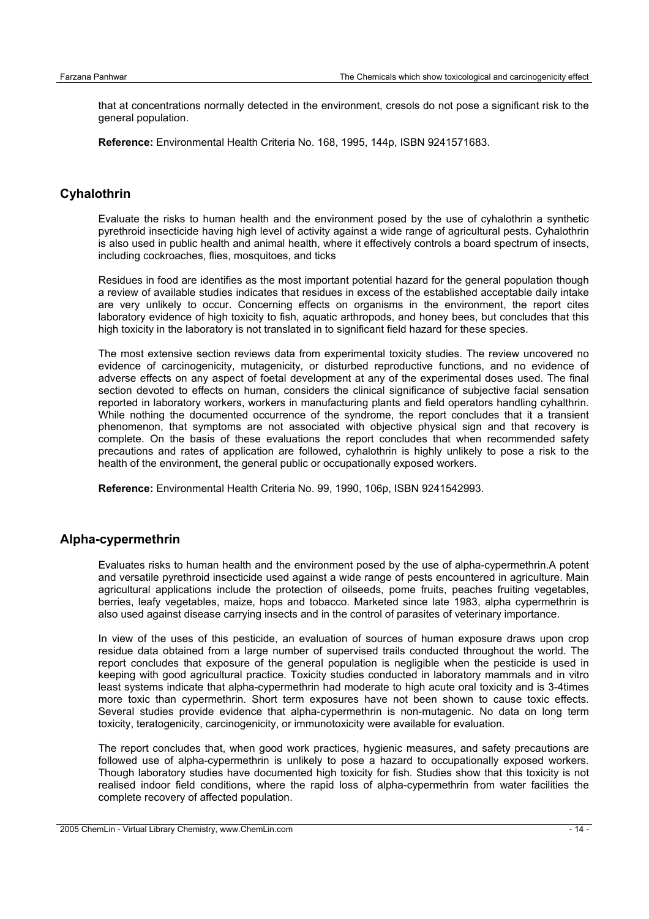that at concentrations normally detected in the environment, cresols do not pose a significant risk to the general population.

**Reference:** Environmental Health Criteria No. 168, 1995, 144p, ISBN 9241571683.

## Cyhalothrin

Evaluate the risks to human health and the environment posed by the use of cyhalothrin a synthetic pyrethroid insecticide having high level of activity against a wide range of agricultural pests. Cyhalothrin is also used in public health and animal health, where it effectively controls a board spectrum of insects, including cockroaches, flies, mosquitoes, and ticks

Residues in food are identifies as the most important potential hazard for the general population though a review of available studies indicates that residues in excess of the established acceptable daily intake are very unlikely to occur. Concerning effects on organisms in the environment, the report cites laboratory evidence of high toxicity to fish, aquatic arthropods, and honey bees, but concludes that this high toxicity in the laboratory is not translated in to significant field hazard for these species.

The most extensive section reviews data from experimental toxicity studies. The review uncovered no evidence of carcinogenicity, mutagenicity, or disturbed reproductive functions, and no evidence of adverse effects on any aspect of foetal development at any of the experimental doses used. The final section devoted to effects on human, considers the clinical significance of subjective facial sensation reported in laboratory workers, workers in manufacturing plants and field operators handling cyhalthrin. While nothing the documented occurrence of the syndrome, the report concludes that it a transient phenomenon, that symptoms are not associated with objective physical sign and that recovery is complete. On the basis of these evaluations the report concludes that when recommended safety precautions and rates of application are followed, cyhalothrin is highly unlikely to pose a risk to the health of the environment, the general public or occupationally exposed workers.

**Reference:** Environmental Health Criteria No. 99, 1990, 106p, ISBN 9241542993.

## Alpha-cypermethrin

Evaluates risks to human health and the environment posed by the use of alpha-cypermethrin.A potent and versatile pyrethroid insecticide used against a wide range of pests encountered in agriculture. Main agricultural applications include the protection of oilseeds, pome fruits, peaches fruiting vegetables, berries, leafy vegetables, maize, hops and tobacco. Marketed since late 1983, alpha cypermethrin is also used against disease carrying insects and in the control of parasites of veterinary importance.

In view of the uses of this pesticide, an evaluation of sources of human exposure draws upon crop residue data obtained from a large number of supervised trails conducted throughout the world. The report concludes that exposure of the general population is negligible when the pesticide is used in keeping with good agricultural practice. Toxicity studies conducted in laboratory mammals and in vitro least systems indicate that alpha-cypermethrin had moderate to high acute oral toxicity and is 3-4times more toxic than cypermethrin. Short term exposures have not been shown to cause toxic effects. Several studies provide evidence that alpha-cypermethrin is non-mutagenic. No data on long term toxicity, teratogenicity, carcinogenicity, or immunotoxicity were available for evaluation.

The report concludes that, when good work practices, hygienic measures, and safety precautions are followed use of alpha-cypermethrin is unlikely to pose a hazard to occupationally exposed workers. Though laboratory studies have documented high toxicity for fish. Studies show that this toxicity is not realised indoor field conditions, where the rapid loss of alpha-cypermethrin from water facilities the complete recovery of affected population.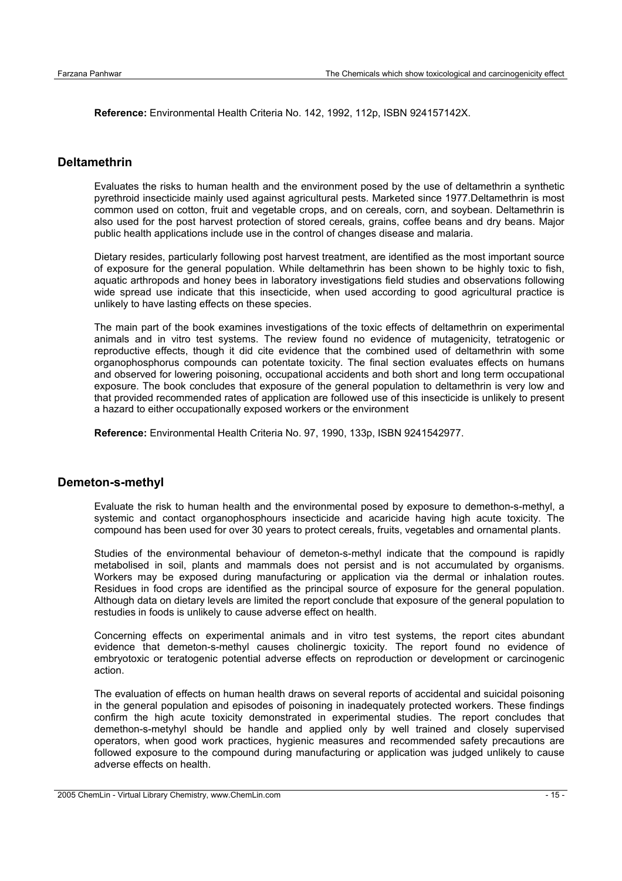**Reference:** Environmental Health Criteria No. 142, 1992, 112p, ISBN 924157142X.

## Deltamethrin

Evaluates the risks to human health and the environment posed by the use of deltamethrin a synthetic pyrethroid insecticide mainly used against agricultural pests. Marketed since 1977.Deltamethrin is most common used on cotton, fruit and vegetable crops, and on cereals, corn, and soybean. Deltamethrin is also used for the post harvest protection of stored cereals, grains, coffee beans and dry beans. Major public health applications include use in the control of changes disease and malaria.

Dietary resides, particularly following post harvest treatment, are identified as the most important source of exposure for the general population. While deltamethrin has been shown to be highly toxic to fish, aquatic arthropods and honey bees in laboratory investigations field studies and observations following wide spread use indicate that this insecticide, when used according to good agricultural practice is unlikely to have lasting effects on these species.

The main part of the book examines investigations of the toxic effects of deltamethrin on experimental animals and in vitro test systems. The review found no evidence of mutagenicity, tetratogenic or reproductive effects, though it did cite evidence that the combined used of deltamethrin with some organophosphorus compounds can potentate toxicity. The final section evaluates effects on humans and observed for lowering poisoning, occupational accidents and both short and long term occupational exposure. The book concludes that exposure of the general population to deltamethrin is very low and that provided recommended rates of application are followed use of this insecticide is unlikely to present a hazard to either occupationally exposed workers or the environment

**Reference:** Environmental Health Criteria No. 97, 1990, 133p, ISBN 9241542977.

## Demeton-s-methyl

Evaluate the risk to human health and the environmental posed by exposure to demethon-s-methyl, a systemic and contact organophosphours insecticide and acaricide having high acute toxicity. The compound has been used for over 30 years to protect cereals, fruits, vegetables and ornamental plants.

Studies of the environmental behaviour of demeton-s-methyl indicate that the compound is rapidly metabolised in soil, plants and mammals does not persist and is not accumulated by organisms. Workers may be exposed during manufacturing or application via the dermal or inhalation routes. Residues in food crops are identified as the principal source of exposure for the general population. Although data on dietary levels are limited the report conclude that exposure of the general population to restudies in foods is unlikely to cause adverse effect on health.

Concerning effects on experimental animals and in vitro test systems, the report cites abundant evidence that demeton-s-methyl causes cholinergic toxicity. The report found no evidence of embryotoxic or teratogenic potential adverse effects on reproduction or development or carcinogenic action.

The evaluation of effects on human health draws on several reports of accidental and suicidal poisoning in the general population and episodes of poisoning in inadequately protected workers. These findings confirm the high acute toxicity demonstrated in experimental studies. The report concludes that demethon-s-metyhyl should be handle and applied only by well trained and closely supervised operators, when good work practices, hygienic measures and recommended safety precautions are followed exposure to the compound during manufacturing or application was judged unlikely to cause adverse effects on health.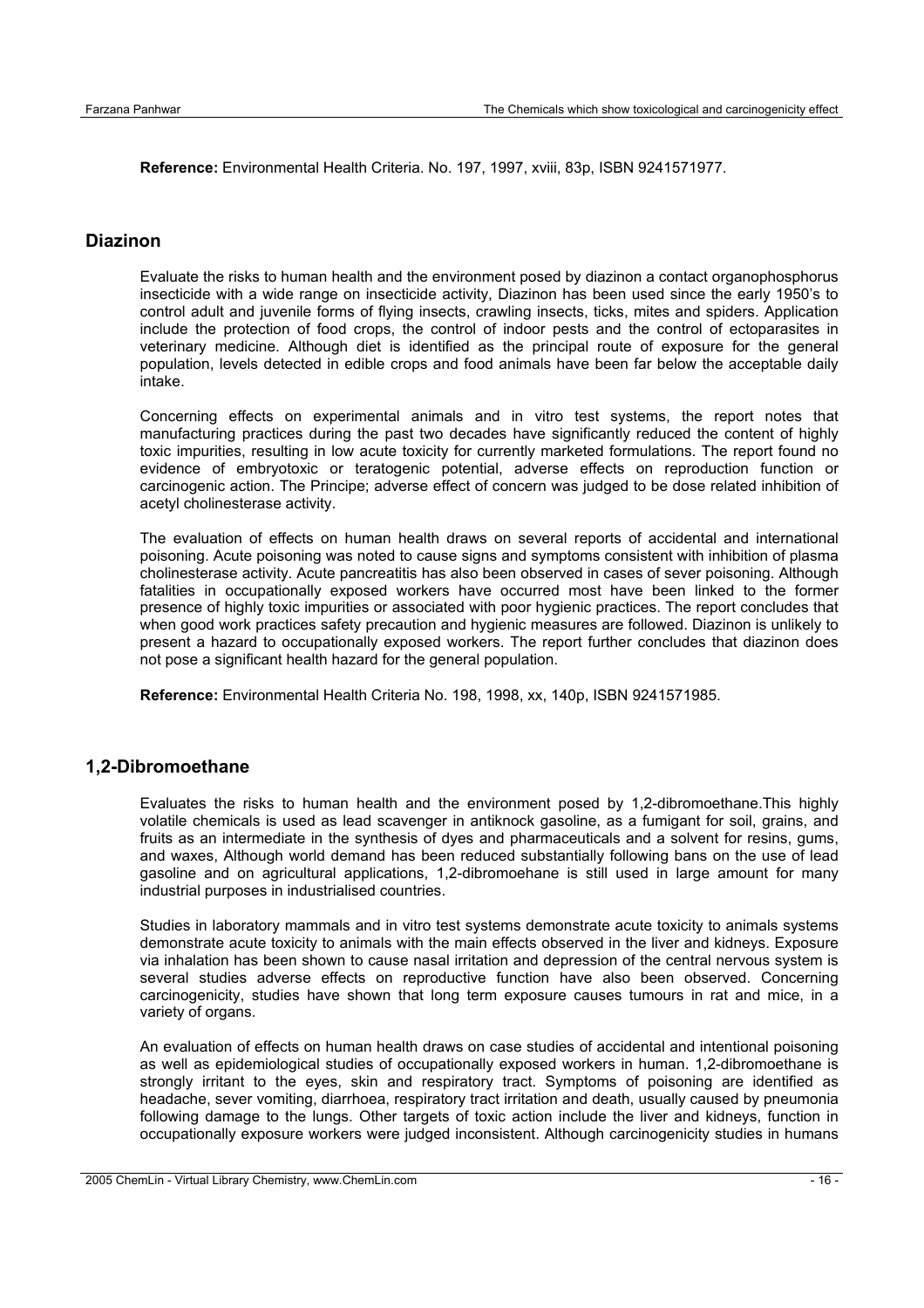**Reference:** Environmental Health Criteria. No. 197, 1997, xviii, 83p, ISBN 9241571977.

## Diazinon

Evaluate the risks to human health and the environment posed by diazinon a contact organophosphorus insecticide with a wide range on insecticide activity, Diazinon has been used since the early 1950's to control adult and juvenile forms of flying insects, crawling insects, ticks, mites and spiders. Application include the protection of food crops, the control of indoor pests and the control of ectoparasites in veterinary medicine. Although diet is identified as the principal route of exposure for the general population, levels detected in edible crops and food animals have been far below the acceptable daily intake.

Concerning effects on experimental animals and in vitro test systems, the report notes that manufacturing practices during the past two decades have significantly reduced the content of highly toxic impurities, resulting in low acute toxicity for currently marketed formulations. The report found no evidence of embryotoxic or teratogenic potential, adverse effects on reproduction function or carcinogenic action. The Principe; adverse effect of concern was judged to be dose related inhibition of acetyl cholinesterase activity.

The evaluation of effects on human health draws on several reports of accidental and international poisoning. Acute poisoning was noted to cause signs and symptoms consistent with inhibition of plasma cholinesterase activity. Acute pancreatitis has also been observed in cases of sever poisoning. Although fatalities in occupationally exposed workers have occurred most have been linked to the former presence of highly toxic impurities or associated with poor hygienic practices. The report concludes that when good work practices safety precaution and hygienic measures are followed. Diazinon is unlikely to present a hazard to occupationally exposed workers. The report further concludes that diazinon does not pose a significant health hazard for the general population.

**Reference:** Environmental Health Criteria No. 198, 1998, xx, 140p, ISBN 9241571985.

## 1,2-Dibromoethane

Evaluates the risks to human health and the environment posed by 1,2-dibromoethane.This highly volatile chemicals is used as lead scavenger in antiknock gasoline, as a fumigant for soil, grains, and fruits as an intermediate in the synthesis of dyes and pharmaceuticals and a solvent for resins, gums, and waxes, Although world demand has been reduced substantially following bans on the use of lead gasoline and on agricultural applications, 1,2-dibromoehane is still used in large amount for many industrial purposes in industrialised countries.

Studies in laboratory mammals and in vitro test systems demonstrate acute toxicity to animals systems demonstrate acute toxicity to animals with the main effects observed in the liver and kidneys. Exposure via inhalation has been shown to cause nasal irritation and depression of the central nervous system is several studies adverse effects on reproductive function have also been observed. Concerning carcinogenicity, studies have shown that long term exposure causes tumours in rat and mice, in a variety of organs.

An evaluation of effects on human health draws on case studies of accidental and intentional poisoning as well as epidemiological studies of occupationally exposed workers in human. 1,2-dibromoethane is strongly irritant to the eyes, skin and respiratory tract. Symptoms of poisoning are identified as headache, sever vomiting, diarrhoea, respiratory tract irritation and death, usually caused by pneumonia following damage to the lungs. Other targets of toxic action include the liver and kidneys, function in occupationally exposure workers were judged inconsistent. Although carcinogenicity studies in humans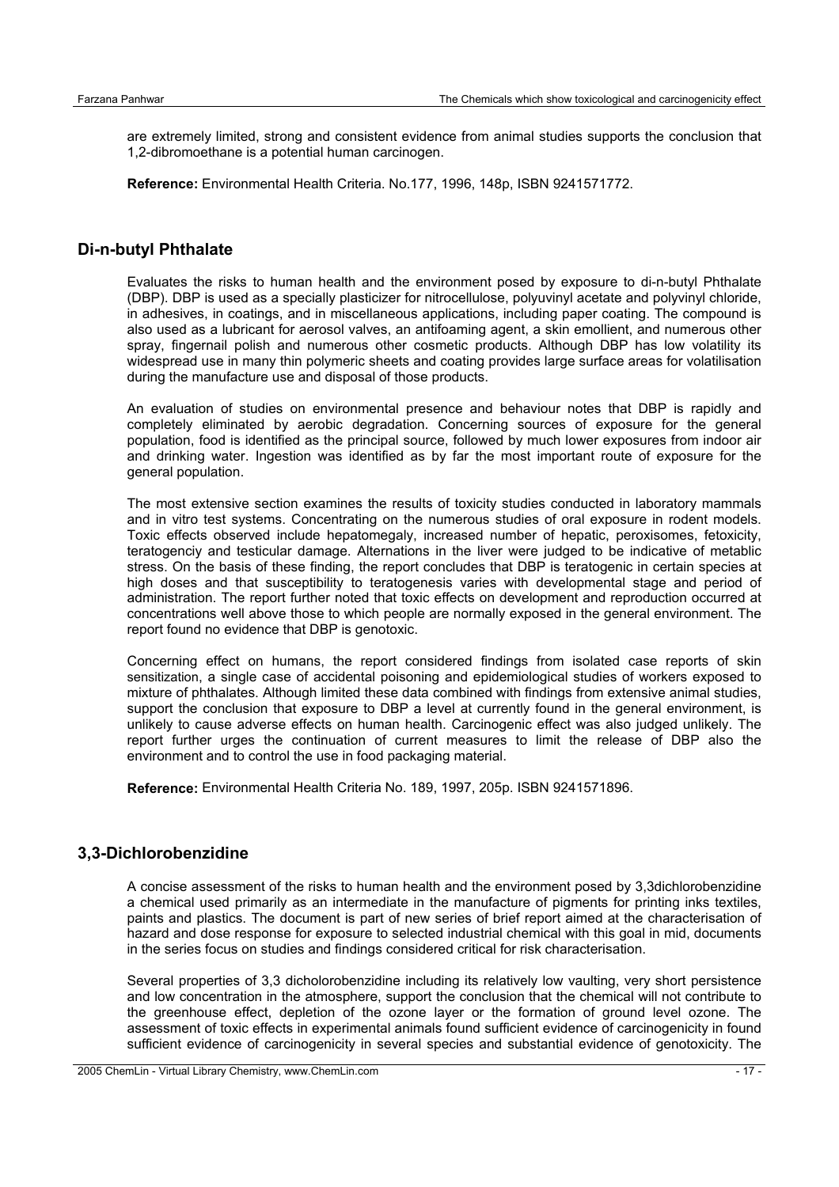are extremely limited, strong and consistent evidence from animal studies supports the conclusion that 1,2-dibromoethane is a potential human carcinogen.

**Reference:** Environmental Health Criteria. No.177, 1996, 148p, ISBN 9241571772.

## Di-n-butyl Phthalate

Evaluates the risks to human health and the environment posed by exposure to di-n-butyl Phthalate (DBP). DBP is used as a specially plasticizer for nitrocellulose, polyuvinyl acetate and polyvinyl chloride, in adhesives, in coatings, and in miscellaneous applications, including paper coating. The compound is also used as a lubricant for aerosol valves, an antifoaming agent, a skin emollient, and numerous other spray, fingernail polish and numerous other cosmetic products. Although DBP has low volatility its widespread use in many thin polymeric sheets and coating provides large surface areas for volatilisation during the manufacture use and disposal of those products.

An evaluation of studies on environmental presence and behaviour notes that DBP is rapidly and completely eliminated by aerobic degradation. Concerning sources of exposure for the general population, food is identified as the principal source, followed by much lower exposures from indoor air and drinking water. Ingestion was identified as by far the most important route of exposure for the general population.

The most extensive section examines the results of toxicity studies conducted in laboratory mammals and in vitro test systems. Concentrating on the numerous studies of oral exposure in rodent models. Toxic effects observed include hepatomegaly, increased number of hepatic, peroxisomes, fetoxicity, teratogenciy and testicular damage. Alternations in the liver were judged to be indicative of metablic stress. On the basis of these finding, the report concludes that DBP is teratogenic in certain species at high doses and that susceptibility to teratogenesis varies with developmental stage and period of administration. The report further noted that toxic effects on development and reproduction occurred at concentrations well above those to which people are normally exposed in the general environment. The report found no evidence that DBP is genotoxic.

Concerning effect on humans, the report considered findings from isolated case reports of skin sensitization, a single case of accidental poisoning and epidemiological studies of workers exposed to mixture of phthalates. Although limited these data combined with findings from extensive animal studies, support the conclusion that exposure to DBP a level at currently found in the general environment, is unlikely to cause adverse effects on human health. Carcinogenic effect was also judged unlikely. The report further urges the continuation of current measures to limit the release of DBP also the environment and to control the use in food packaging material.

**Reference:** Environmental Health Criteria No. 189, 1997, 205p. ISBN 9241571896.

## 3,3-Dichlorobenzidine

A concise assessment of the risks to human health and the environment posed by 3,3dichlorobenzidine a chemical used primarily as an intermediate in the manufacture of pigments for printing inks textiles, paints and plastics. The document is part of new series of brief report aimed at the characterisation of hazard and dose response for exposure to selected industrial chemical with this goal in mid, documents in the series focus on studies and findings considered critical for risk characterisation.

Several properties of 3,3 dicholorobenzidine including its relatively low vaulting, very short persistence and low concentration in the atmosphere, support the conclusion that the chemical will not contribute to the greenhouse effect, depletion of the ozone layer or the formation of ground level ozone. The assessment of toxic effects in experimental animals found sufficient evidence of carcinogenicity in found sufficient evidence of carcinogenicity in several species and substantial evidence of genotoxicity. The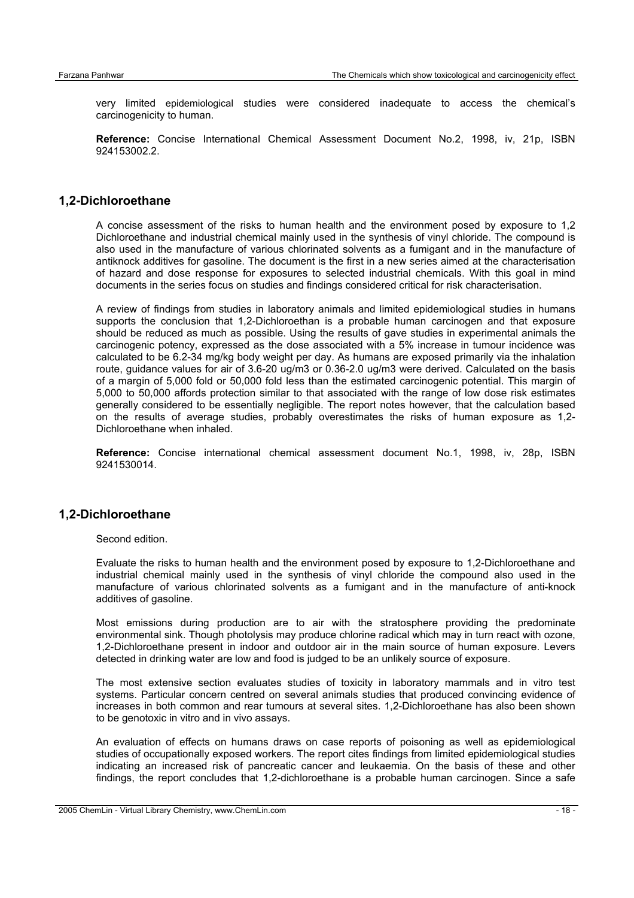very limited epidemiological studies were considered inadequate to access the chemical's carcinogenicity to human.

**Reference:** Concise International Chemical Assessment Document No.2, 1998, iv, 21p, ISBN 924153002.2.

## 1,2-Dichloroethane

A concise assessment of the risks to human health and the environment posed by exposure to 1,2 Dichloroethane and industrial chemical mainly used in the synthesis of vinyl chloride. The compound is also used in the manufacture of various chlorinated solvents as a fumigant and in the manufacture of antiknock additives for gasoline. The document is the first in a new series aimed at the characterisation of hazard and dose response for exposures to selected industrial chemicals. With this goal in mind documents in the series focus on studies and findings considered critical for risk characterisation.

A review of findings from studies in laboratory animals and limited epidemiological studies in humans supports the conclusion that 1,2-Dichloroethan is a probable human carcinogen and that exposure should be reduced as much as possible. Using the results of gave studies in experimental animals the carcinogenic potency, expressed as the dose associated with a 5% increase in tumour incidence was calculated to be 6.2-34 mg/kg body weight per day. As humans are exposed primarily via the inhalation route, guidance values for air of 3.6-20 ug/m3 or 0.36-2.0 ug/m3 were derived. Calculated on the basis of a margin of 5,000 fold or 50,000 fold less than the estimated carcinogenic potential. This margin of 5,000 to 50,000 affords protection similar to that associated with the range of low dose risk estimates generally considered to be essentially negligible. The report notes however, that the calculation based on the results of average studies, probably overestimates the risks of human exposure as 1,2-Dichloroethane when inhaled.

**Reference:** Concise international chemical assessment document No.1, 1998, iv, 28p, ISBN 9241530014.

## 1,2-Dichloroethane

Second edition.

Evaluate the risks to human health and the environment posed by exposure to 1,2-Dichloroethane and industrial chemical mainly used in the synthesis of vinyl chloride the compound also used in the manufacture of various chlorinated solvents as a fumigant and in the manufacture of anti-knock additives of gasoline.

Most emissions during production are to air with the stratosphere providing the predominate environmental sink. Though photolysis may produce chlorine radical which may in turn react with ozone, 1,2-Dichloroethane present in indoor and outdoor air in the main source of human exposure. Levers detected in drinking water are low and food is judged to be an unlikely source of exposure.

The most extensive section evaluates studies of toxicity in laboratory mammals and in vitro test systems. Particular concern centred on several animals studies that produced convincing evidence of increases in both common and rear tumours at several sites. 1,2-Dichloroethane has also been shown to be genotoxic in vitro and in vivo assays.

An evaluation of effects on humans draws on case reports of poisoning as well as epidemiological studies of occupationally exposed workers. The report cites findings from limited epidemiological studies indicating an increased risk of pancreatic cancer and leukaemia. On the basis of these and other findings, the report concludes that 1,2-dichloroethane is a probable human carcinogen. Since a safe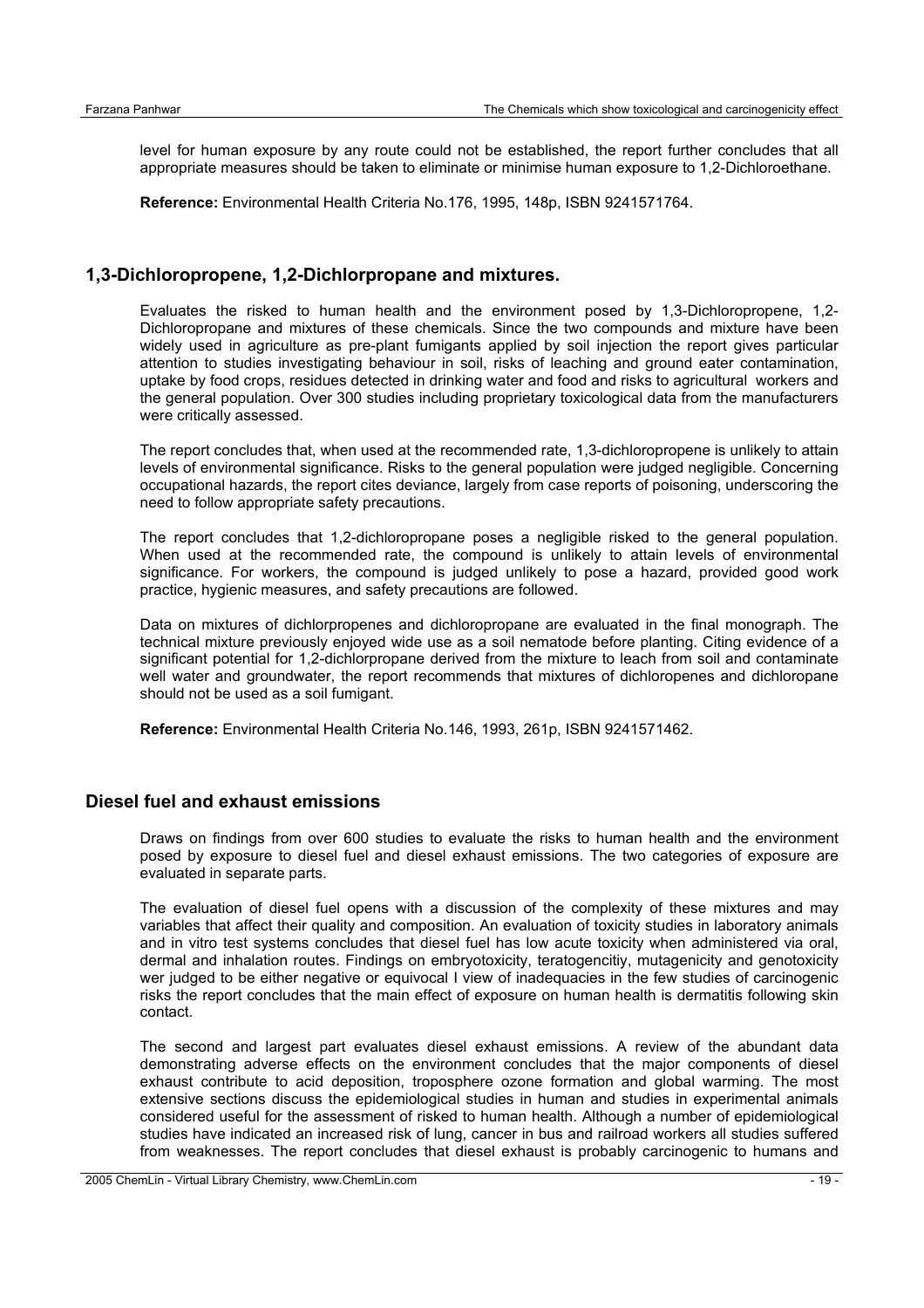level for human exposure by any route could not be established, the report further concludes that all appropriate measures should be taken to eliminate or minimise human exposure to 1,2-Dichloroethane.

**Reference:** Environmental Health Criteria No.176, 1995, 148p, ISBN 9241571764.

## 1,3-Dichloropropene, 1,2-Dichlorpropane and mixtures.

Evaluates the risked to human health and the environment posed by 1,3-Dichloropropene, 1,2-Dichloropropane and mixtures of these chemicals. Since the two compounds and mixture have been widely used in agriculture as pre-plant fumigants applied by soil injection the report gives particular attention to studies investigating behaviour in soil, risks of leaching and ground eater contamination, uptake by food crops, residues detected in drinking water and food and risks to agricultural workers and the general population. Over 300 studies including proprietary toxicological data from the manufacturers were critically assessed.

The report concludes that, when used at the recommended rate, 1,3-dichloropropene is unlikely to attain levels of environmental significance. Risks to the general population were judged negligible. Concerning occupational hazards, the report cites deviance, largely from case reports of poisoning, underscoring the need to follow appropriate safety precautions.

The report concludes that 1,2-dichloropropane poses a negligible risked to the general population. When used at the recommended rate, the compound is unlikely to attain levels of environmental significance. For workers, the compound is judged unlikely to pose a hazard, provided good work practice, hygienic measures, and safety precautions are followed.

Data on mixtures of dichlorpropenes and dichloropropane are evaluated in the final monograph. The technical mixture previously enjoyed wide use as a soil nematode before planting. Citing evidence of a significant potential for 1,2-dichlorpropane derived from the mixture to leach from soil and contaminate well water and groundwater, the report recommends that mixtures of dichloropenes and dichloropane should not be used as a soil fumigant.

**Reference:** Environmental Health Criteria No.146, 1993, 261p, ISBN 9241571462.

## Diesel fuel and exhaust emissions

Draws on findings from over 600 studies to evaluate the risks to human health and the environment posed by exposure to diesel fuel and diesel exhaust emissions. The two categories of exposure are evaluated in separate parts.

The evaluation of diesel fuel opens with a discussion of the complexity of these mixtures and may variables that affect their quality and composition. An evaluation of toxicity studies in laboratory animals and in vitro test systems concludes that diesel fuel has low acute toxicity when administered via oral, dermal and inhalation routes. Findings on embryotoxicity, teratogencitiy, mutagenicity and genotoxicity wer judged to be either negative or equivocal I view of inadequacies in the few studies of carcinogenic risks the report concludes that the main effect of exposure on human health is dermatitis following skin contact.

The second and largest part evaluates diesel exhaust emissions. A review of the abundant data demonstrating adverse effects on the environment concludes that the major components of diesel exhaust contribute to acid deposition, troposphere ozone formation and global warming. The most extensive sections discuss the epidemiological studies in human and studies in experimental animals considered useful for the assessment of risked to human health. Although a number of epidemiological studies have indicated an increased risk of lung, cancer in bus and railroad workers all studies suffered from weaknesses. The report concludes that diesel exhaust is probably carcinogenic to humans and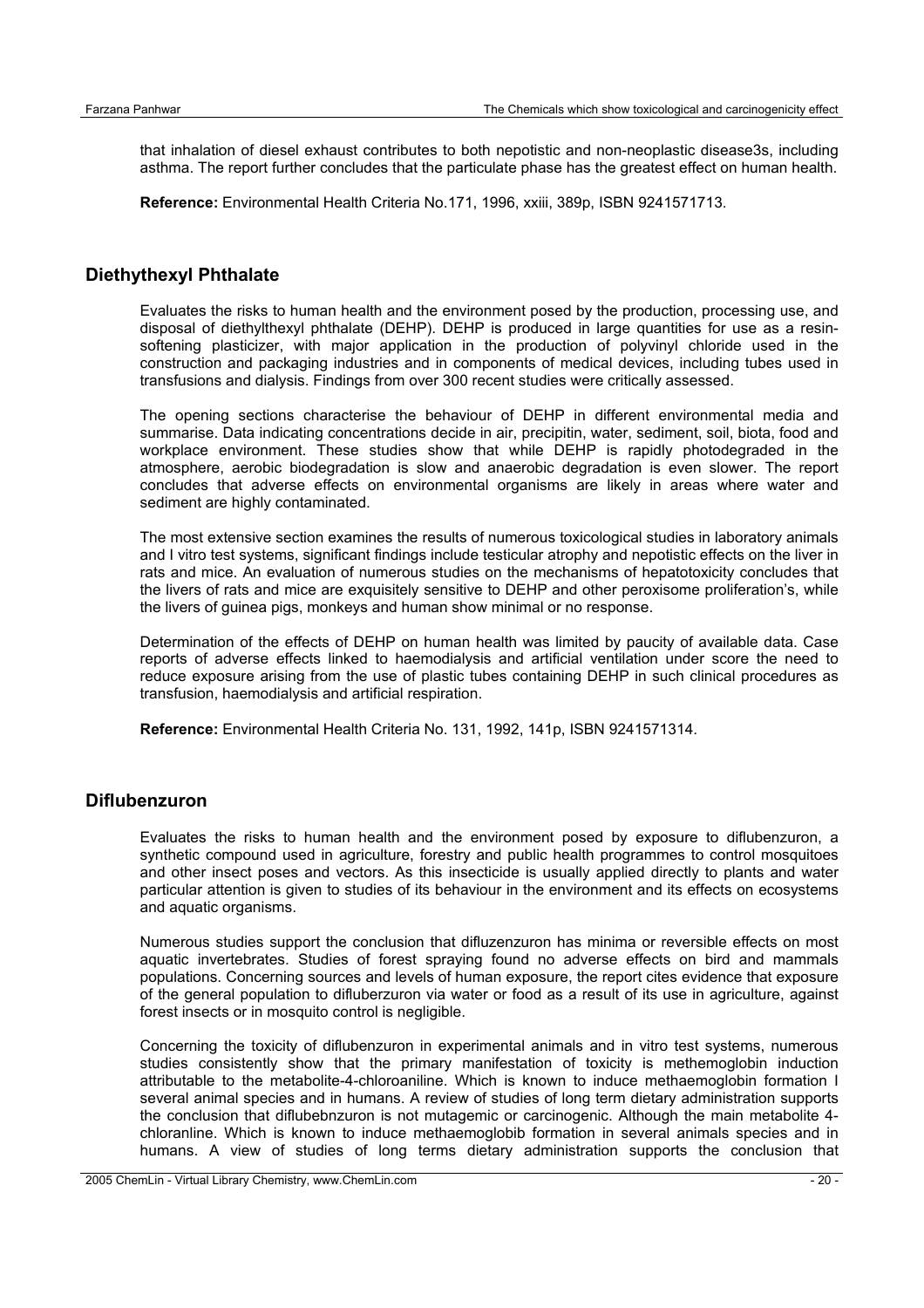that inhalation of diesel exhaust contributes to both nepotistic and non-neoplastic disease3s, including asthma. The report further concludes that the particulate phase has the greatest effect on human health.

**Reference:** Environmental Health Criteria No.171, 1996, xxiii, 389p, ISBN 9241571713.

## Diethythexyl Phthalate

Evaluates the risks to human health and the environment posed by the production, processing use, and disposal of diethylthexyl phthalate (DEHP). DEHP is produced in large quantities for use as a resin-softening plasticizer, with major application in the production of polyvinyl chloride used in the construction and packaging industries and in components of medical devices, including tubes used in transfusions and dialysis. Findings from over 300 recent studies were critically assessed.

The opening sections characterise the behaviour of DEHP in different environmental media and summarise. Data indicating concentrations decide in air, precipitin, water, sediment, soil, biota, food and workplace environment. These studies show that while DEHP is rapidly photodegraded in the atmosphere, aerobic biodegradation is slow and anaerobic degradation is even slower. The report concludes that adverse effects on environmental organisms are likely in areas where water and sediment are highly contaminated.

The most extensive section examines the results of numerous toxicological studies in laboratory animals and I vitro test systems, significant findings include testicular atrophy and nepotistic effects on the liver in rats and mice. An evaluation of numerous studies on the mechanisms of hepatotoxicity concludes that the livers of rats and mice are exquisitely sensitive to DEHP and other peroxisome proliferation's, while the livers of guinea pigs, monkeys and human show minimal or no response.

Determination of the effects of DEHP on human health was limited by paucity of available data. Case reports of adverse effects linked to haemodialysis and artificial ventilation under score the need to reduce exposure arising from the use of plastic tubes containing DEHP in such clinical procedures as transfusion, haemodialysis and artificial respiration.

**Reference:** Environmental Health Criteria No. 131, 1992, 141p, ISBN 9241571314.

## Diflubenzuron

Evaluates the risks to human health and the environment posed by exposure to diflubenzuron, a synthetic compound used in agriculture, forestry and public health programmes to control mosquitoes and other insect poses and vectors. As this insecticide is usually applied directly to plants and water particular attention is given to studies of its behaviour in the environment and its effects on ecosystems and aquatic organisms.

Numerous studies support the conclusion that difluzenzuron has minima or reversible effects on most aquatic invertebrates. Studies of forest spraying found no adverse effects on bird and mammals populations. Concerning sources and levels of human exposure, the report cites evidence that exposure of the general population to difluberzuron via water or food as a result of its use in agriculture, against forest insects or in mosquito control is negligible.

Concerning the toxicity of diflubenzuron in experimental animals and in vitro test systems, numerous studies consistently show that the primary manifestation of toxicity is methemoglobin induction attributable to the metabolite-4-chloroaniline. Which is known to induce methaemoglobin formation I several animal species and in humans. A review of studies of long term dietary administration supports the conclusion that diflubebnzuron is not mutagemic or carcinogenic. Although the main metabolite 4-chloranline. Which is known to induce methaemoglobib formation in several animals species and in humans. A view of studies of long terms dietary administration supports the conclusion that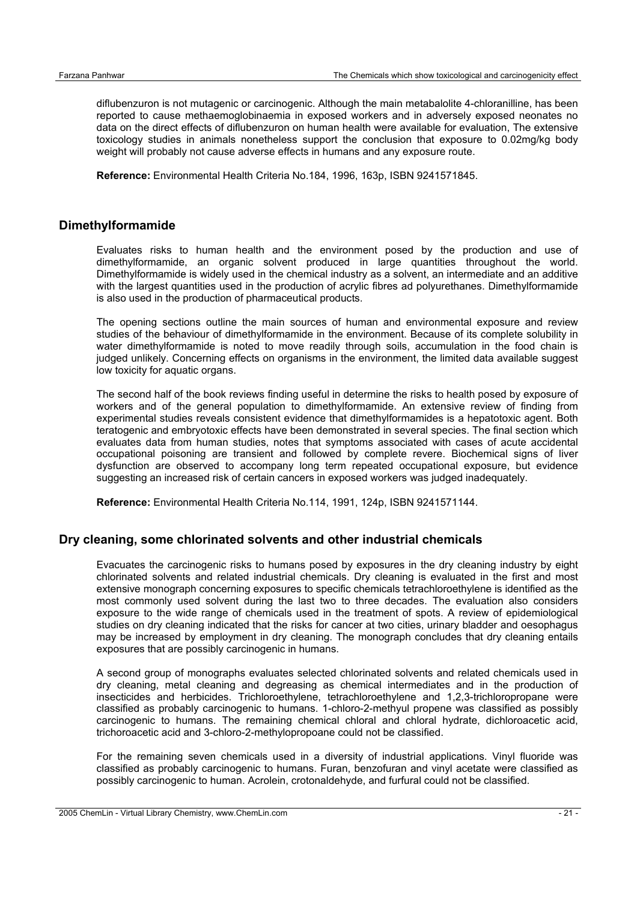diflubenzuron is not mutagenic or carcinogenic. Although the main metabalolite 4-chloranilline, has been reported to cause methaemoglobinaemia in exposed workers and in adversely exposed neonates no data on the direct effects of diflubenzuron on human health were available for evaluation, The extensive toxicology studies in animals nonetheless support the conclusion that exposure to 0.02mg/kg body weight will probably not cause adverse effects in humans and any exposure route.

**Reference:** Environmental Health Criteria No.184, 1996, 163p, ISBN 9241571845.

## Dimethylformamide

Evaluates risks to human health and the environment posed by the production and use of dimethylformamide, an organic solvent produced in large quantities throughout the world. Dimethylformamide is widely used in the chemical industry as a solvent, an intermediate and an additive with the largest quantities used in the production of acrylic fibres ad polyurethanes. Dimethylformamide is also used in the production of pharmaceutical products.

The opening sections outline the main sources of human and environmental exposure and review studies of the behaviour of dimethylformamide in the environment. Because of its complete solubility in water dimethylformamide is noted to move readily through soils, accumulation in the food chain is judged unlikely. Concerning effects on organisms in the environment, the limited data available suggest low toxicity for aquatic organs.

The second half of the book reviews finding useful in determine the risks to health posed by exposure of workers and of the general population to dimethylformamide. An extensive review of finding from experimental studies reveals consistent evidence that dimethylformamides is a hepatotoxic agent. Both teratogenic and embryotoxic effects have been demonstrated in several species. The final section which evaluates data from human studies, notes that symptoms associated with cases of acute accidental occupational poisoning are transient and followed by complete revere. Biochemical signs of liver dysfunction are observed to accompany long term repeated occupational exposure, but evidence suggesting an increased risk of certain cancers in exposed workers was judged inadequately.

**Reference:** Environmental Health Criteria No.114, 1991, 124p, ISBN 9241571144.

## Dry cleaning, some chlorinated solvents and other industrial chemicals

Evacuates the carcinogenic risks to humans posed by exposures in the dry cleaning industry by eight chlorinated solvents and related industrial chemicals. Dry cleaning is evaluated in the first and most extensive monograph concerning exposures to specific chemicals tetrachloroethylene is identified as the most commonly used solvent during the last two to three decades. The evaluation also considers exposure to the wide range of chemicals used in the treatment of spots. A review of epidemiological studies on dry cleaning indicated that the risks for cancer at two cities, urinary bladder and oesophagus may be increased by employment in dry cleaning. The monograph concludes that dry cleaning entails exposures that are possibly carcinogenic in humans.

A second group of monographs evaluates selected chlorinated solvents and related chemicals used in dry cleaning, metal cleaning and degreasing as chemical intermediates and in the production of insecticides and herbicides. Trichloroethylene, tetrachloroethylene and 1,2,3-trichloropropane were classified as probably carcinogenic to humans. 1-chloro-2-methyul propene was classified as possibly carcinogenic to humans. The remaining chemical chloral and chloral hydrate, dichloroacetic acid, trichoroacetic acid and 3-chloro-2-methylopropoane could not be classified.

For the remaining seven chemicals used in a diversity of industrial applications. Vinyl fluoride was classified as probably carcinogenic to humans. Furan, benzofuran and vinyl acetate were classified as possibly carcinogenic to human. Acrolein, crotonaldehyde, and furfural could not be classified.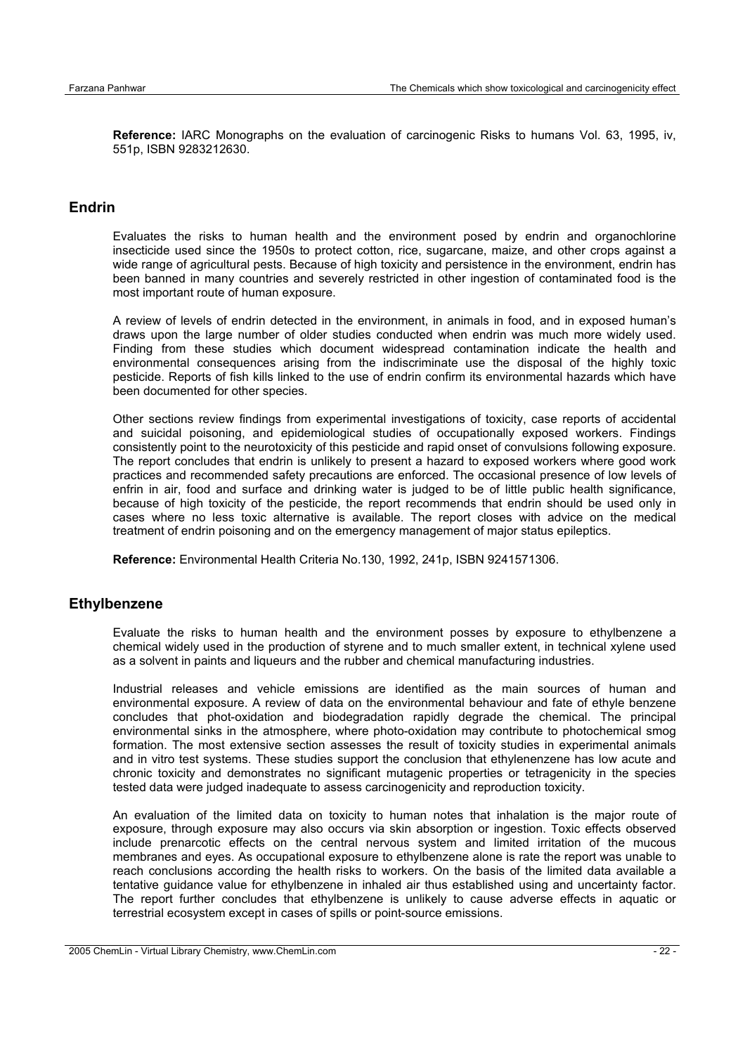**Reference:** IARC Monographs on the evaluation of carcinogenic Risks to humans Vol. 63, 1995, iv, 551p, ISBN 9283212630.

## Endrin

Evaluates the risks to human health and the environment posed by endrin and organochlorine insecticide used since the 1950s to protect cotton, rice, sugarcane, maize, and other crops against a wide range of agricultural pests. Because of high toxicity and persistence in the environment, endrin has been banned in many countries and severely restricted in other ingestion of contaminated food is the most important route of human exposure.

A review of levels of endrin detected in the environment, in animals in food, and in exposed human's draws upon the large number of older studies conducted when endrin was much more widely used. Finding from these studies which document widespread contamination indicate the health and environmental consequences arising from the indiscriminate use the disposal of the highly toxic pesticide. Reports of fish kills linked to the use of endrin confirm its environmental hazards which have been documented for other species.

Other sections review findings from experimental investigations of toxicity, case reports of accidental and suicidal poisoning, and epidemiological studies of occupationally exposed workers. Findings consistently point to the neurotoxicity of this pesticide and rapid onset of convulsions following exposure. The report concludes that endrin is unlikely to present a hazard to exposed workers where good work practices and recommended safety precautions are enforced. The occasional presence of low levels of enfrin in air, food and surface and drinking water is judged to be of little public health significance, because of high toxicity of the pesticide, the report recommends that endrin should be used only in cases where no less toxic alternative is available. The report closes with advice on the medical treatment of endrin poisoning and on the emergency management of major status epileptics.

**Reference:** Environmental Health Criteria No.130, 1992, 241p, ISBN 9241571306.

## Ethylbenzene

Evaluate the risks to human health and the environment posses by exposure to ethylbenzene a chemical widely used in the production of styrene and to much smaller extent, in technical xylene used as a solvent in paints and liqueurs and the rubber and chemical manufacturing industries.

Industrial releases and vehicle emissions are identified as the main sources of human and environmental exposure. A review of data on the environmental behaviour and fate of ethyle benzene concludes that phot-oxidation and biodegradation rapidly degrade the chemical. The principal environmental sinks in the atmosphere, where photo-oxidation may contribute to photochemical smog formation. The most extensive section assesses the result of toxicity studies in experimental animals and in vitro test systems. These studies support the conclusion that ethylenenzene has low acute and chronic toxicity and demonstrates no significant mutagenic properties or tetragenicity in the species tested data were judged inadequate to assess carcinogenicity and reproduction toxicity.

An evaluation of the limited data on toxicity to human notes that inhalation is the major route of exposure, through exposure may also occurs via skin absorption or ingestion. Toxic effects observed include prenarcotic effects on the central nervous system and limited irritation of the mucous membranes and eyes. As occupational exposure to ethylbenzene alone is rate the report was unable to reach conclusions according the health risks to workers. On the basis of the limited data available a tentative guidance value for ethylbenzene in inhaled air thus established using and uncertainty factor. The report further concludes that ethylbenzene is unlikely to cause adverse effects in aquatic or terrestrial ecosystem except in cases of spills or point-source emissions.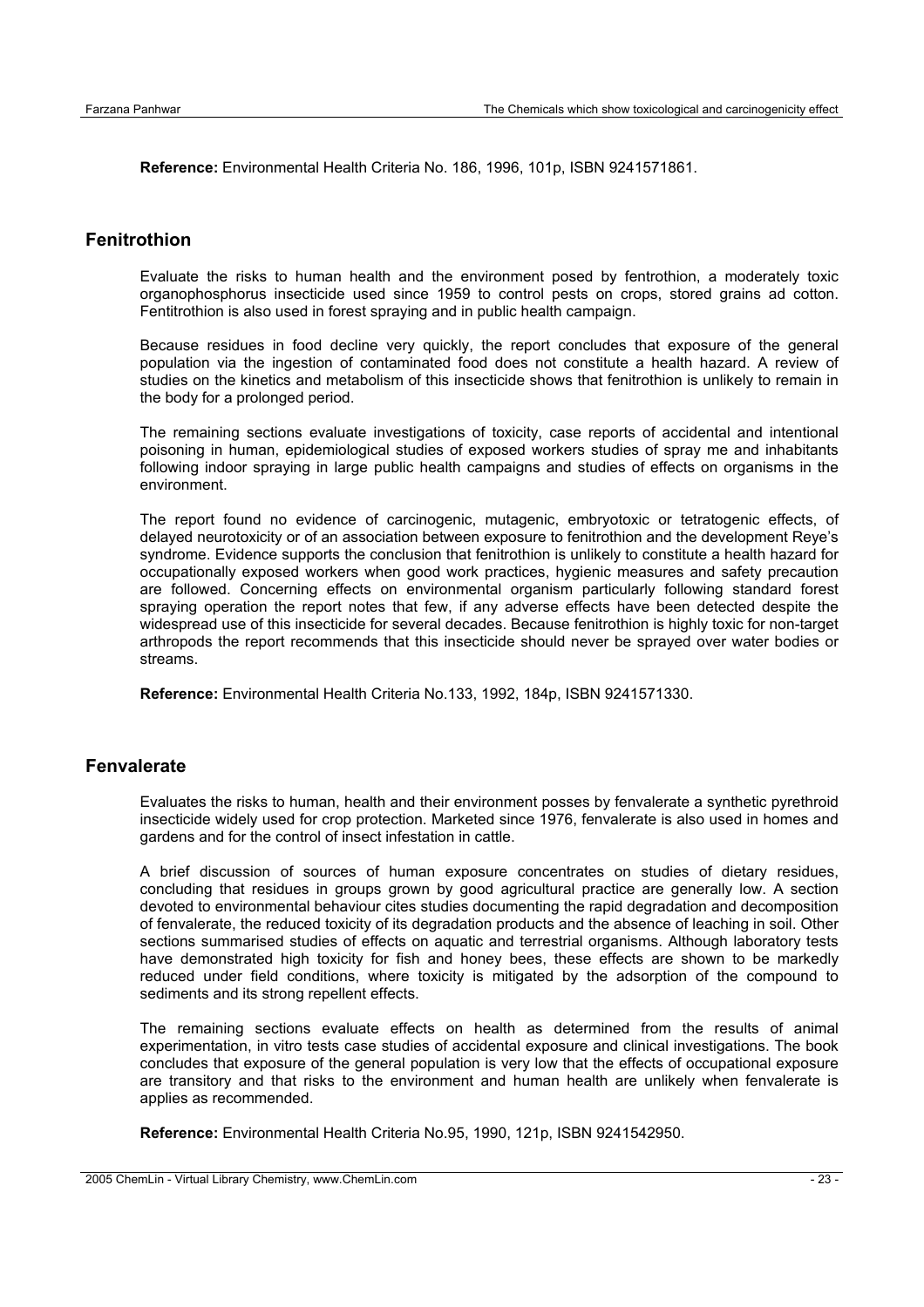**Reference:** Environmental Health Criteria No. 186, 1996, 101p, ISBN 9241571861.

## Fenitrothion

Evaluate the risks to human health and the environment posed by fentrothion, a moderately toxic organophosphorus insecticide used since 1959 to control pests on crops, stored grains ad cotton. Fentitrothion is also used in forest spraying and in public health campaign.

Because residues in food decline very quickly, the report concludes that exposure of the general population via the ingestion of contaminated food does not constitute a health hazard. A review of studies on the kinetics and metabolism of this insecticide shows that fenitrothion is unlikely to remain in the body for a prolonged period.

The remaining sections evaluate investigations of toxicity, case reports of accidental and intentional poisoning in human, epidemiological studies of exposed workers studies of spray me and inhabitants following indoor spraying in large public health campaigns and studies of effects on organisms in the environment.

The report found no evidence of carcinogenic, mutagenic, embryotoxic or tetratogenic effects, of delayed neurotoxicity or of an association between exposure to fenitrothion and the development Reye's syndrome. Evidence supports the conclusion that fenitrothion is unlikely to constitute a health hazard for occupationally exposed workers when good work practices, hygienic measures and safety precaution are followed. Concerning effects on environmental organism particularly following standard forest spraying operation the report notes that few, if any adverse effects have been detected despite the widespread use of this insecticide for several decades. Because fenitrothion is highly toxic for non-target arthropods the report recommends that this insecticide should never be sprayed over water bodies or streams.

**Reference:** Environmental Health Criteria No.133, 1992, 184p, ISBN 9241571330.

## Fenvalerate

Evaluates the risks to human, health and their environment posses by fenvalerate a synthetic pyrethroid insecticide widely used for crop protection. Marketed since 1976, fenvalerate is also used in homes and gardens and for the control of insect infestation in cattle.

A brief discussion of sources of human exposure concentrates on studies of dietary residues, concluding that residues in groups grown by good agricultural practice are generally low. A section devoted to environmental behaviour cites studies documenting the rapid degradation and decomposition of fenvalerate, the reduced toxicity of its degradation products and the absence of leaching in soil. Other sections summarised studies of effects on aquatic and terrestrial organisms. Although laboratory tests have demonstrated high toxicity for fish and honey bees, these effects are shown to be markedly reduced under field conditions, where toxicity is mitigated by the adsorption of the compound to sediments and its strong repellent effects.

The remaining sections evaluate effects on health as determined from the results of animal experimentation, in vitro tests case studies of accidental exposure and clinical investigations. The book concludes that exposure of the general population is very low that the effects of occupational exposure are transitory and that risks to the environment and human health are unlikely when fenvalerate is applies as recommended.

**Reference:** Environmental Health Criteria No.95, 1990, 121p, ISBN 9241542950.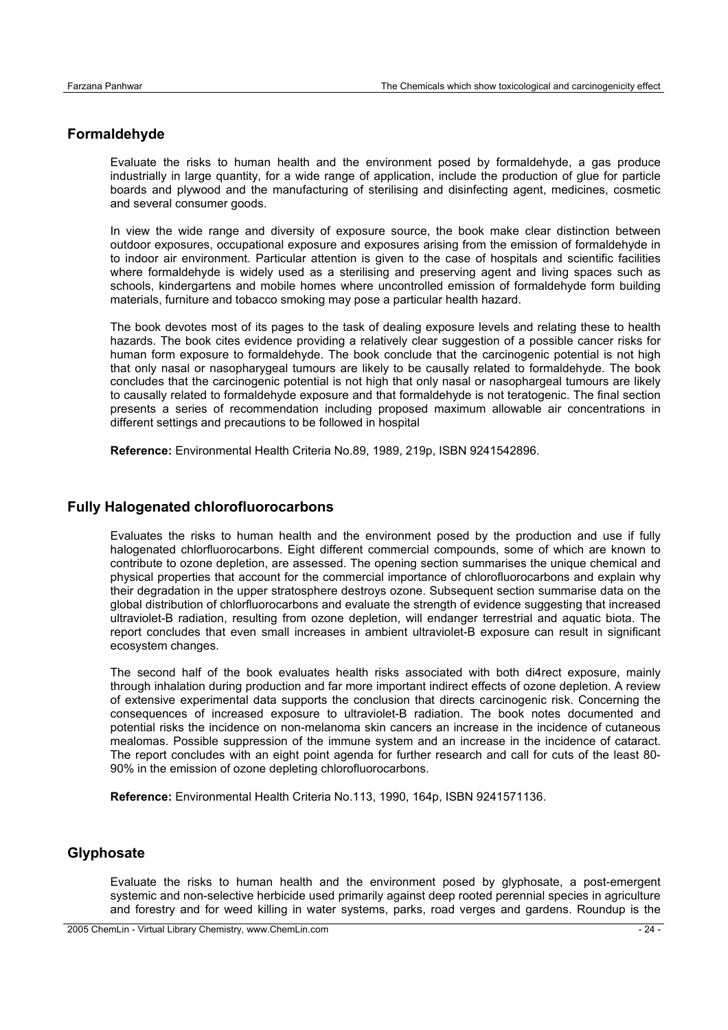## Formaldehyde

Evaluate the risks to human health and the environment posed by formaldehyde, a gas produce industrially in large quantity, for a wide range of application, include the production of glue for particle boards and plywood and the manufacturing of sterilising and disinfecting agent, medicines, cosmetic and several consumer goods.

In view the wide range and diversity of exposure source, the book make clear distinction between outdoor exposures, occupational exposure and exposures arising from the emission of formaldehyde in to indoor air environment. Particular attention is given to the case of hospitals and scientific facilities where formaldehyde is widely used as a sterilising and preserving agent and living spaces such as schools, kindergartens and mobile homes where uncontrolled emission of formaldehyde form building materials, furniture and tobacco smoking may pose a particular health hazard.

The book devotes most of its pages to the task of dealing exposure levels and relating these to health hazards. The book cites evidence providing a relatively clear suggestion of a possible cancer risks for human form exposure to formaldehyde. The book conclude that the carcinogenic potential is not high that only nasal or nasopharygeal tumours are likely to be causally related to formaldehyde. The book concludes that the carcinogenic potential is not high that only nasal or nasophargeal tumours are likely to causally related to formaldehyde exposure and that formaldehyde is not teratogenic. The final section presents a series of recommendation including proposed maximum allowable air concentrations in different settings and precautions to be followed in hospital

**Reference:** Environmental Health Criteria No.89, 1989, 219p, ISBN 9241542896.

## Fully Halogenated chlorofluorocarbons

Evaluates the risks to human health and the environment posed by the production and use if fully halogenated chlorfluorocarbons. Eight different commercial compounds, some of which are known to contribute to ozone depletion, are assessed. The opening section summarises the unique chemical and physical properties that account for the commercial importance of chlorofluorocarbons and explain why their degradation in the upper stratosphere destroys ozone. Subsequent section summarise data on the global distribution of chlorfluorocarbons and evaluate the strength of evidence suggesting that increased ultraviolet-B radiation, resulting from ozone depletion, will endanger terrestrial and aquatic biota. The report concludes that even small increases in ambient ultraviolet-B exposure can result in significant ecosystem changes.

The second half of the book evaluates health risks associated with both di4rect exposure, mainly through inhalation during production and far more important indirect effects of ozone depletion. A review of extensive experimental data supports the conclusion that directs carcinogenic risk. Concerning the consequences of increased exposure to ultraviolet-B radiation. The book notes documented and potential risks the incidence on non-melanoma skin cancers an increase in the incidence of cutaneous mealomas. Possible suppression of the immune system and an increase in the incidence of cataract. The report concludes with an eight point agenda for further research and call for cuts of the least 80-90% in the emission of ozone depleting chlorofluorocarbons.

**Reference:** Environmental Health Criteria No.113, 1990, 164p, ISBN 9241571136.

## Glyphosate

Evaluate the risks to human health and the environment posed by glyphosate, a post-emergent systemic and non-selective herbicide used primarily against deep rooted perennial species in agriculture and forestry and for weed killing in water systems, parks, road verges and gardens. Roundup is the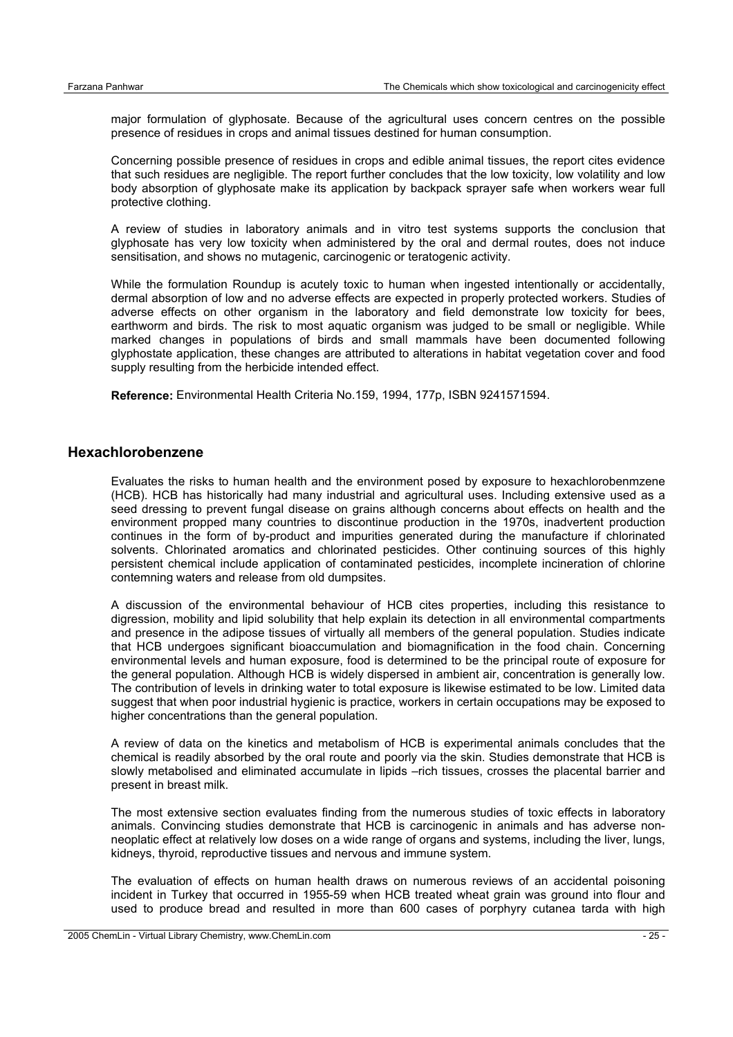major formulation of glyphosate. Because of the agricultural uses concern centres on the possible presence of residues in crops and animal tissues destined for human consumption.

Concerning possible presence of residues in crops and edible animal tissues, the report cites evidence that such residues are negligible. The report further concludes that the low toxicity, low volatility and low body absorption of glyphosate make its application by backpack sprayer safe when workers wear full protective clothing.

A review of studies in laboratory animals and in vitro test systems supports the conclusion that glyphosate has very low toxicity when administered by the oral and dermal routes, does not induce sensitisation, and shows no mutagenic, carcinogenic or teratogenic activity.

While the formulation Roundup is acutely toxic to human when ingested intentionally or accidentally, dermal absorption of low and no adverse effects are expected in properly protected workers. Studies of adverse effects on other organism in the laboratory and field demonstrate low toxicity for bees, earthworm and birds. The risk to most aquatic organism was judged to be small or negligible. While marked changes in populations of birds and small mammals have been documented following glyphostate application, these changes are attributed to alterations in habitat vegetation cover and food supply resulting from the herbicide intended effect.

**Reference:** Environmental Health Criteria No.159, 1994, 177p, ISBN 9241571594.

## Hexachlorobenzene

Evaluates the risks to human health and the environment posed by exposure to hexachlorobenmzene (HCB). HCB has historically had many industrial and agricultural uses. Including extensive used as a seed dressing to prevent fungal disease on grains although concerns about effects on health and the environment propped many countries to discontinue production in the 1970s, inadvertent production continues in the form of by-product and impurities generated during the manufacture if chlorinated solvents. Chlorinated aromatics and chlorinated pesticides. Other continuing sources of this highly persistent chemical include application of contaminated pesticides, incomplete incineration of chlorine contemning waters and release from old dumpsites.

A discussion of the environmental behaviour of HCB cites properties, including this resistance to digression, mobility and lipid solubility that help explain its detection in all environmental compartments and presence in the adipose tissues of virtually all members of the general population. Studies indicate that HCB undergoes significant bioaccumulation and biomagnification in the food chain. Concerning environmental levels and human exposure, food is determined to be the principal route of exposure for the general population. Although HCB is widely dispersed in ambient air, concentration is generally low. The contribution of levels in drinking water to total exposure is likewise estimated to be low. Limited data suggest that when poor industrial hygienic is practice, workers in certain occupations may be exposed to higher concentrations than the general population.

A review of data on the kinetics and metabolism of HCB is experimental animals concludes that the chemical is readily absorbed by the oral route and poorly via the skin. Studies demonstrate that HCB is slowly metabolised and eliminated accumulate in lipids –rich tissues, crosses the placental barrier and present in breast milk.

The most extensive section evaluates finding from the numerous studies of toxic effects in laboratory animals. Convincing studies demonstrate that HCB is carcinogenic in animals and has adverse non-neoplatic effect at relatively low doses on a wide range of organs and systems, including the liver, lungs, kidneys, thyroid, reproductive tissues and nervous and immune system.

The evaluation of effects on human health draws on numerous reviews of an accidental poisoning incident in Turkey that occurred in 1955-59 when HCB treated wheat grain was ground into flour and used to produce bread and resulted in more than 600 cases of porphyry cutanea tarda with high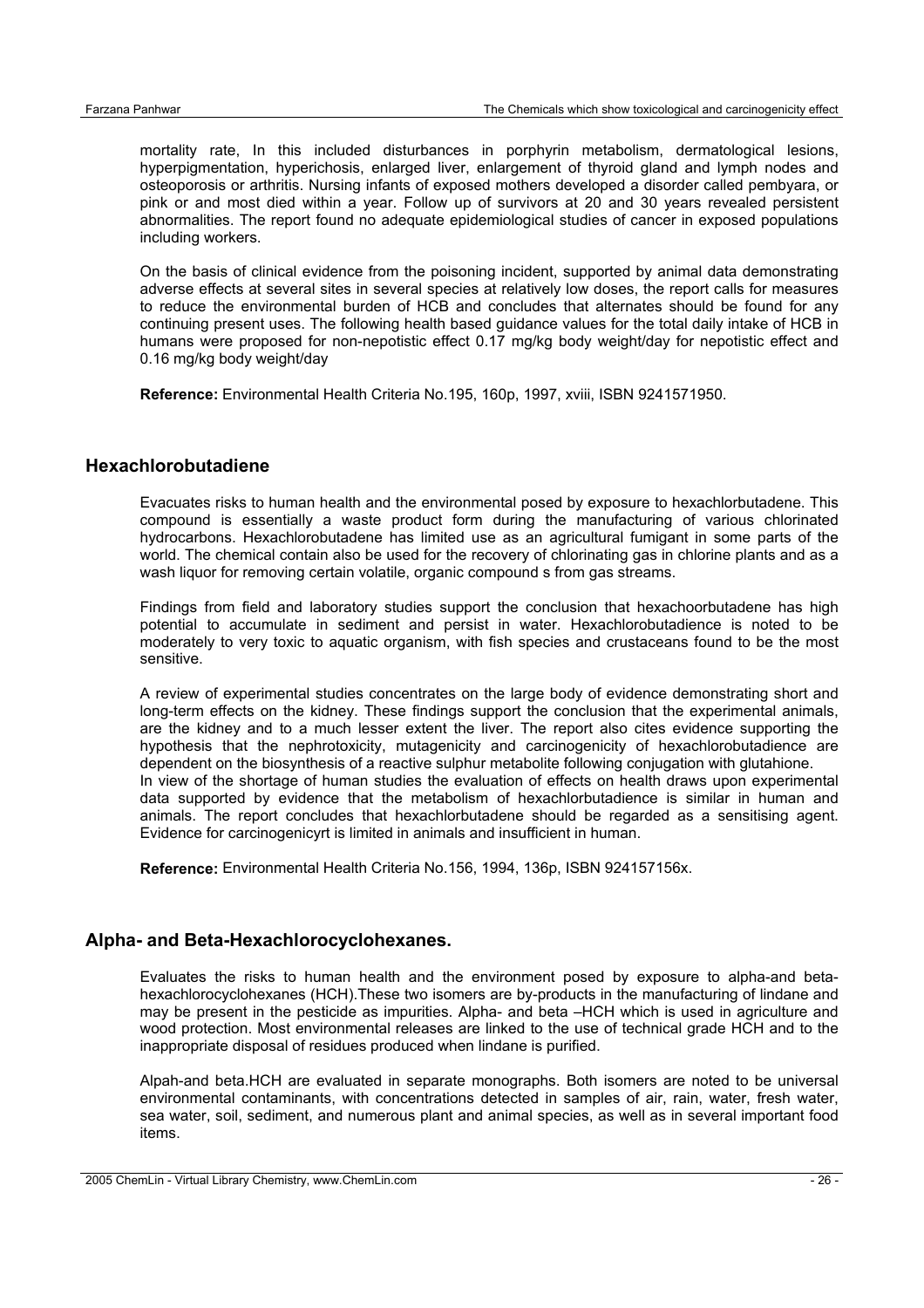mortality rate, In this included disturbances in porphyrin metabolism, dermatological lesions, hyperpigmentation, hyperichosis, enlarged liver, enlargement of thyroid gland and lymph nodes and osteoporosis or arthritis. Nursing infants of exposed mothers developed a disorder called pembyara, or pink or and most died within a year. Follow up of survivors at 20 and 30 years revealed persistent abnormalities. The report found no adequate epidemiological studies of cancer in exposed populations including workers.

On the basis of clinical evidence from the poisoning incident, supported by animal data demonstrating adverse effects at several sites in several species at relatively low doses, the report calls for measures to reduce the environmental burden of HCB and concludes that alternates should be found for any continuing present uses. The following health based guidance values for the total daily intake of HCB in humans were proposed for non-nepotistic effect 0.17 mg/kg body weight/day for nepotistic effect and 0.16 mg/kg body weight/day

**Reference:** Environmental Health Criteria No.195, 160p, 1997, xviii, ISBN 9241571950.

## Hexachlorobutadiene

Evacuates risks to human health and the environmental posed by exposure to hexachlorbutadene. This compound is essentially a waste product form during the manufacturing of various chlorinated hydrocarbons. Hexachlorobutadene has limited use as an agricultural fumigant in some parts of the world. The chemical contain also be used for the recovery of chlorinating gas in chlorine plants and as a wash liquor for removing certain volatile, organic compound s from gas streams.

Findings from field and laboratory studies support the conclusion that hexachoorbutadene has high potential to accumulate in sediment and persist in water. Hexachlorobutadience is noted to be moderately to very toxic to aquatic organism, with fish species and crustaceans found to be the most sensitive.

A review of experimental studies concentrates on the large body of evidence demonstrating short and long-term effects on the kidney. These findings support the conclusion that the experimental animals, are the kidney and to a much lesser extent the liver. The report also cites evidence supporting the hypothesis that the nephrotoxicity, mutagenicity and carcinogenicity of hexachlorobutadience are dependent on the biosynthesis of a reactive sulphur metabolite following conjugation with glutahione.
In view of the shortage of human studies the evaluation of effects on health draws upon experimental data supported by evidence that the metabolism of hexachlorbutadience is similar in human and animals. The report concludes that hexachlorbutadene should be regarded as a sensitising agent. Evidence for carcinogenicyrt is limited in animals and insufficient in human.

**Reference:** Environmental Health Criteria No.156, 1994, 136p, ISBN 924157156x.

## Alpha- and Beta-Hexachlorocyclohexanes.

Evaluates the risks to human health and the environment posed by exposure to alpha-and beta-hexachlorocyclohexanes (HCH).These two isomers are by-products in the manufacturing of lindane and may be present in the pesticide as impurities. Alpha- and beta –HCH which is used in agriculture and wood protection. Most environmental releases are linked to the use of technical grade HCH and to the inappropriate disposal of residues produced when lindane is purified.

Alpah-and beta.HCH are evaluated in separate monographs. Both isomers are noted to be universal environmental contaminants, with concentrations detected in samples of air, rain, water, fresh water, sea water, soil, sediment, and numerous plant and animal species, as well as in several important food items.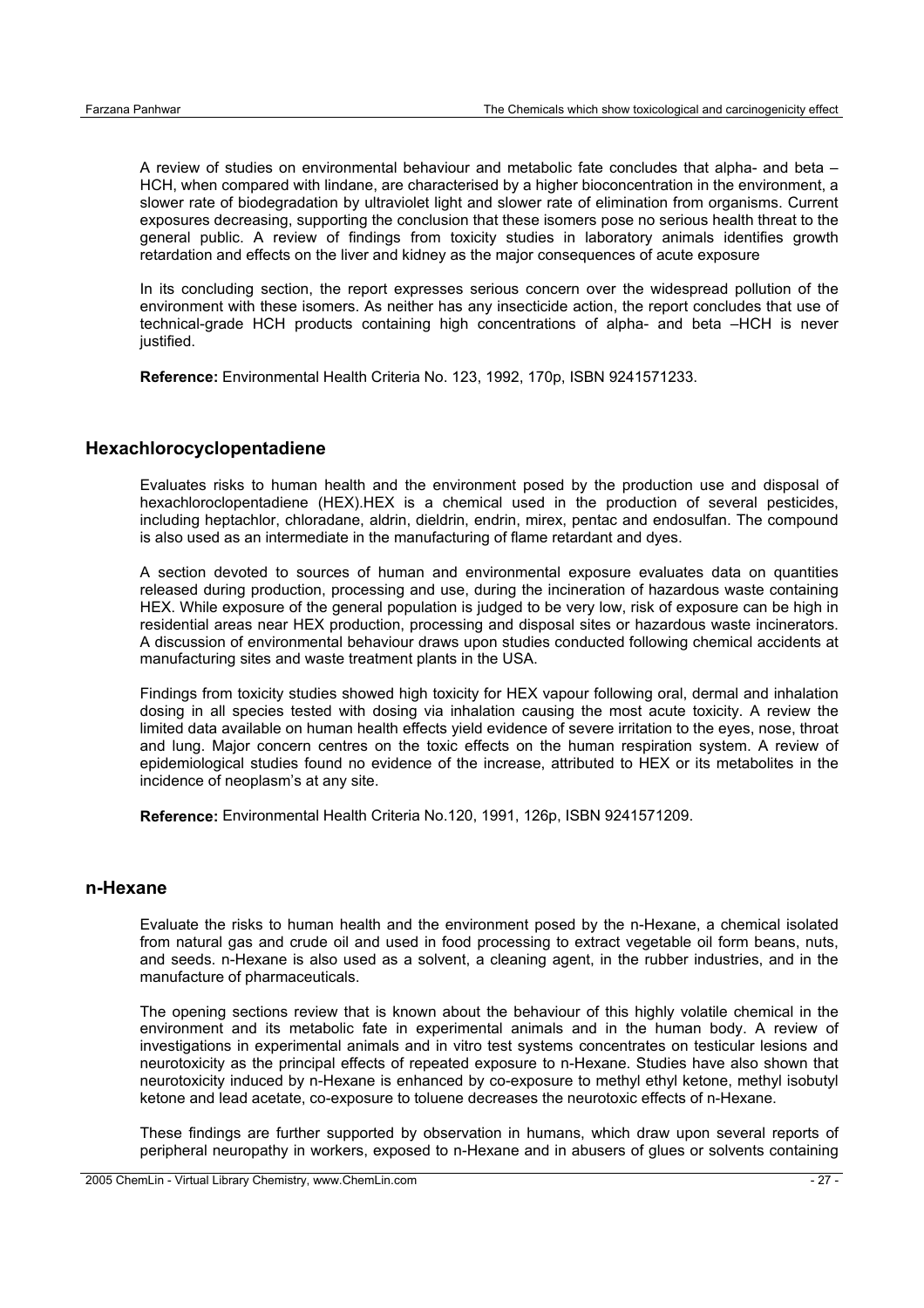A review of studies on environmental behaviour and metabolic fate concludes that alpha- and beta – HCH, when compared with lindane, are characterised by a higher bioconcentration in the environment, a slower rate of biodegradation by ultraviolet light and slower rate of elimination from organisms. Current exposures decreasing, supporting the conclusion that these isomers pose no serious health threat to the general public. A review of findings from toxicity studies in laboratory animals identifies growth retardation and effects on the liver and kidney as the major consequences of acute exposure

In its concluding section, the report expresses serious concern over the widespread pollution of the environment with these isomers. As neither has any insecticide action, the report concludes that use of technical-grade HCH products containing high concentrations of alpha- and beta –HCH is never justified.

**Reference:** Environmental Health Criteria No. 123, 1992, 170p, ISBN 9241571233.

## Hexachlorocyclopentadiene

Evaluates risks to human health and the environment posed by the production use and disposal of hexachloroclopentadiene (HEX).HEX is a chemical used in the production of several pesticides, including heptachlor, chloradane, aldrin, dieldrin, endrin, mirex, pentac and endosulfan. The compound is also used as an intermediate in the manufacturing of flame retardant and dyes.

A section devoted to sources of human and environmental exposure evaluates data on quantities released during production, processing and use, during the incineration of hazardous waste containing HEX. While exposure of the general population is judged to be very low, risk of exposure can be high in residential areas near HEX production, processing and disposal sites or hazardous waste incinerators. A discussion of environmental behaviour draws upon studies conducted following chemical accidents at manufacturing sites and waste treatment plants in the USA.

Findings from toxicity studies showed high toxicity for HEX vapour following oral, dermal and inhalation dosing in all species tested with dosing via inhalation causing the most acute toxicity. A review the limited data available on human health effects yield evidence of severe irritation to the eyes, nose, throat and lung. Major concern centres on the toxic effects on the human respiration system. A review of epidemiological studies found no evidence of the increase, attributed to HEX or its metabolites in the incidence of neoplasm's at any site.

**Reference:** Environmental Health Criteria No.120, 1991, 126p, ISBN 9241571209.

## n-Hexane

Evaluate the risks to human health and the environment posed by the n-Hexane, a chemical isolated from natural gas and crude oil and used in food processing to extract vegetable oil form beans, nuts, and seeds. n-Hexane is also used as a solvent, a cleaning agent, in the rubber industries, and in the manufacture of pharmaceuticals.

The opening sections review that is known about the behaviour of this highly volatile chemical in the environment and its metabolic fate in experimental animals and in the human body. A review of investigations in experimental animals and in vitro test systems concentrates on testicular lesions and neurotoxicity as the principal effects of repeated exposure to n-Hexane. Studies have also shown that neurotoxicity induced by n-Hexane is enhanced by co-exposure to methyl ethyl ketone, methyl isobutyl ketone and lead acetate, co-exposure to toluene decreases the neurotoxic effects of n-Hexane.

These findings are further supported by observation in humans, which draw upon several reports of peripheral neuropathy in workers, exposed to n-Hexane and in abusers of glues or solvents containing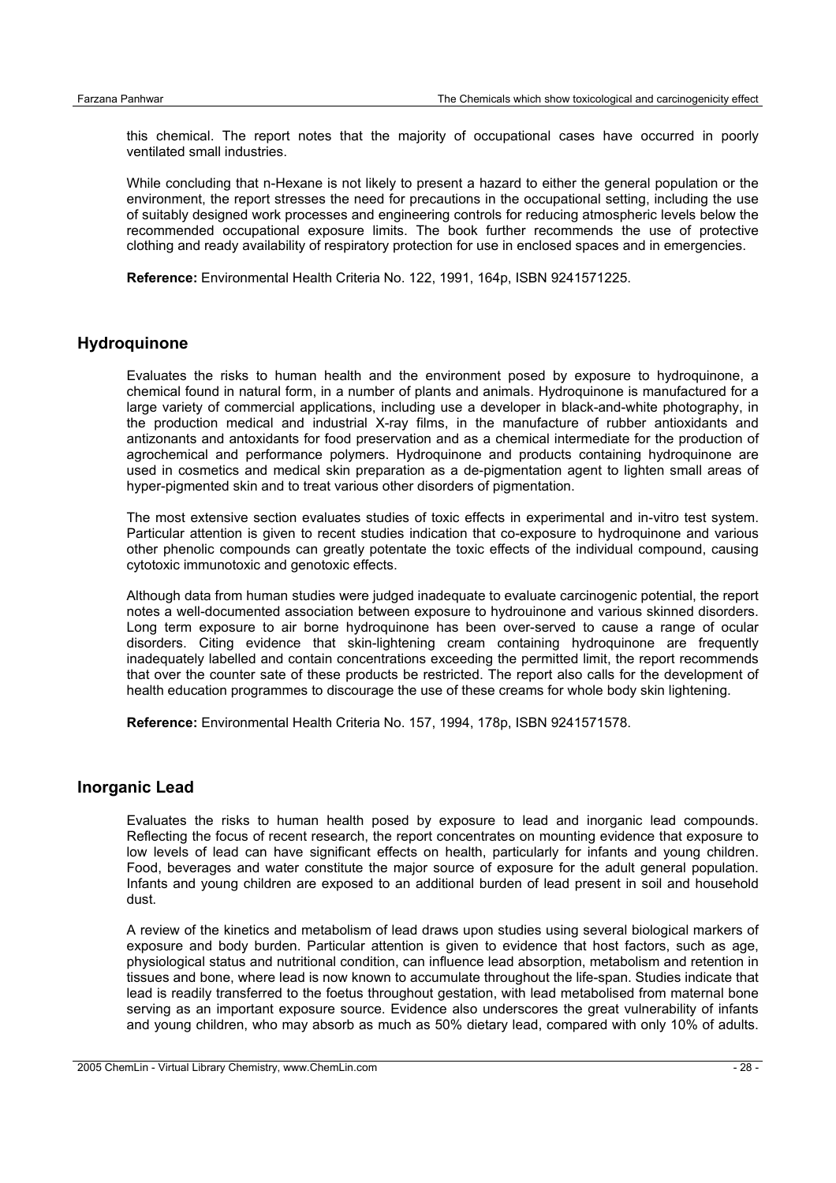this chemical. The report notes that the majority of occupational cases have occurred in poorly ventilated small industries.

While concluding that n-Hexane is not likely to present a hazard to either the general population or the environment, the report stresses the need for precautions in the occupational setting, including the use of suitably designed work processes and engineering controls for reducing atmospheric levels below the recommended occupational exposure limits. The book further recommends the use of protective clothing and ready availability of respiratory protection for use in enclosed spaces and in emergencies.

**Reference:** Environmental Health Criteria No. 122, 1991, 164p, ISBN 9241571225.

## Hydroquinone

Evaluates the risks to human health and the environment posed by exposure to hydroquinone, a chemical found in natural form, in a number of plants and animals. Hydroquinone is manufactured for a large variety of commercial applications, including use a developer in black-and-white photography, in the production medical and industrial X-ray films, in the manufacture of rubber antioxidants and antizonants and antoxidants for food preservation and as a chemical intermediate for the production of agrochemical and performance polymers. Hydroquinone and products containing hydroquinone are used in cosmetics and medical skin preparation as a de-pigmentation agent to lighten small areas of hyper-pigmented skin and to treat various other disorders of pigmentation.

The most extensive section evaluates studies of toxic effects in experimental and in-vitro test system. Particular attention is given to recent studies indication that co-exposure to hydroquinone and various other phenolic compounds can greatly potentate the toxic effects of the individual compound, causing cytotoxic immunotoxic and genotoxic effects.

Although data from human studies were judged inadequate to evaluate carcinogenic potential, the report notes a well-documented association between exposure to hydrouinone and various skinned disorders. Long term exposure to air borne hydroquinone has been over-served to cause a range of ocular disorders. Citing evidence that skin-lightening cream containing hydroquinone are frequently inadequately labelled and contain concentrations exceeding the permitted limit, the report recommends that over the counter sate of these products be restricted. The report also calls for the development of health education programmes to discourage the use of these creams for whole body skin lightening.

**Reference:** Environmental Health Criteria No. 157, 1994, 178p, ISBN 9241571578.

## Inorganic Lead

Evaluates the risks to human health posed by exposure to lead and inorganic lead compounds. Reflecting the focus of recent research, the report concentrates on mounting evidence that exposure to low levels of lead can have significant effects on health, particularly for infants and young children. Food, beverages and water constitute the major source of exposure for the adult general population. Infants and young children are exposed to an additional burden of lead present in soil and household dust.

A review of the kinetics and metabolism of lead draws upon studies using several biological markers of exposure and body burden. Particular attention is given to evidence that host factors, such as age, physiological status and nutritional condition, can influence lead absorption, metabolism and retention in tissues and bone, where lead is now known to accumulate throughout the life-span. Studies indicate that lead is readily transferred to the foetus throughout gestation, with lead metabolised from maternal bone serving as an important exposure source. Evidence also underscores the great vulnerability of infants and young children, who may absorb as much as 50% dietary lead, compared with only 10% of adults.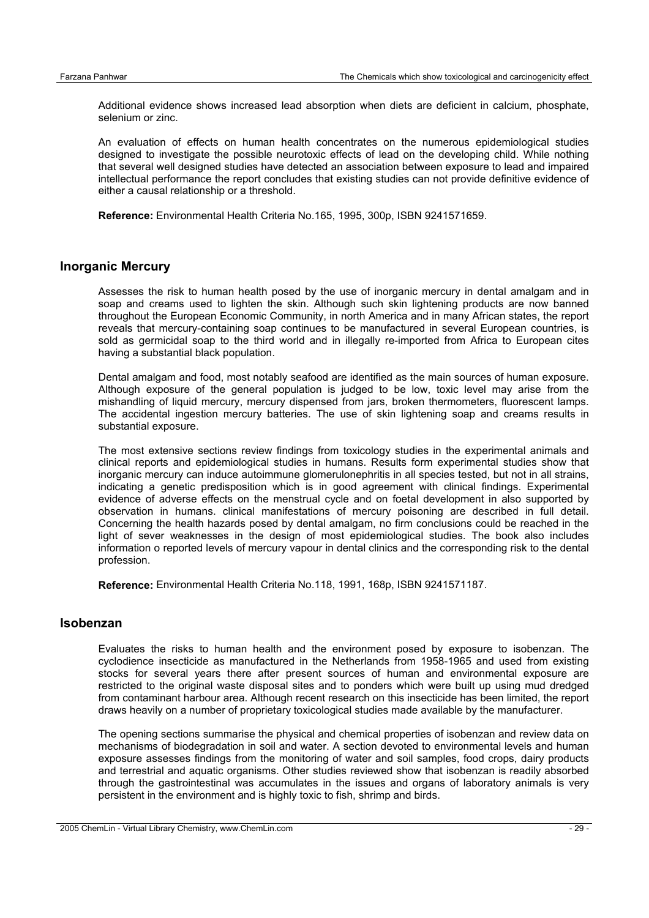Additional evidence shows increased lead absorption when diets are deficient in calcium, phosphate, selenium or zinc.

An evaluation of effects on human health concentrates on the numerous epidemiological studies designed to investigate the possible neurotoxic effects of lead on the developing child. While nothing that several well designed studies have detected an association between exposure to lead and impaired intellectual performance the report concludes that existing studies can not provide definitive evidence of either a causal relationship or a threshold.

**Reference:** Environmental Health Criteria No.165, 1995, 300p, ISBN 9241571659.

## Inorganic Mercury

Assesses the risk to human health posed by the use of inorganic mercury in dental amalgam and in soap and creams used to lighten the skin. Although such skin lightening products are now banned throughout the European Economic Community, in north America and in many African states, the report reveals that mercury-containing soap continues to be manufactured in several European countries, is sold as germicidal soap to the third world and in illegally re-imported from Africa to European cites having a substantial black population.

Dental amalgam and food, most notably seafood are identified as the main sources of human exposure. Although exposure of the general population is judged to be low, toxic level may arise from the mishandling of liquid mercury, mercury dispensed from jars, broken thermometers, fluorescent lamps. The accidental ingestion mercury batteries. The use of skin lightening soap and creams results in substantial exposure.

The most extensive sections review findings from toxicology studies in the experimental animals and clinical reports and epidemiological studies in humans. Results form experimental studies show that inorganic mercury can induce autoimmune glomerulonephritis in all species tested, but not in all strains, indicating a genetic predisposition which is in good agreement with clinical findings. Experimental evidence of adverse effects on the menstrual cycle and on foetal development in also supported by observation in humans. clinical manifestations of mercury poisoning are described in full detail. Concerning the health hazards posed by dental amalgam, no firm conclusions could be reached in the light of sever weaknesses in the design of most epidemiological studies. The book also includes information o reported levels of mercury vapour in dental clinics and the corresponding risk to the dental profession.

**Reference:** Environmental Health Criteria No.118, 1991, 168p, ISBN 9241571187.

## Isobenzan

Evaluates the risks to human health and the environment posed by exposure to isobenzan. The cyclodience insecticide as manufactured in the Netherlands from 1958-1965 and used from existing stocks for several years there after present sources of human and environmental exposure are restricted to the original waste disposal sites and to ponders which were built up using mud dredged from contaminant harbour area. Although recent research on this insecticide has been limited, the report draws heavily on a number of proprietary toxicological studies made available by the manufacturer.

The opening sections summarise the physical and chemical properties of isobenzan and review data on mechanisms of biodegradation in soil and water. A section devoted to environmental levels and human exposure assesses findings from the monitoring of water and soil samples, food crops, dairy products and terrestrial and aquatic organisms. Other studies reviewed show that isobenzan is readily absorbed through the gastrointestinal was accumulates in the issues and organs of laboratory animals is very persistent in the environment and is highly toxic to fish, shrimp and birds.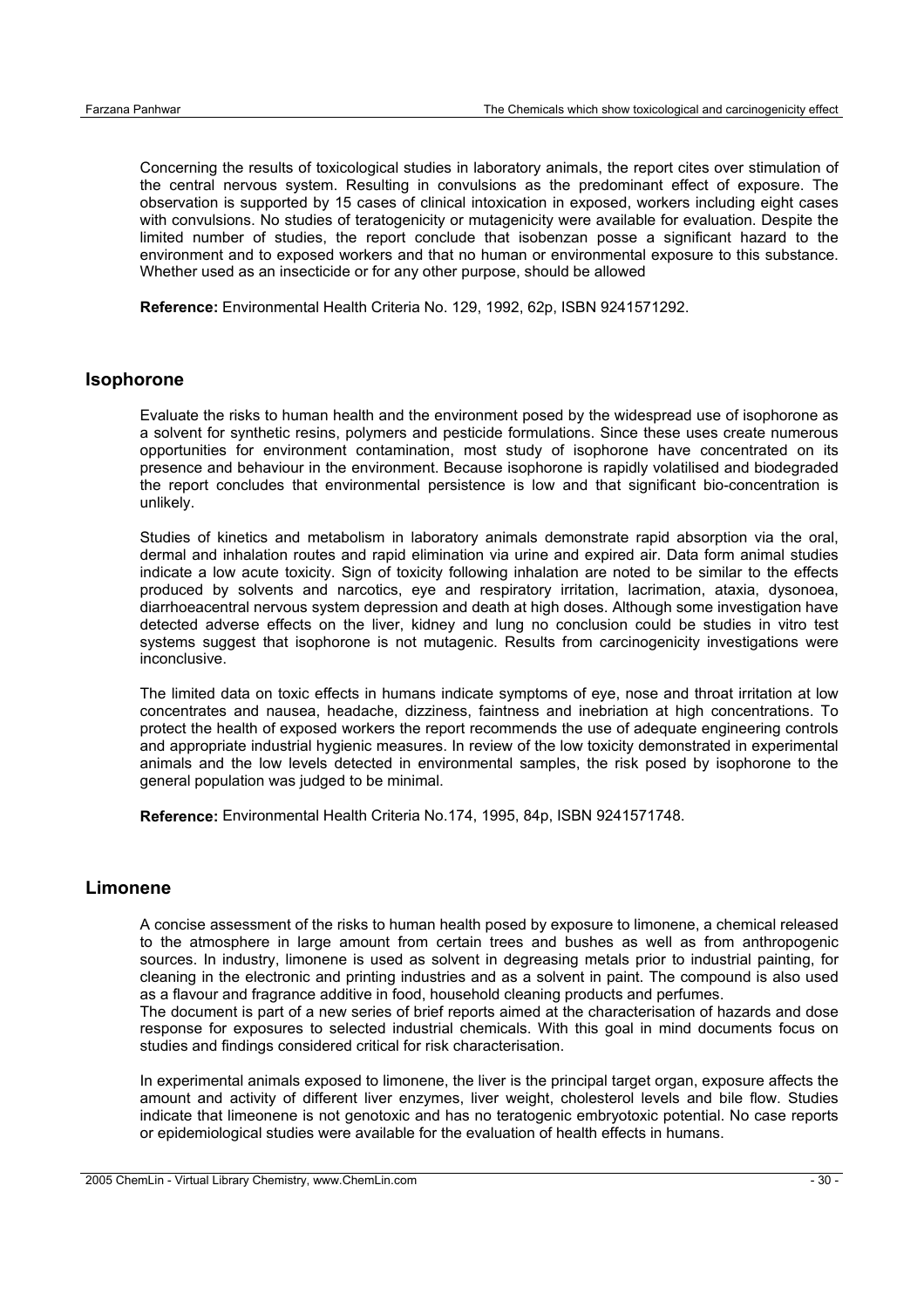Concerning the results of toxicological studies in laboratory animals, the report cites over stimulation of the central nervous system. Resulting in convulsions as the predominant effect of exposure. The observation is supported by 15 cases of clinical intoxication in exposed, workers including eight cases with convulsions. No studies of teratogenicity or mutagenicity were available for evaluation. Despite the limited number of studies, the report conclude that isobenzan posse a significant hazard to the environment and to exposed workers and that no human or environmental exposure to this substance. Whether used as an insecticide or for any other purpose, should be allowed

**Reference:** Environmental Health Criteria No. 129, 1992, 62p, ISBN 9241571292.

## Isophorone

Evaluate the risks to human health and the environment posed by the widespread use of isophorone as a solvent for synthetic resins, polymers and pesticide formulations. Since these uses create numerous opportunities for environment contamination, most study of isophorone have concentrated on its presence and behaviour in the environment. Because isophorone is rapidly volatilised and biodegraded the report concludes that environmental persistence is low and that significant bio-concentration is unlikely.

Studies of kinetics and metabolism in laboratory animals demonstrate rapid absorption via the oral, dermal and inhalation routes and rapid elimination via urine and expired air. Data form animal studies indicate a low acute toxicity. Sign of toxicity following inhalation are noted to be similar to the effects produced by solvents and narcotics, eye and respiratory irritation, lacrimation, ataxia, dysonoea, diarrhoeacentral nervous system depression and death at high doses. Although some investigation have detected adverse effects on the liver, kidney and lung no conclusion could be studies in vitro test systems suggest that isophorone is not mutagenic. Results from carcinogenicity investigations were inconclusive.

The limited data on toxic effects in humans indicate symptoms of eye, nose and throat irritation at low concentrates and nausea, headache, dizziness, faintness and inebriation at high concentrations. To protect the health of exposed workers the report recommends the use of adequate engineering controls and appropriate industrial hygienic measures. In review of the low toxicity demonstrated in experimental animals and the low levels detected in environmental samples, the risk posed by isophorone to the general population was judged to be minimal.

**Reference:** Environmental Health Criteria No.174, 1995, 84p, ISBN 9241571748.

## Limonene

A concise assessment of the risks to human health posed by exposure to limonene, a chemical released to the atmosphere in large amount from certain trees and bushes as well as from anthropogenic sources. In industry, limonene is used as solvent in degreasing metals prior to industrial painting, for cleaning in the electronic and printing industries and as a solvent in paint. The compound is also used as a flavour and fragrance additive in food, household cleaning products and perfumes.
The document is part of a new series of brief reports aimed at the characterisation of hazards and dose response for exposures to selected industrial chemicals. With this goal in mind documents focus on studies and findings considered critical for risk characterisation.

In experimental animals exposed to limonene, the liver is the principal target organ, exposure affects the amount and activity of different liver enzymes, liver weight, cholesterol levels and bile flow. Studies indicate that limeonene is not genotoxic and has no teratogenic embryotoxic potential. No case reports or epidemiological studies were available for the evaluation of health effects in humans.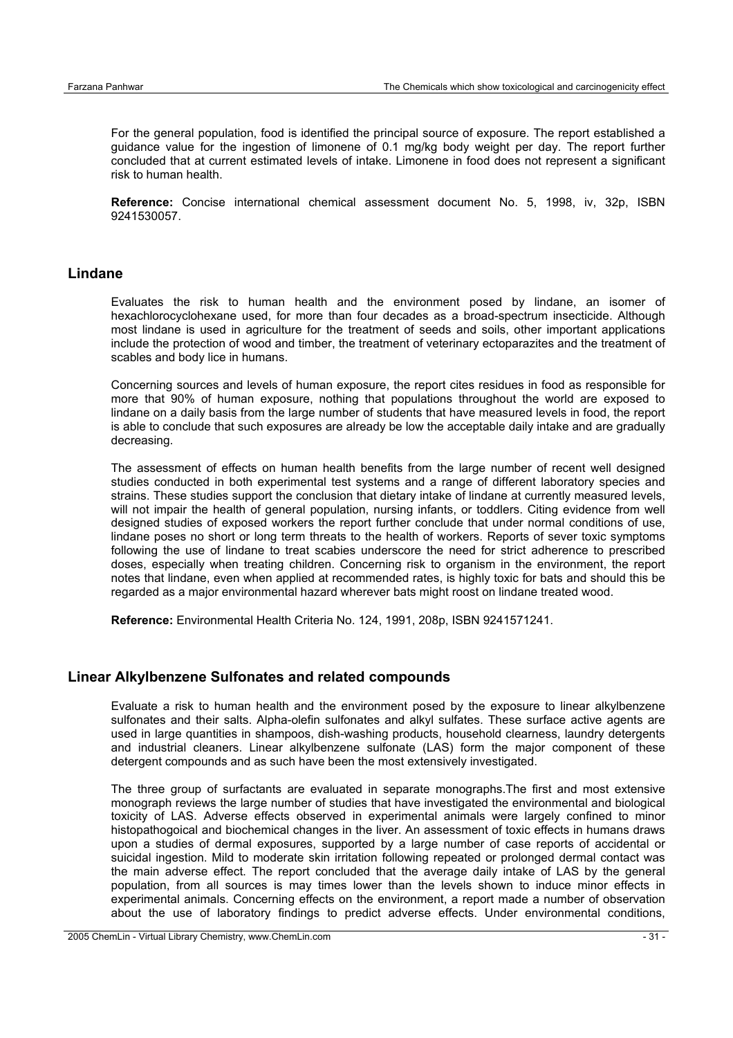For the general population, food is identified the principal source of exposure. The report established a guidance value for the ingestion of limonene of 0.1 mg/kg body weight per day. The report further concluded that at current estimated levels of intake. Limonene in food does not represent a significant risk to human health.

**Reference:** Concise international chemical assessment document No. 5, 1998, iv, 32p, ISBN 9241530057.

## Lindane

Evaluates the risk to human health and the environment posed by lindane, an isomer of hexachlorocyclohexane used, for more than four decades as a broad-spectrum insecticide. Although most lindane is used in agriculture for the treatment of seeds and soils, other important applications include the protection of wood and timber, the treatment of veterinary ectoparazites and the treatment of scables and body lice in humans.

Concerning sources and levels of human exposure, the report cites residues in food as responsible for more that 90% of human exposure, nothing that populations throughout the world are exposed to lindane on a daily basis from the large number of students that have measured levels in food, the report is able to conclude that such exposures are already be low the acceptable daily intake and are gradually decreasing.

The assessment of effects on human health benefits from the large number of recent well designed studies conducted in both experimental test systems and a range of different laboratory species and strains. These studies support the conclusion that dietary intake of lindane at currently measured levels, will not impair the health of general population, nursing infants, or toddlers. Citing evidence from well designed studies of exposed workers the report further conclude that under normal conditions of use, lindane poses no short or long term threats to the health of workers. Reports of sever toxic symptoms following the use of lindane to treat scabies underscore the need for strict adherence to prescribed doses, especially when treating children. Concerning risk to organism in the environment, the report notes that lindane, even when applied at recommended rates, is highly toxic for bats and should this be regarded as a major environmental hazard wherever bats might roost on lindane treated wood.

**Reference:** Environmental Health Criteria No. 124, 1991, 208p, ISBN 9241571241.

## Linear Alkylbenzene Sulfonates and related compounds

Evaluate a risk to human health and the environment posed by the exposure to linear alkylbenzene sulfonates and their salts. Alpha-olefin sulfonates and alkyl sulfates. These surface active agents are used in large quantities in shampoos, dish-washing products, household clearness, laundry detergents and industrial cleaners. Linear alkylbenzene sulfonate (LAS) form the major component of these detergent compounds and as such have been the most extensively investigated.

The three group of surfactants are evaluated in separate monographs.The first and most extensive monograph reviews the large number of studies that have investigated the environmental and biological toxicity of LAS. Adverse effects observed in experimental animals were largely confined to minor histopathogoical and biochemical changes in the liver. An assessment of toxic effects in humans draws upon a studies of dermal exposures, supported by a large number of case reports of accidental or suicidal ingestion. Mild to moderate skin irritation following repeated or prolonged dermal contact was the main adverse effect. The report concluded that the average daily intake of LAS by the general population, from all sources is may times lower than the levels shown to induce minor effects in experimental animals. Concerning effects on the environment, a report made a number of observation about the use of laboratory findings to predict adverse effects. Under environmental conditions,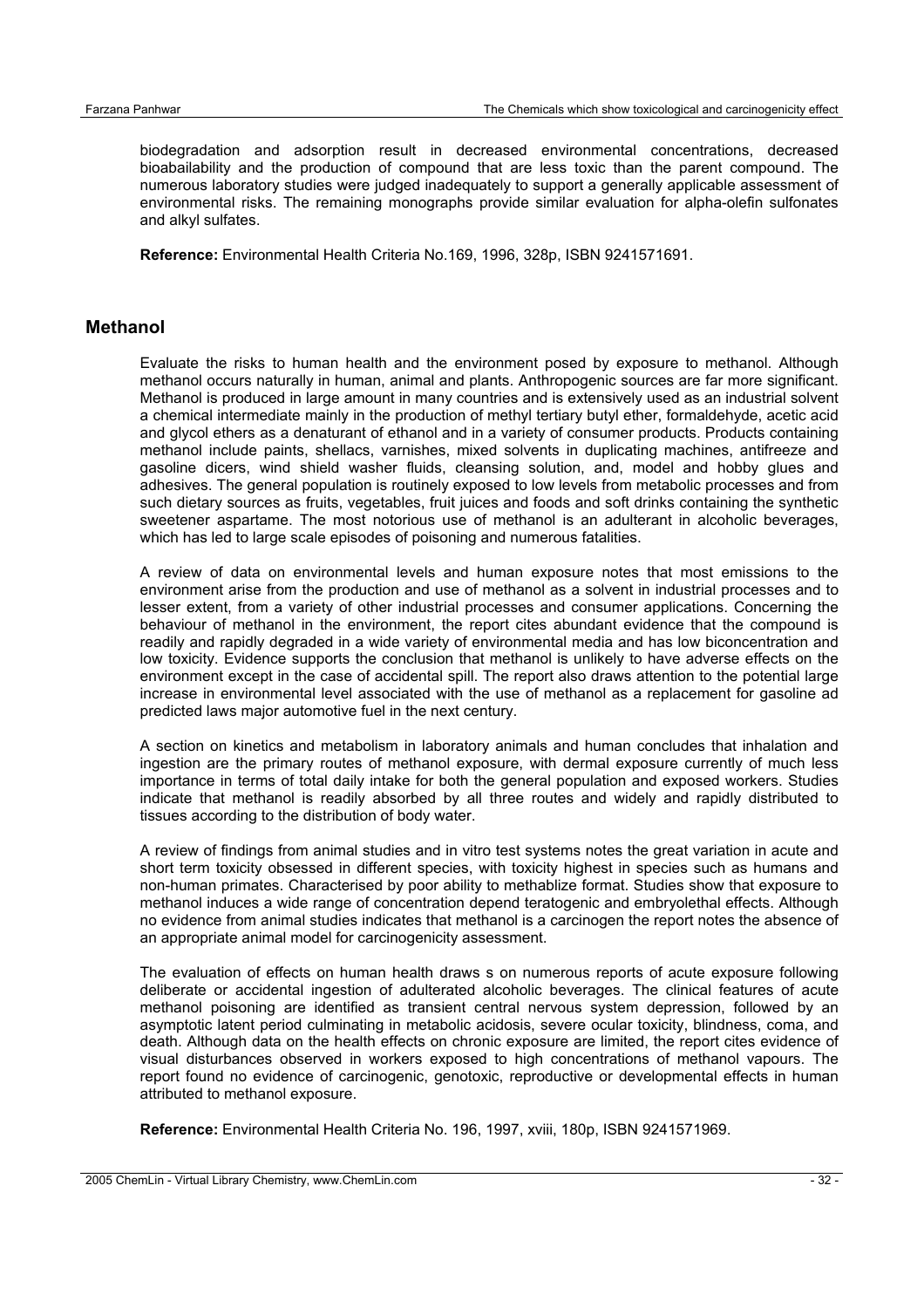biodegradation and adsorption result in decreased environmental concentrations, decreased bioabailability and the production of compound that are less toxic than the parent compound. The numerous laboratory studies were judged inadequately to support a generally applicable assessment of environmental risks. The remaining monographs provide similar evaluation for alpha-olefin sulfonates and alkyl sulfates.

**Reference:** Environmental Health Criteria No.169, 1996, 328p, ISBN 9241571691.

## Methanol

Evaluate the risks to human health and the environment posed by exposure to methanol. Although methanol occurs naturally in human, animal and plants. Anthropogenic sources are far more significant. Methanol is produced in large amount in many countries and is extensively used as an industrial solvent a chemical intermediate mainly in the production of methyl tertiary butyl ether, formaldehyde, acetic acid and glycol ethers as a denaturant of ethanol and in a variety of consumer products. Products containing methanol include paints, shellacs, varnishes, mixed solvents in duplicating machines, antifreeze and gasoline dicers, wind shield washer fluids, cleansing solution, and, model and hobby glues and adhesives. The general population is routinely exposed to low levels from metabolic processes and from such dietary sources as fruits, vegetables, fruit juices and foods and soft drinks containing the synthetic sweetener aspartame. The most notorious use of methanol is an adulterant in alcoholic beverages, which has led to large scale episodes of poisoning and numerous fatalities.

A review of data on environmental levels and human exposure notes that most emissions to the environment arise from the production and use of methanol as a solvent in industrial processes and to lesser extent, from a variety of other industrial processes and consumer applications. Concerning the behaviour of methanol in the environment, the report cites abundant evidence that the compound is readily and rapidly degraded in a wide variety of environmental media and has low biconcentration and low toxicity. Evidence supports the conclusion that methanol is unlikely to have adverse effects on the environment except in the case of accidental spill. The report also draws attention to the potential large increase in environmental level associated with the use of methanol as a replacement for gasoline ad predicted laws major automotive fuel in the next century.

A section on kinetics and metabolism in laboratory animals and human concludes that inhalation and ingestion are the primary routes of methanol exposure, with dermal exposure currently of much less importance in terms of total daily intake for both the general population and exposed workers. Studies indicate that methanol is readily absorbed by all three routes and widely and rapidly distributed to tissues according to the distribution of body water.

A review of findings from animal studies and in vitro test systems notes the great variation in acute and short term toxicity obsessed in different species, with toxicity highest in species such as humans and non-human primates. Characterised by poor ability to methablize format. Studies show that exposure to methanol induces a wide range of concentration depend teratogenic and embryolethal effects. Although no evidence from animal studies indicates that methanol is a carcinogen the report notes the absence of an appropriate animal model for carcinogenicity assessment.

The evaluation of effects on human health draws s on numerous reports of acute exposure following deliberate or accidental ingestion of adulterated alcoholic beverages. The clinical features of acute methanol poisoning are identified as transient central nervous system depression, followed by an asymptotic latent period culminating in metabolic acidosis, severe ocular toxicity, blindness, coma, and death. Although data on the health effects on chronic exposure are limited, the report cites evidence of visual disturbances observed in workers exposed to high concentrations of methanol vapours. The report found no evidence of carcinogenic, genotoxic, reproductive or developmental effects in human attributed to methanol exposure.

**Reference:** Environmental Health Criteria No. 196, 1997, xviii, 180p, ISBN 9241571969.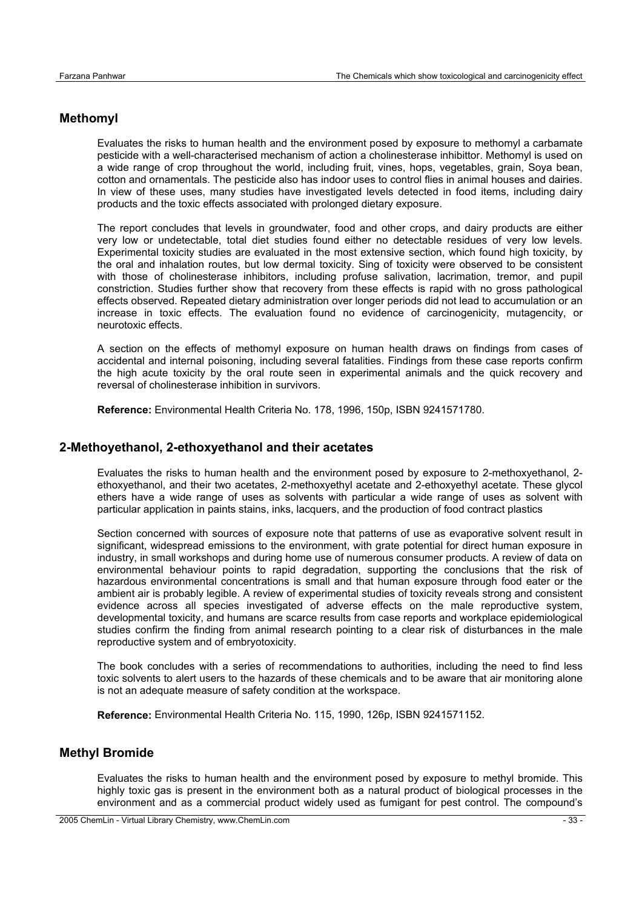## Methomyl

Evaluates the risks to human health and the environment posed by exposure to methomyl a carbamate pesticide with a well-characterised mechanism of action a cholinesterase inhibittor. Methomyl is used on a wide range of crop throughout the world, including fruit, vines, hops, vegetables, grain, Soya bean, cotton and ornamentals. The pesticide also has indoor uses to control flies in animal houses and dairies. In view of these uses, many studies have investigated levels detected in food items, including dairy products and the toxic effects associated with prolonged dietary exposure.

The report concludes that levels in groundwater, food and other crops, and dairy products are either very low or undetectable, total diet studies found either no detectable residues of very low levels. Experimental toxicity studies are evaluated in the most extensive section, which found high toxicity, by the oral and inhalation routes, but low dermal toxicity. Sing of toxicity were observed to be consistent with those of cholinesterase inhibitors, including profuse salivation, lacrimation, tremor, and pupil constriction. Studies further show that recovery from these effects is rapid with no gross pathological effects observed. Repeated dietary administration over longer periods did not lead to accumulation or an increase in toxic effects. The evaluation found no evidence of carcinogenicity, mutagencity, or neurotoxic effects.

A section on the effects of methomyl exposure on human health draws on findings from cases of accidental and internal poisoning, including several fatalities. Findings from these case reports confirm the high acute toxicity by the oral route seen in experimental animals and the quick recovery and reversal of cholinesterase inhibition in survivors.

**Reference:** Environmental Health Criteria No. 178, 1996, 150p, ISBN 9241571780.

## 2-Methoyethanol, 2-ethoxyethanol and their acetates

Evaluates the risks to human health and the environment posed by exposure to 2-methoxyethanol, 2-ethoxyethanol, and their two acetates, 2-methoxyethyl acetate and 2-ethoxyethyl acetate. These glycol ethers have a wide range of uses as solvents with particular a wide range of uses as solvent with particular application in paints stains, inks, lacquers, and the production of food contract plastics

Section concerned with sources of exposure note that patterns of use as evaporative solvent result in significant, widespread emissions to the environment, with grate potential for direct human exposure in industry, in small workshops and during home use of numerous consumer products. A review of data on environmental behaviour points to rapid degradation, supporting the conclusions that the risk of hazardous environmental concentrations is small and that human exposure through food eater or the ambient air is probably legible. A review of experimental studies of toxicity reveals strong and consistent evidence across all species investigated of adverse effects on the male reproductive system, developmental toxicity, and humans are scarce results from case reports and workplace epidemiological studies confirm the finding from animal research pointing to a clear risk of disturbances in the male reproductive system and of embryotoxicity.

The book concludes with a series of recommendations to authorities, including the need to find less toxic solvents to alert users to the hazards of these chemicals and to be aware that air monitoring alone is not an adequate measure of safety condition at the workspace.

**Reference:** Environmental Health Criteria No. 115, 1990, 126p, ISBN 9241571152.

## Methyl Bromide

Evaluates the risks to human health and the environment posed by exposure to methyl bromide. This highly toxic gas is present in the environment both as a natural product of biological processes in the environment and as a commercial product widely used as fumigant for pest control. The compound's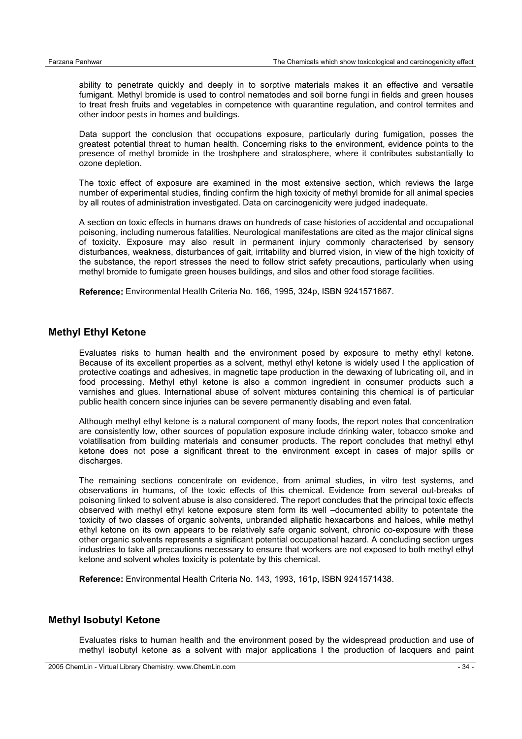ability to penetrate quickly and deeply in to sorptive materials makes it an effective and versatile fumigant. Methyl bromide is used to control nematodes and soil borne fungi in fields and green houses to treat fresh fruits and vegetables in competence with quarantine regulation, and control termites and other indoor pests in homes and buildings.

Data support the conclusion that occupations exposure, particularly during fumigation, posses the greatest potential threat to human health. Concerning risks to the environment, evidence points to the presence of methyl bromide in the troshphere and stratosphere, where it contributes substantially to ozone depletion.

The toxic effect of exposure are examined in the most extensive section, which reviews the large number of experimental studies, finding confirm the high toxicity of methyl bromide for all animal species by all routes of administration investigated. Data on carcinogenicity were judged inadequate.

A section on toxic effects in humans draws on hundreds of case histories of accidental and occupational poisoning, including numerous fatalities. Neurological manifestations are cited as the major clinical signs of toxicity. Exposure may also result in permanent injury commonly characterised by sensory disturbances, weakness, disturbances of gait, irritability and blurred vision, in view of the high toxicity of the substance, the report stresses the need to follow strict safety precautions, particularly when using methyl bromide to fumigate green houses buildings, and silos and other food storage facilities.

**Reference:** Environmental Health Criteria No. 166, 1995, 324p, ISBN 9241571667.

## Methyl Ethyl Ketone

Evaluates risks to human health and the environment posed by exposure to methy ethyl ketone. Because of its excellent properties as a solvent, methyl ethyl ketone is widely used I the application of protective coatings and adhesives, in magnetic tape production in the dewaxing of lubricating oil, and in food processing. Methyl ethyl ketone is also a common ingredient in consumer products such a varnishes and glues. International abuse of solvent mixtures containing this chemical is of particular public health concern since injuries can be severe permanently disabling and even fatal.

Although methyl ethyl ketone is a natural component of many foods, the report notes that concentration are consistently low, other sources of population exposure include drinking water, tobacco smoke and volatilisation from building materials and consumer products. The report concludes that methyl ethyl ketone does not pose a significant threat to the environment except in cases of major spills or discharges.

The remaining sections concentrate on evidence, from animal studies, in vitro test systems, and observations in humans, of the toxic effects of this chemical. Evidence from several out-breaks of poisoning linked to solvent abuse is also considered. The report concludes that the principal toxic effects observed with methyl ethyl ketone exposure stem form its well –documented ability to potentate the toxicity of two classes of organic solvents, unbranded aliphatic hexacarbons and haloes, while methyl ethyl ketone on its own appears to be relatively safe organic solvent, chronic co-exposure with these other organic solvents represents a significant potential occupational hazard. A concluding section urges industries to take all precautions necessary to ensure that workers are not exposed to both methyl ethyl ketone and solvent wholes toxicity is potentate by this chemical.

**Reference:** Environmental Health Criteria No. 143, 1993, 161p, ISBN 9241571438.

## Methyl Isobutyl Ketone

Evaluates risks to human health and the environment posed by the widespread production and use of methyl isobutyl ketone as a solvent with major applications I the production of lacquers and paint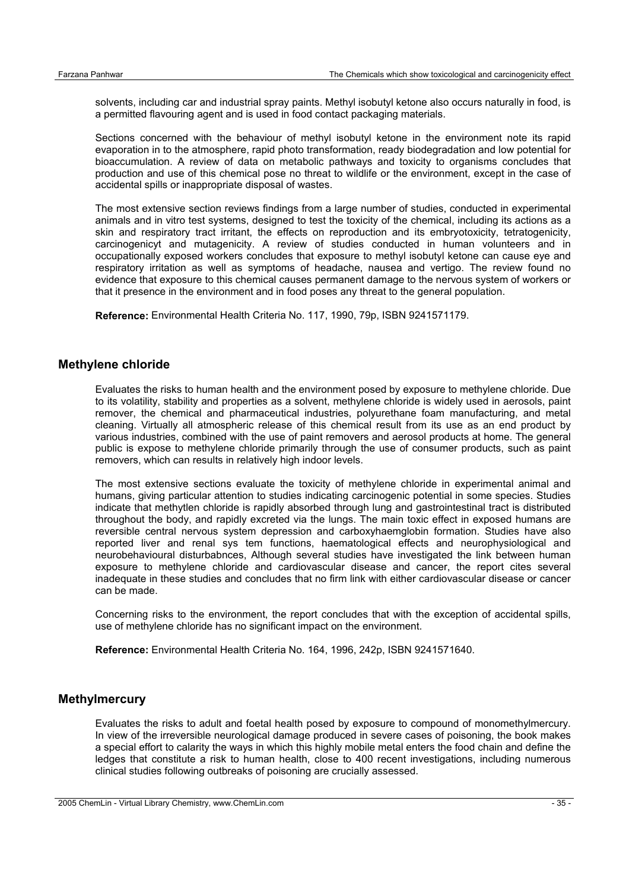solvents, including car and industrial spray paints. Methyl isobutyl ketone also occurs naturally in food, is a permitted flavouring agent and is used in food contact packaging materials.

Sections concerned with the behaviour of methyl isobutyl ketone in the environment note its rapid evaporation in to the atmosphere, rapid photo transformation, ready biodegradation and low potential for bioaccumulation. A review of data on metabolic pathways and toxicity to organisms concludes that production and use of this chemical pose no threat to wildlife or the environment, except in the case of accidental spills or inappropriate disposal of wastes.

The most extensive section reviews findings from a large number of studies, conducted in experimental animals and in vitro test systems, designed to test the toxicity of the chemical, including its actions as a skin and respiratory tract irritant, the effects on reproduction and its embryotoxicity, tetratogenicity, carcinogenicyt and mutagenicity. A review of studies conducted in human volunteers and in occupationally exposed workers concludes that exposure to methyl isobutyl ketone can cause eye and respiratory irritation as well as symptoms of headache, nausea and vertigo. The review found no evidence that exposure to this chemical causes permanent damage to the nervous system of workers or that it presence in the environment and in food poses any threat to the general population.

**Reference:** Environmental Health Criteria No. 117, 1990, 79p, ISBN 9241571179.

## Methylene chloride

Evaluates the risks to human health and the environment posed by exposure to methylene chloride. Due to its volatility, stability and properties as a solvent, methylene chloride is widely used in aerosols, paint remover, the chemical and pharmaceutical industries, polyurethane foam manufacturing, and metal cleaning. Virtually all atmospheric release of this chemical result from its use as an end product by various industries, combined with the use of paint removers and aerosol products at home. The general public is expose to methylene chloride primarily through the use of consumer products, such as paint removers, which can results in relatively high indoor levels.

The most extensive sections evaluate the toxicity of methylene chloride in experimental animal and humans, giving particular attention to studies indicating carcinogenic potential in some species. Studies indicate that methytlen chloride is rapidly absorbed through lung and gastrointestinal tract is distributed throughout the body, and rapidly excreted via the lungs. The main toxic effect in exposed humans are reversible central nervous system depression and carboxyhaemglobin formation. Studies have also reported liver and renal sys tem functions, haematological effects and neurophysiological and neurobehavioural disturbabnces, Although several studies have investigated the link between human exposure to methylene chloride and cardiovascular disease and cancer, the report cites several inadequate in these studies and concludes that no firm link with either cardiovascular disease or cancer can be made.

Concerning risks to the environment, the report concludes that with the exception of accidental spills, use of methylene chloride has no significant impact on the environment.

**Reference:** Environmental Health Criteria No. 164, 1996, 242p, ISBN 9241571640.

## Methylmercury

Evaluates the risks to adult and foetal health posed by exposure to compound of monomethylmercury. In view of the irreversible neurological damage produced in severe cases of poisoning, the book makes a special effort to calarity the ways in which this highly mobile metal enters the food chain and define the ledges that constitute a risk to human health, close to 400 recent investigations, including numerous clinical studies following outbreaks of poisoning are crucially assessed.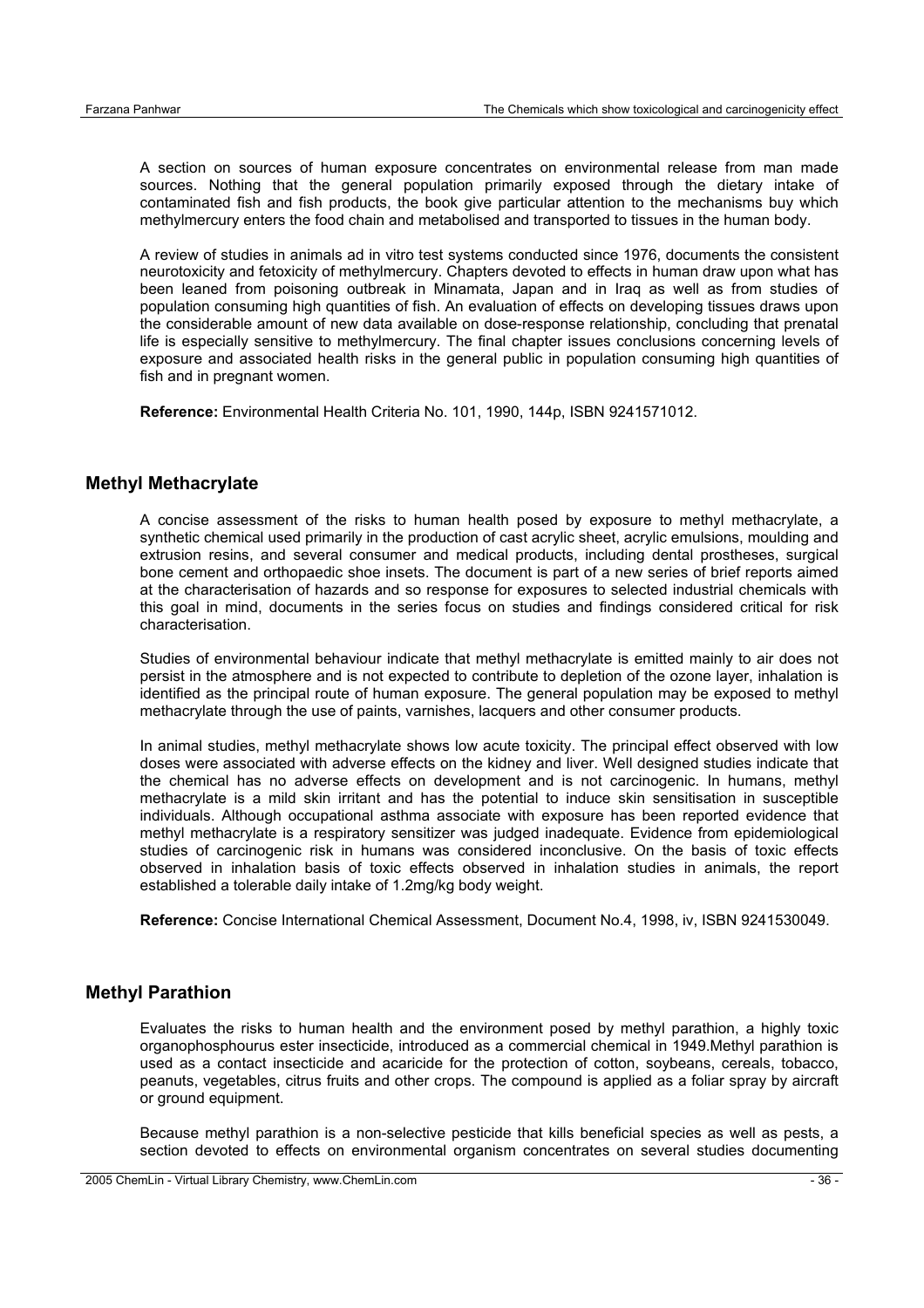A section on sources of human exposure concentrates on environmental release from man made sources. Nothing that the general population primarily exposed through the dietary intake of contaminated fish and fish products, the book give particular attention to the mechanisms buy which methylmercury enters the food chain and metabolised and transported to tissues in the human body.

A review of studies in animals ad in vitro test systems conducted since 1976, documents the consistent neurotoxicity and fetoxicity of methylmercury. Chapters devoted to effects in human draw upon what has been leaned from poisoning outbreak in Minamata, Japan and in Iraq as well as from studies of population consuming high quantities of fish. An evaluation of effects on developing tissues draws upon the considerable amount of new data available on dose-response relationship, concluding that prenatal life is especially sensitive to methylmercury. The final chapter issues conclusions concerning levels of exposure and associated health risks in the general public in population consuming high quantities of fish and in pregnant women.

**Reference:** Environmental Health Criteria No. 101, 1990, 144p, ISBN 9241571012.

## Methyl Methacrylate

A concise assessment of the risks to human health posed by exposure to methyl methacrylate, a synthetic chemical used primarily in the production of cast acrylic sheet, acrylic emulsions, moulding and extrusion resins, and several consumer and medical products, including dental prostheses, surgical bone cement and orthopaedic shoe insets. The document is part of a new series of brief reports aimed at the characterisation of hazards and so response for exposures to selected industrial chemicals with this goal in mind, documents in the series focus on studies and findings considered critical for risk characterisation.

Studies of environmental behaviour indicate that methyl methacrylate is emitted mainly to air does not persist in the atmosphere and is not expected to contribute to depletion of the ozone layer, inhalation is identified as the principal route of human exposure. The general population may be exposed to methyl methacrylate through the use of paints, varnishes, lacquers and other consumer products.

In animal studies, methyl methacrylate shows low acute toxicity. The principal effect observed with low doses were associated with adverse effects on the kidney and liver. Well designed studies indicate that the chemical has no adverse effects on development and is not carcinogenic. In humans, methyl methacrylate is a mild skin irritant and has the potential to induce skin sensitisation in susceptible individuals. Although occupational asthma associate with exposure has been reported evidence that methyl methacrylate is a respiratory sensitizer was judged inadequate. Evidence from epidemiological studies of carcinogenic risk in humans was considered inconclusive. On the basis of toxic effects observed in inhalation basis of toxic effects observed in inhalation studies in animals, the report established a tolerable daily intake of 1.2mg/kg body weight.

**Reference:** Concise International Chemical Assessment, Document No.4, 1998, iv, ISBN 9241530049.

## Methyl Parathion

Evaluates the risks to human health and the environment posed by methyl parathion, a highly toxic organophosphourus ester insecticide, introduced as a commercial chemical in 1949.Methyl parathion is used as a contact insecticide and acaricide for the protection of cotton, soybeans, cereals, tobacco, peanuts, vegetables, citrus fruits and other crops. The compound is applied as a foliar spray by aircraft or ground equipment.

Because methyl parathion is a non-selective pesticide that kills beneficial species as well as pests, a section devoted to effects on environmental organism concentrates on several studies documenting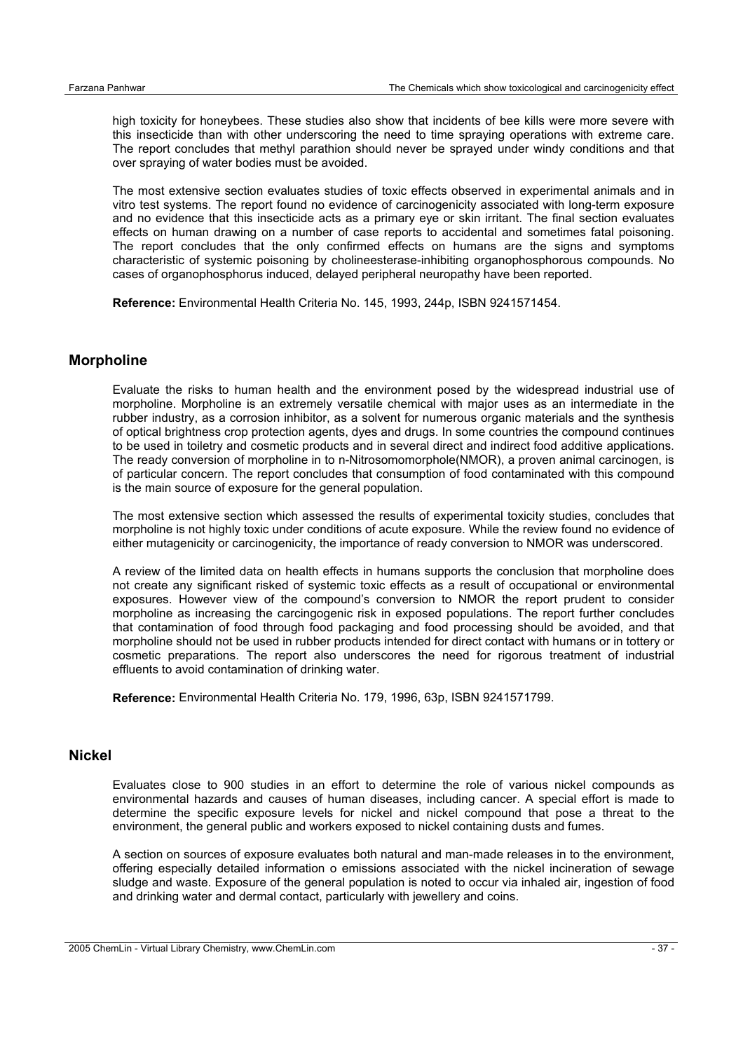high toxicity for honeybees. These studies also show that incidents of bee kills were more severe with this insecticide than with other underscoring the need to time spraying operations with extreme care. The report concludes that methyl parathion should never be sprayed under windy conditions and that over spraying of water bodies must be avoided.

The most extensive section evaluates studies of toxic effects observed in experimental animals and in vitro test systems. The report found no evidence of carcinogenicity associated with long-term exposure and no evidence that this insecticide acts as a primary eye or skin irritant. The final section evaluates effects on human drawing on a number of case reports to accidental and sometimes fatal poisoning. The report concludes that the only confirmed effects on humans are the signs and symptoms characteristic of systemic poisoning by cholineesterase-inhibiting organophosphorous compounds. No cases of organophosphorus induced, delayed peripheral neuropathy have been reported.

**Reference:** Environmental Health Criteria No. 145, 1993, 244p, ISBN 9241571454.

## Morpholine

Evaluate the risks to human health and the environment posed by the widespread industrial use of morpholine. Morpholine is an extremely versatile chemical with major uses as an intermediate in the rubber industry, as a corrosion inhibitor, as a solvent for numerous organic materials and the synthesis of optical brightness crop protection agents, dyes and drugs. In some countries the compound continues to be used in toiletry and cosmetic products and in several direct and indirect food additive applications. The ready conversion of morpholine in to n-Nitrosomomorphole(NMOR), a proven animal carcinogen, is of particular concern. The report concludes that consumption of food contaminated with this compound is the main source of exposure for the general population.

The most extensive section which assessed the results of experimental toxicity studies, concludes that morpholine is not highly toxic under conditions of acute exposure. While the review found no evidence of either mutagenicity or carcinogenicity, the importance of ready conversion to NMOR was underscored.

A review of the limited data on health effects in humans supports the conclusion that morpholine does not create any significant risked of systemic toxic effects as a result of occupational or environmental exposures. However view of the compound's conversion to NMOR the report prudent to consider morpholine as increasing the carcingogenic risk in exposed populations. The report further concludes that contamination of food through food packaging and food processing should be avoided, and that morpholine should not be used in rubber products intended for direct contact with humans or in tottery or cosmetic preparations. The report also underscores the need for rigorous treatment of industrial effluents to avoid contamination of drinking water.

**Reference:** Environmental Health Criteria No. 179, 1996, 63p, ISBN 9241571799.

## Nickel

Evaluates close to 900 studies in an effort to determine the role of various nickel compounds as environmental hazards and causes of human diseases, including cancer. A special effort is made to determine the specific exposure levels for nickel and nickel compound that pose a threat to the environment, the general public and workers exposed to nickel containing dusts and fumes.

A section on sources of exposure evaluates both natural and man-made releases in to the environment, offering especially detailed information o emissions associated with the nickel incineration of sewage sludge and waste. Exposure of the general population is noted to occur via inhaled air, ingestion of food and drinking water and dermal contact, particularly with jewellery and coins.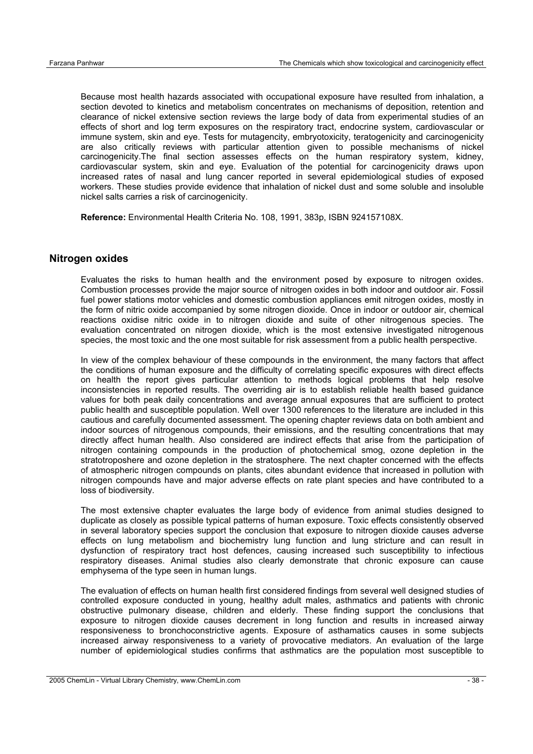Because most health hazards associated with occupational exposure have resulted from inhalation, a section devoted to kinetics and metabolism concentrates on mechanisms of deposition, retention and clearance of nickel extensive section reviews the large body of data from experimental studies of an effects of short and log term exposures on the respiratory tract, endocrine system, cardiovascular or immune system, skin and eye. Tests for mutagencity, embryotoxicity, teratogenicity and carcinogenicity are also critically reviews with particular attention given to possible mechanisms of nickel carcinogenicity.The final section assesses effects on the human respiratory system, kidney, cardiovascular system, skin and eye. Evaluation of the potential for carcinogenicity draws upon increased rates of nasal and lung cancer reported in several epidemiological studies of exposed workers. These studies provide evidence that inhalation of nickel dust and some soluble and insoluble nickel salts carries a risk of carcinogenicity.

**Reference:** Environmental Health Criteria No. 108, 1991, 383p, ISBN 924157108X.

## Nitrogen oxides

Evaluates the risks to human health and the environment posed by exposure to nitrogen oxides. Combustion processes provide the major source of nitrogen oxides in both indoor and outdoor air. Fossil fuel power stations motor vehicles and domestic combustion appliances emit nitrogen oxides, mostly in the form of nitric oxide accompanied by some nitrogen dioxide. Once in indoor or outdoor air, chemical reactions oxidise nitric oxide in to nitrogen dioxide and suite of other nitrogenous species. The evaluation concentrated on nitrogen dioxide, which is the most extensive investigated nitrogenous species, the most toxic and the one most suitable for risk assessment from a public health perspective.

In view of the complex behaviour of these compounds in the environment, the many factors that affect the conditions of human exposure and the difficulty of correlating specific exposures with direct effects on health the report gives particular attention to methods logical problems that help resolve inconsistencies in reported results. The overriding air is to establish reliable health based guidance values for both peak daily concentrations and average annual exposures that are sufficient to protect public health and susceptible population. Well over 1300 references to the literature are included in this cautious and carefully documented assessment. The opening chapter reviews data on both ambient and indoor sources of nitrogenous compounds, their emissions, and the resulting concentrations that may directly affect human health. Also considered are indirect effects that arise from the participation of nitrogen containing compounds in the production of photochemical smog, ozone depletion in the stratotroposhere and ozone depletion in the stratosphere. The next chapter concerned with the effects of atmospheric nitrogen compounds on plants, cites abundant evidence that increased in pollution with nitrogen compounds have and major adverse effects on rate plant species and have contributed to a loss of biodiversity.

The most extensive chapter evaluates the large body of evidence from animal studies designed to duplicate as closely as possible typical patterns of human exposure. Toxic effects consistently observed in several laboratory species support the conclusion that exposure to nitrogen dioxide causes adverse effects on lung metabolism and biochemistry lung function and lung stricture and can result in dysfunction of respiratory tract host defences, causing increased such susceptibility to infectious respiratory diseases. Animal studies also clearly demonstrate that chronic exposure can cause emphysema of the type seen in human lungs.

The evaluation of effects on human health first considered findings from several well designed studies of controlled exposure conducted in young, healthy adult males, asthmatics and patients with chronic obstructive pulmonary disease, children and elderly. These finding support the conclusions that exposure to nitrogen dioxide causes decrement in long function and results in increased airway responsiveness to bronchoconstrictive agents. Exposure of asthamatics causes in some subjects increased airway responsiveness to a variety of provocative mediators. An evaluation of the large number of epidemiological studies confirms that asthmatics are the population most susceptible to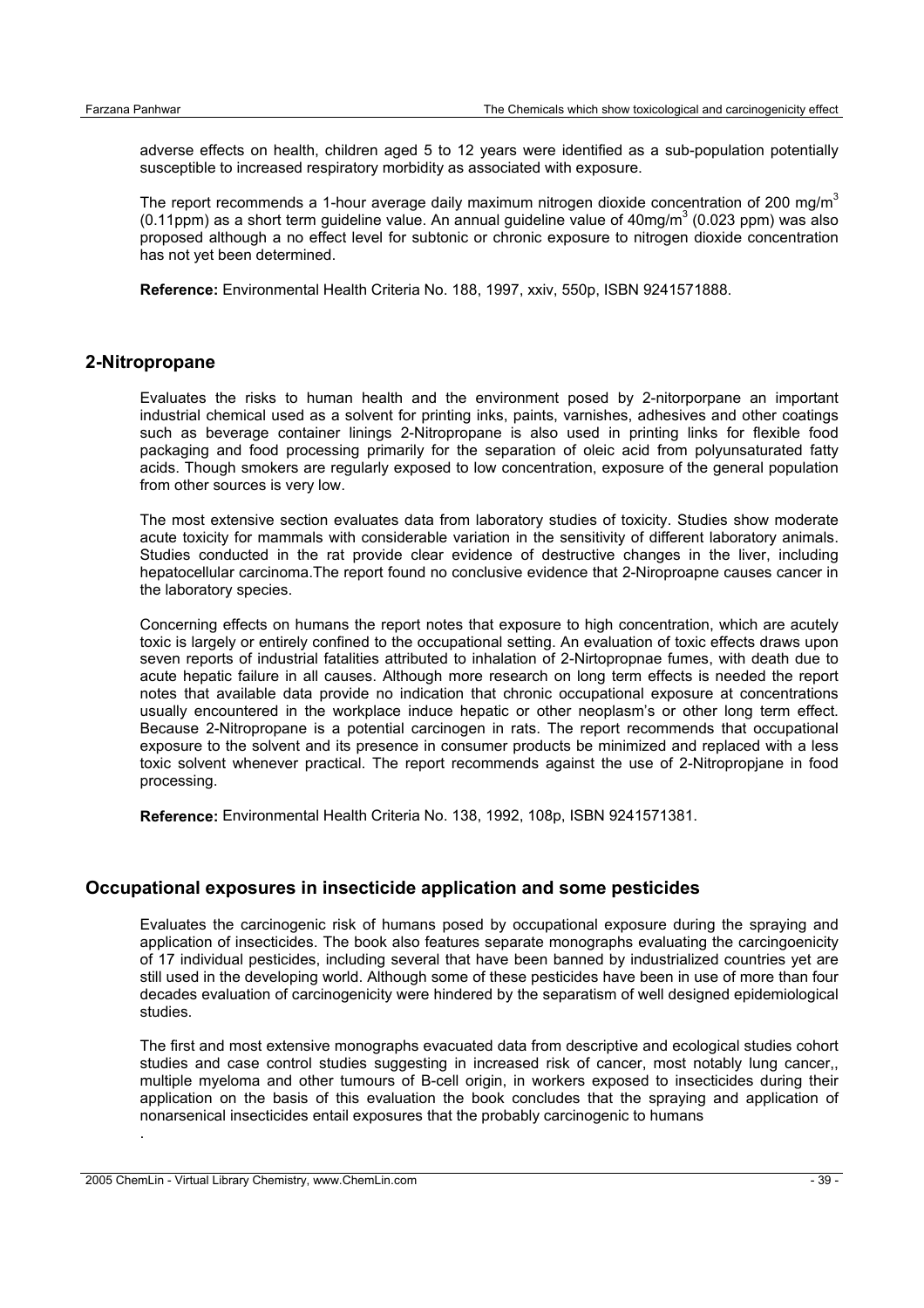adverse effects on health, children aged 5 to 12 years were identified as a sub-population potentially susceptible to increased respiratory morbidity as associated with exposure.

The report recommends a 1-hour average daily maximum nitrogen dioxide concentration of 200 mg/m$^3$ (0.11ppm) as a short term guideline value. An annual guideline value of 40mg/m$^3$ (0.023 ppm) was also proposed although a no effect level for subtonic or chronic exposure to nitrogen dioxide concentration has not yet been determined.

**Reference:** Environmental Health Criteria No. 188, 1997, xxiv, 550p, ISBN 9241571888.

## 2-Nitropropane

Evaluates the risks to human health and the environment posed by 2-nitorporpane an important industrial chemical used as a solvent for printing inks, paints, varnishes, adhesives and other coatings such as beverage container linings 2-Nitropropane is also used in printing links for flexible food packaging and food processing primarily for the separation of oleic acid from polyunsaturated fatty acids. Though smokers are regularly exposed to low concentration, exposure of the general population from other sources is very low.

The most extensive section evaluates data from laboratory studies of toxicity. Studies show moderate acute toxicity for mammals with considerable variation in the sensitivity of different laboratory animals. Studies conducted in the rat provide clear evidence of destructive changes in the liver, including hepatocellular carcinoma.The report found no conclusive evidence that 2-Niroproapne causes cancer in the laboratory species.

Concerning effects on humans the report notes that exposure to high concentration, which are acutely toxic is largely or entirely confined to the occupational setting. An evaluation of toxic effects draws upon seven reports of industrial fatalities attributed to inhalation of 2-Nirtopropnae fumes, with death due to acute hepatic failure in all causes. Although more research on long term effects is needed the report notes that available data provide no indication that chronic occupational exposure at concentrations usually encountered in the workplace induce hepatic or other neoplasm's or other long term effect. Because 2-Nitropropane is a potential carcinogen in rats. The report recommends that occupational exposure to the solvent and its presence in consumer products be minimized and replaced with a less toxic solvent whenever practical. The report recommends against the use of 2-Nitropropjane in food processing.

**Reference:** Environmental Health Criteria No. 138, 1992, 108p, ISBN 9241571381.

## Occupational exposures in insecticide application and some pesticides

Evaluates the carcinogenic risk of humans posed by occupational exposure during the spraying and application of insecticides. The book also features separate monographs evaluating the carcingoenicity of 17 individual pesticides, including several that have been banned by industrialized countries yet are still used in the developing world. Although some of these pesticides have been in use of more than four decades evaluation of carcinogenicity were hindered by the separatism of well designed epidemiological studies.

The first and most extensive monographs evacuated data from descriptive and ecological studies cohort studies and case control studies suggesting in increased risk of cancer, most notably lung cancer,, multiple myeloma and other tumours of B-cell origin, in workers exposed to insecticides during their application on the basis of this evaluation the book concludes that the spraying and application of nonarsenical insecticides entail exposures that the probably carcinogenic to humans

.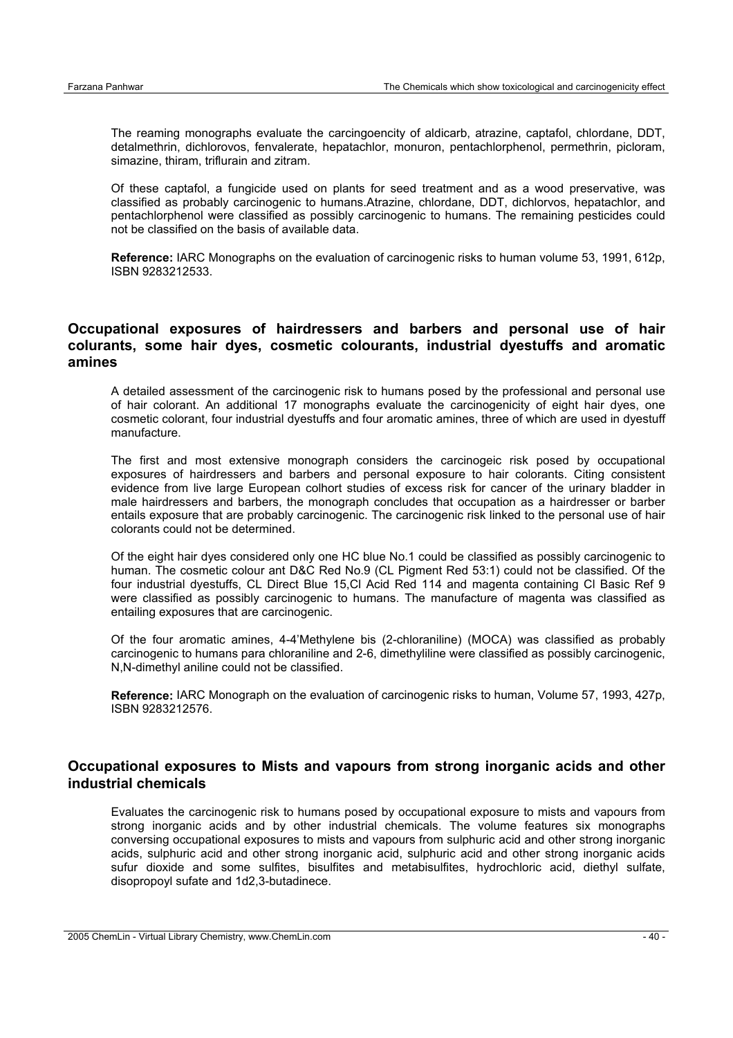The reaming monographs evaluate the carcingoencity of aldicarb, atrazine, captafol, chlordane, DDT, detalmethrin, dichlorovos, fenvalerate, hepatachlor, monuron, pentachlorphenol, permethrin, picloram, simazine, thiram, triflurain and zitram.

Of these captafol, a fungicide used on plants for seed treatment and as a wood preservative, was classified as probably carcinogenic to humans.Atrazine, chlordane, DDT, dichlorvos, hepatachlor, and pentachlorphenol were classified as possibly carcinogenic to humans. The remaining pesticides could not be classified on the basis of available data.

**Reference:** IARC Monographs on the evaluation of carcinogenic risks to human volume 53, 1991, 612p, ISBN 9283212533.

## Occupational exposures of hairdressers and barbers and personal use of hair colurants, some hair dyes, cosmetic colourants, industrial dyestuffs and aromatic amines

A detailed assessment of the carcinogenic risk to humans posed by the professional and personal use of hair colorant. An additional 17 monographs evaluate the carcinogenicity of eight hair dyes, one cosmetic colorant, four industrial dyestuffs and four aromatic amines, three of which are used in dyestuff manufacture.

The first and most extensive monograph considers the carcinogeic risk posed by occupational exposures of hairdressers and barbers and personal exposure to hair colorants. Citing consistent evidence from live large European colhort studies of excess risk for cancer of the urinary bladder in male hairdressers and barbers, the monograph concludes that occupation as a hairdresser or barber entails exposure that are probably carcinogenic. The carcinogenic risk linked to the personal use of hair colorants could not be determined.

Of the eight hair dyes considered only one HC blue No.1 could be classified as possibly carcinogenic to human. The cosmetic colour ant D&C Red No.9 (CL Pigment Red 53:1) could not be classified. Of the four industrial dyestuffs, CL Direct Blue 15,Cl Acid Red 114 and magenta containing Cl Basic Ref 9 were classified as possibly carcinogenic to humans. The manufacture of magenta was classified as entailing exposures that are carcinogenic.

Of the four aromatic amines, 4-4'Methylene bis (2-chloraniline) (MOCA) was classified as probably carcinogenic to humans para chloraniline and 2-6, dimethyliline were classified as possibly carcinogenic, N,N-dimethyl aniline could not be classified.

**Reference:** IARC Monograph on the evaluation of carcinogenic risks to human, Volume 57, 1993, 427p, ISBN 9283212576.

## Occupational exposures to Mists and vapours from strong inorganic acids and other industrial chemicals

Evaluates the carcinogenic risk to humans posed by occupational exposure to mists and vapours from strong inorganic acids and by other industrial chemicals. The volume features six monographs conversing occupational exposures to mists and vapours from sulphuric acid and other strong inorganic acids, sulphuric acid and other strong inorganic acid, sulphuric acid and other strong inorganic acids sufur dioxide and some sulfites, bisulfites and metabisulfites, hydrochloric acid, diethyl sulfate, disopropoyl sufate and 1d2,3-butadinece.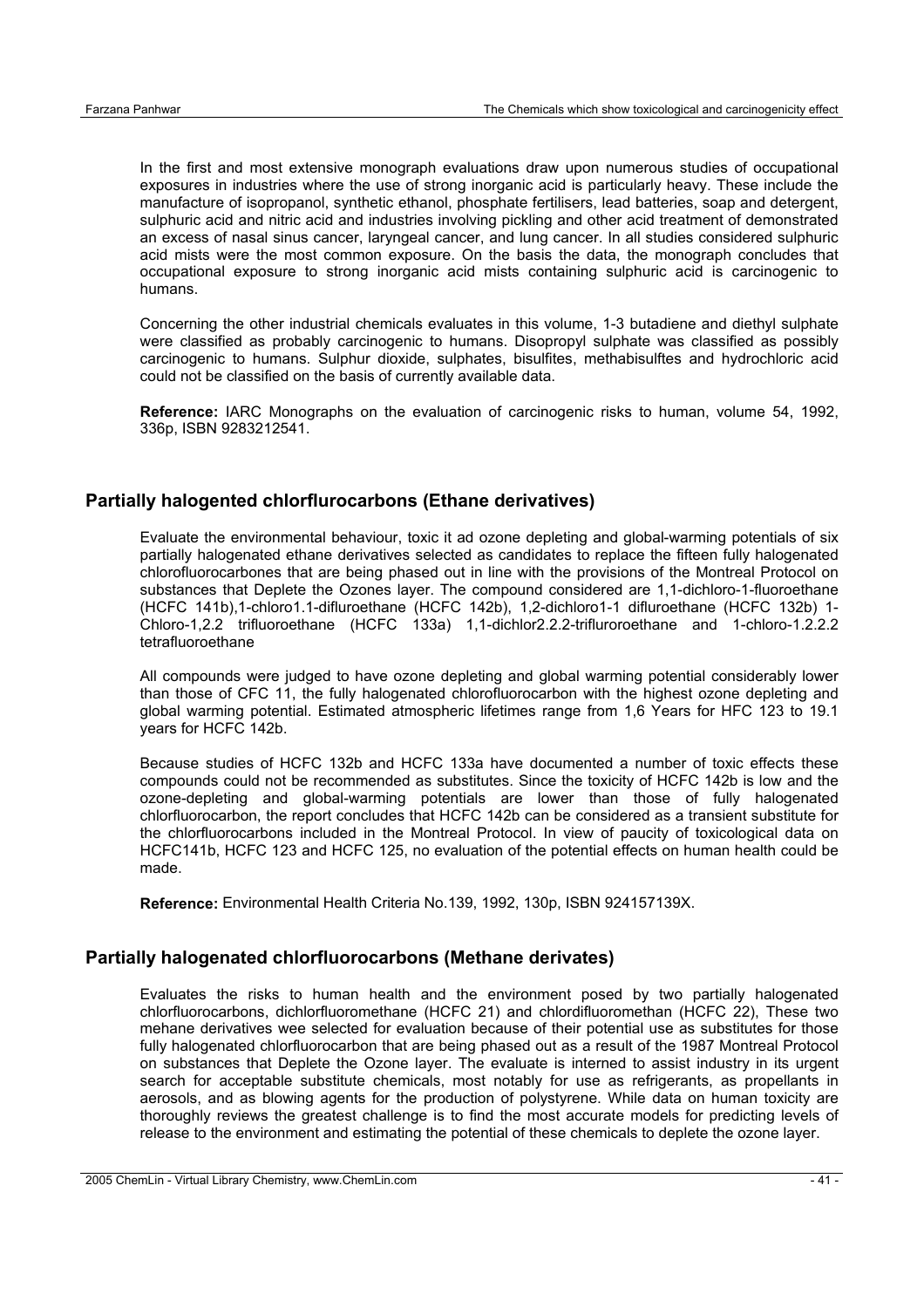In the first and most extensive monograph evaluations draw upon numerous studies of occupational exposures in industries where the use of strong inorganic acid is particularly heavy. These include the manufacture of isopropanol, synthetic ethanol, phosphate fertilisers, lead batteries, soap and detergent, sulphuric acid and nitric acid and industries involving pickling and other acid treatment of demonstrated an excess of nasal sinus cancer, laryngeal cancer, and lung cancer. In all studies considered sulphuric acid mists were the most common exposure. On the basis the data, the monograph concludes that occupational exposure to strong inorganic acid mists containing sulphuric acid is carcinogenic to humans.

Concerning the other industrial chemicals evaluates in this volume, 1-3 butadiene and diethyl sulphate were classified as probably carcinogenic to humans. Disopropyl sulphate was classified as possibly carcinogenic to humans. Sulphur dioxide, sulphates, bisulfites, methabisulftes and hydrochloric acid could not be classified on the basis of currently available data.

**Reference:** IARC Monographs on the evaluation of carcinogenic risks to human, volume 54, 1992, 336p, ISBN 9283212541.

## Partially halogented chlorflurocarbons (Ethane derivatives)

Evaluate the environmental behaviour, toxic it ad ozone depleting and global-warming potentials of six partially halogenated ethane derivatives selected as candidates to replace the fifteen fully halogenated chlorofluorocarbones that are being phased out in line with the provisions of the Montreal Protocol on substances that Deplete the Ozones layer. The compound considered are 1,1-dichloro-1-fluoroethane (HCFC 141b),1-chloro1.1-difluroethane (HCFC 142b), 1,2-dichloro1-1 difluroethane (HCFC 132b) 1-Chloro-1,2.2 trifluoroethane (HCFC 133a) 1,1-dichlor2.2.2-trifluroroethane and 1-chloro-1.2.2.2 tetrafluoroethane

All compounds were judged to have ozone depleting and global warming potential considerably lower than those of CFC 11, the fully halogenated chlorofluorocarbon with the highest ozone depleting and global warming potential. Estimated atmospheric lifetimes range from 1,6 Years for HFC 123 to 19.1 years for HCFC 142b.

Because studies of HCFC 132b and HCFC 133a have documented a number of toxic effects these compounds could not be recommended as substitutes. Since the toxicity of HCFC 142b is low and the ozone-depleting and global-warming potentials are lower than those of fully halogenated chlorfluorocarbon, the report concludes that HCFC 142b can be considered as a transient substitute for the chlorfluorocarbons included in the Montreal Protocol. In view of paucity of toxicological data on HCFC141b, HCFC 123 and HCFC 125, no evaluation of the potential effects on human health could be made.

**Reference:** Environmental Health Criteria No.139, 1992, 130p, ISBN 924157139X.

## Partially halogenated chlorfluorocarbons (Methane derivates)

Evaluates the risks to human health and the environment posed by two partially halogenated chlorfluorocarbons, dichlorfluoromethane (HCFC 21) and chlordifluoromethan (HCFC 22), These two mehane derivatives wee selected for evaluation because of their potential use as substitutes for those fully halogenated chlorfluorocarbon that are being phased out as a result of the 1987 Montreal Protocol on substances that Deplete the Ozone layer. The evaluate is interned to assist industry in its urgent search for acceptable substitute chemicals, most notably for use as refrigerants, as propellants in aerosols, and as blowing agents for the production of polystyrene. While data on human toxicity are thoroughly reviews the greatest challenge is to find the most accurate models for predicting levels of release to the environment and estimating the potential of these chemicals to deplete the ozone layer.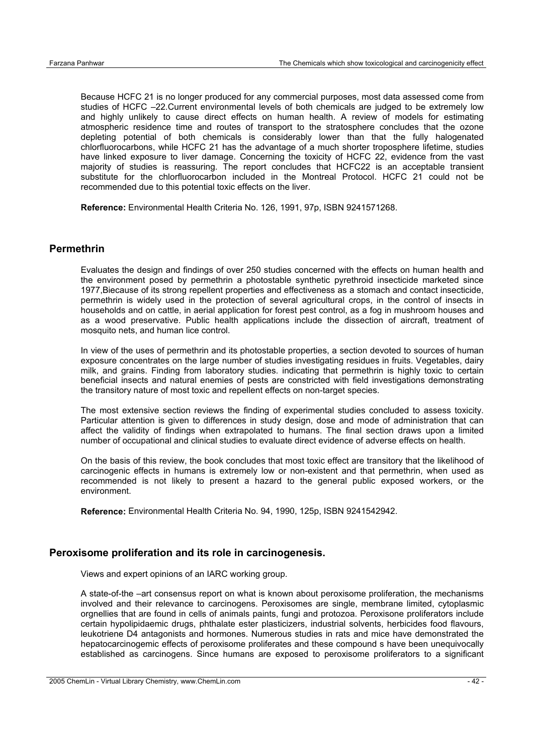Because HCFC 21 is no longer produced for any commercial purposes, most data assessed come from studies of HCFC –22.Current environmental levels of both chemicals are judged to be extremely low and highly unlikely to cause direct effects on human health. A review of models for estimating atmospheric residence time and routes of transport to the stratosphere concludes that the ozone depleting potential of both chemicals is considerably lower than that the fully halogenated chlorfluorocarbons, while HCFC 21 has the advantage of a much shorter troposphere lifetime, studies have linked exposure to liver damage. Concerning the toxicity of HCFC 22, evidence from the vast majority of studies is reassuring. The report concludes that HCFC22 is an acceptable transient substitute for the chlorfluorocarbon included in the Montreal Protocol. HCFC 21 could not be recommended due to this potential toxic effects on the liver.

**Reference:** Environmental Health Criteria No. 126, 1991, 97p, ISBN 9241571268.

## Permethrin

Evaluates the design and findings of over 250 studies concerned with the effects on human health and the environment posed by permethrin a photostable synthetic pyrethroid insecticide marketed since 1977,Biecause of its strong repellent properties and effectiveness as a stomach and contact insecticide, permethrin is widely used in the protection of several agricultural crops, in the control of insects in households and on cattle, in aerial application for forest pest control, as a fog in mushroom houses and as a wood preservative. Public health applications include the dissection of aircraft, treatment of mosquito nets, and human lice control.

In view of the uses of permethrin and its photostable properties, a section devoted to sources of human exposure concentrates on the large number of studies investigating residues in fruits. Vegetables, dairy milk, and grains. Finding from laboratory studies. indicating that permethrin is highly toxic to certain beneficial insects and natural enemies of pests are constricted with field investigations demonstrating the transitory nature of most toxic and repellent effects on non-target species.

The most extensive section reviews the finding of experimental studies concluded to assess toxicity. Particular attention is given to differences in study design, dose and mode of administration that can affect the validity of findings when extrapolated to humans. The final section draws upon a limited number of occupational and clinical studies to evaluate direct evidence of adverse effects on health.

On the basis of this review, the book concludes that most toxic effect are transitory that the likelihood of carcinogenic effects in humans is extremely low or non-existent and that permethrin, when used as recommended is not likely to present a hazard to the general public exposed workers, or the environment.

**Reference:** Environmental Health Criteria No. 94, 1990, 125p, ISBN 9241542942.

## Peroxisome proliferation and its role in carcinogenesis.

Views and expert opinions of an IARC working group.

A state-of-the –art consensus report on what is known about peroxisome proliferation, the mechanisms involved and their relevance to carcinogens. Peroxisomes are single, membrane limited, cytoplasmic orgnellies that are found in cells of animals paints, fungi and protozoa. Peroxisone proliferators include certain hypolipidaemic drugs, phthalate ester plasticizers, industrial solvents, herbicides food flavours, leukotriene D4 antagonists and hormones. Numerous studies in rats and mice have demonstrated the hepatocarcinogemic effects of peroxisome proliferates and these compound s have been unequivocally established as carcinogens. Since humans are exposed to peroxisome proliferators to a significant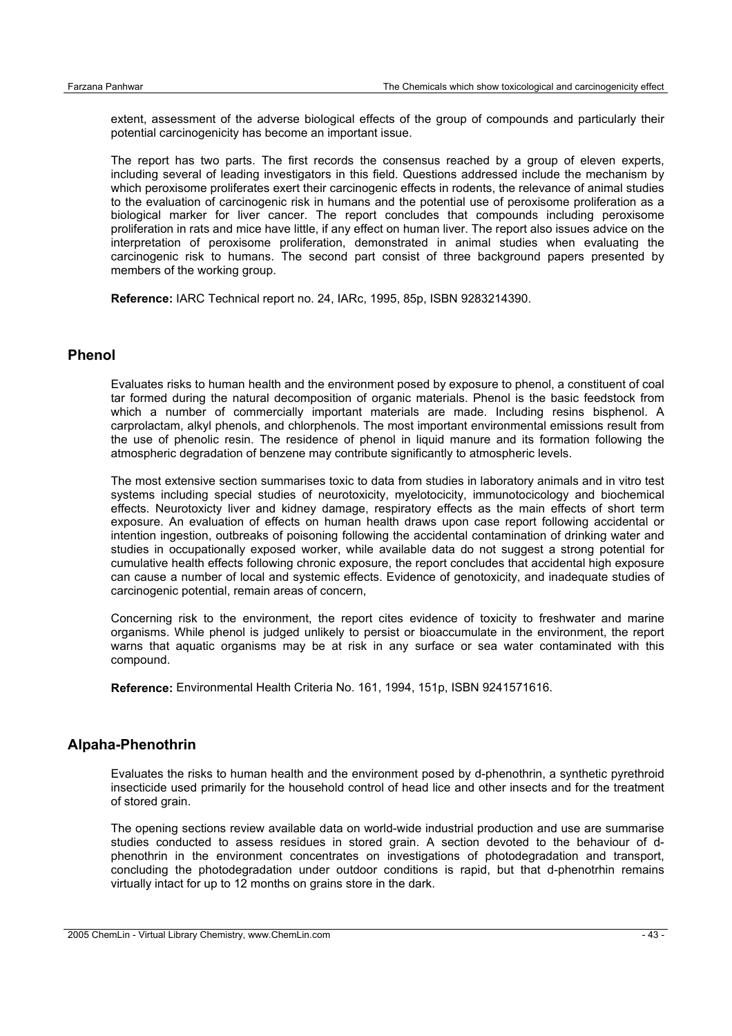extent, assessment of the adverse biological effects of the group of compounds and particularly their potential carcinogenicity has become an important issue.

The report has two parts. The first records the consensus reached by a group of eleven experts, including several of leading investigators in this field. Questions addressed include the mechanism by which peroxisome proliferates exert their carcinogenic effects in rodents, the relevance of animal studies to the evaluation of carcinogenic risk in humans and the potential use of peroxisome proliferation as a biological marker for liver cancer. The report concludes that compounds including peroxisome proliferation in rats and mice have little, if any effect on human liver. The report also issues advice on the interpretation of peroxisome proliferation, demonstrated in animal studies when evaluating the carcinogenic risk to humans. The second part consist of three background papers presented by members of the working group.

**Reference:** IARC Technical report no. 24, IARc, 1995, 85p, ISBN 9283214390.

## Phenol

Evaluates risks to human health and the environment posed by exposure to phenol, a constituent of coal tar formed during the natural decomposition of organic materials. Phenol is the basic feedstock from which a number of commercially important materials are made. Including resins bisphenol. A carprolactam, alkyl phenols, and chlorphenols. The most important environmental emissions result from the use of phenolic resin. The residence of phenol in liquid manure and its formation following the atmospheric degradation of benzene may contribute significantly to atmospheric levels.

The most extensive section summarises toxic to data from studies in laboratory animals and in vitro test systems including special studies of neurotoxicity, myelotocicity, immunotocicology and biochemical effects. Neurotoxicty liver and kidney damage, respiratory effects as the main effects of short term exposure. An evaluation of effects on human health draws upon case report following accidental or intention ingestion, outbreaks of poisoning following the accidental contamination of drinking water and studies in occupationally exposed worker, while available data do not suggest a strong potential for cumulative health effects following chronic exposure, the report concludes that accidental high exposure can cause a number of local and systemic effects. Evidence of genotoxicity, and inadequate studies of carcinogenic potential, remain areas of concern,

Concerning risk to the environment, the report cites evidence of toxicity to freshwater and marine organisms. While phenol is judged unlikely to persist or bioaccumulate in the environment, the report warns that aquatic organisms may be at risk in any surface or sea water contaminated with this compound.

**Reference:** Environmental Health Criteria No. 161, 1994, 151p, ISBN 9241571616.

## Alpaha-Phenothrin

Evaluates the risks to human health and the environment posed by d-phenothrin, a synthetic pyrethroid insecticide used primarily for the household control of head lice and other insects and for the treatment of stored grain.

The opening sections review available data on world-wide industrial production and use are summarise studies conducted to assess residues in stored grain. A section devoted to the behaviour of d-phenothrin in the environment concentrates on investigations of photodegradation and transport, concluding the photodegradation under outdoor conditions is rapid, but that d-phenotrhin remains virtually intact for up to 12 months on grains store in the dark.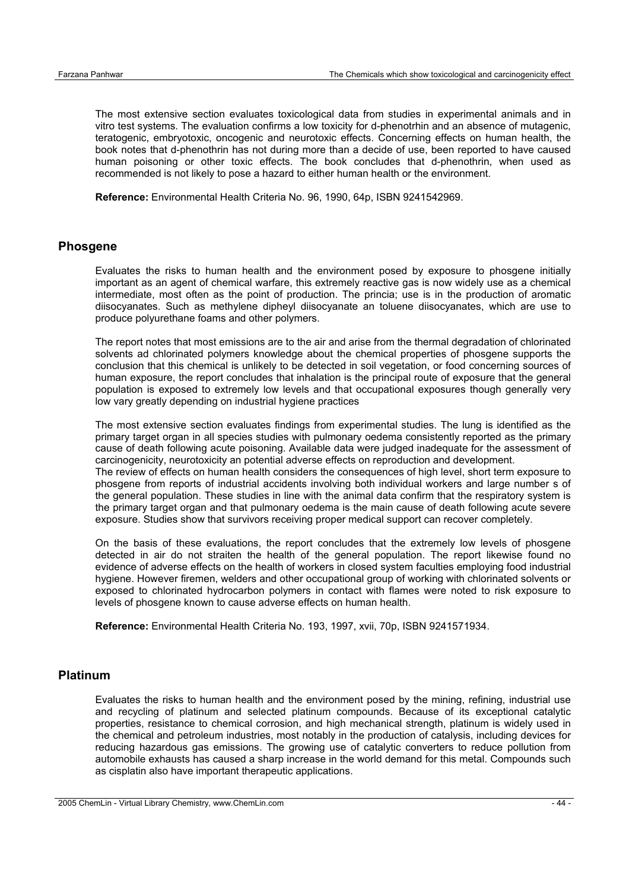The most extensive section evaluates toxicological data from studies in experimental animals and in vitro test systems. The evaluation confirms a low toxicity for d-phenotrhin and an absence of mutagenic, teratogenic, embryotoxic, oncogenic and neurotoxic effects. Concerning effects on human health, the book notes that d-phenothrin has not during more than a decide of use, been reported to have caused human poisoning or other toxic effects. The book concludes that d-phenothrin, when used as recommended is not likely to pose a hazard to either human health or the environment.

**Reference:** Environmental Health Criteria No. 96, 1990, 64p, ISBN 9241542969.

## Phosgene

Evaluates the risks to human health and the environment posed by exposure to phosgene initially important as an agent of chemical warfare, this extremely reactive gas is now widely use as a chemical intermediate, most often as the point of production. The princia; use is in the production of aromatic diisocyanates. Such as methylene dipheyl diisocyanate an toluene diisocyanates, which are use to produce polyurethane foams and other polymers.

The report notes that most emissions are to the air and arise from the thermal degradation of chlorinated solvents ad chlorinated polymers knowledge about the chemical properties of phosgene supports the conclusion that this chemical is unlikely to be detected in soil vegetation, or food concerning sources of human exposure, the report concludes that inhalation is the principal route of exposure that the general population is exposed to extremely low levels and that occupational exposures though generally very low vary greatly depending on industrial hygiene practices

The most extensive section evaluates findings from experimental studies. The lung is identified as the primary target organ in all species studies with pulmonary oedema consistently reported as the primary cause of death following acute poisoning. Available data were judged inadequate for the assessment of carcinogenicity, neurotoxicity an potential adverse effects on reproduction and development.
The review of effects on human health considers the consequences of high level, short term exposure to phosgene from reports of industrial accidents involving both individual workers and large number s of the general population. These studies in line with the animal data confirm that the respiratory system is the primary target organ and that pulmonary oedema is the main cause of death following acute severe exposure. Studies show that survivors receiving proper medical support can recover completely.

On the basis of these evaluations, the report concludes that the extremely low levels of phosgene detected in air do not straiten the health of the general population. The report likewise found no evidence of adverse effects on the health of workers in closed system faculties employing food industrial hygiene. However firemen, welders and other occupational group of working with chlorinated solvents or exposed to chlorinated hydrocarbon polymers in contact with flames were noted to risk exposure to levels of phosgene known to cause adverse effects on human health.

**Reference:** Environmental Health Criteria No. 193, 1997, xvii, 70p, ISBN 9241571934.

## Platinum

Evaluates the risks to human health and the environment posed by the mining, refining, industrial use and recycling of platinum and selected platinum compounds. Because of its exceptional catalytic properties, resistance to chemical corrosion, and high mechanical strength, platinum is widely used in the chemical and petroleum industries, most notably in the production of catalysis, including devices for reducing hazardous gas emissions. The growing use of catalytic converters to reduce pollution from automobile exhausts has caused a sharp increase in the world demand for this metal. Compounds such as cisplatin also have important therapeutic applications.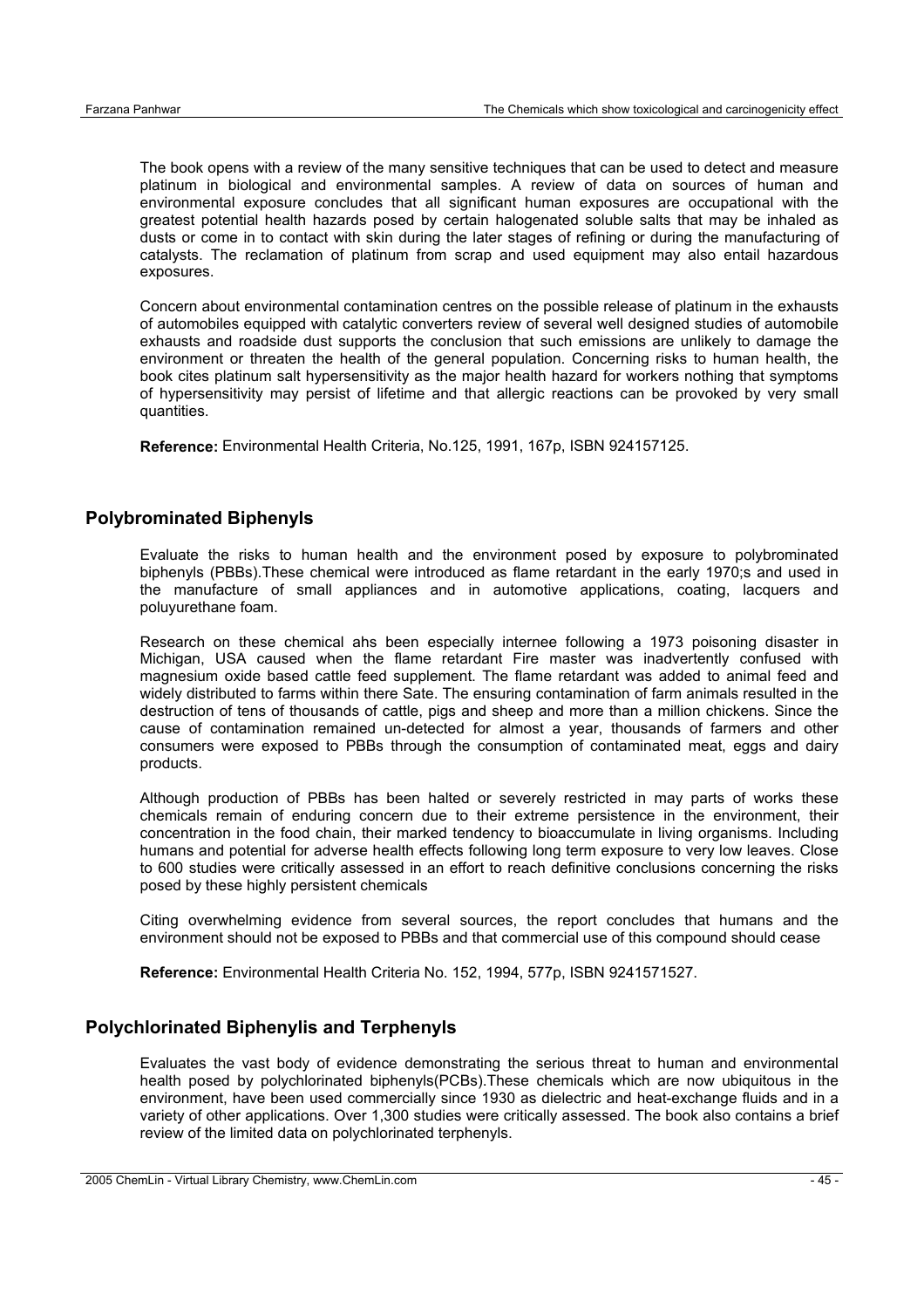The book opens with a review of the many sensitive techniques that can be used to detect and measure platinum in biological and environmental samples. A review of data on sources of human and environmental exposure concludes that all significant human exposures are occupational with the greatest potential health hazards posed by certain halogenated soluble salts that may be inhaled as dusts or come in to contact with skin during the later stages of refining or during the manufacturing of catalysts. The reclamation of platinum from scrap and used equipment may also entail hazardous exposures.

Concern about environmental contamination centres on the possible release of platinum in the exhausts of automobiles equipped with catalytic converters review of several well designed studies of automobile exhausts and roadside dust supports the conclusion that such emissions are unlikely to damage the environment or threaten the health of the general population. Concerning risks to human health, the book cites platinum salt hypersensitivity as the major health hazard for workers nothing that symptoms of hypersensitivity may persist of lifetime and that allergic reactions can be provoked by very small quantities.

**Reference:** Environmental Health Criteria, No.125, 1991, 167p, ISBN 924157125.

## Polybrominated Biphenyls

Evaluate the risks to human health and the environment posed by exposure to polybrominated biphenyls (PBBs).These chemical were introduced as flame retardant in the early 1970;s and used in the manufacture of small appliances and in automotive applications, coating, lacquers and poluyurethane foam.

Research on these chemical ahs been especially internee following a 1973 poisoning disaster in Michigan, USA caused when the flame retardant Fire master was inadvertently confused with magnesium oxide based cattle feed supplement. The flame retardant was added to animal feed and widely distributed to farms within there Sate. The ensuring contamination of farm animals resulted in the destruction of tens of thousands of cattle, pigs and sheep and more than a million chickens. Since the cause of contamination remained un-detected for almost a year, thousands of farmers and other consumers were exposed to PBBs through the consumption of contaminated meat, eggs and dairy products.

Although production of PBBs has been halted or severely restricted in may parts of works these chemicals remain of enduring concern due to their extreme persistence in the environment, their concentration in the food chain, their marked tendency to bioaccumulate in living organisms. Including humans and potential for adverse health effects following long term exposure to very low leaves. Close to 600 studies were critically assessed in an effort to reach definitive conclusions concerning the risks posed by these highly persistent chemicals

Citing overwhelming evidence from several sources, the report concludes that humans and the environment should not be exposed to PBBs and that commercial use of this compound should cease

**Reference:** Environmental Health Criteria No. 152, 1994, 577p, ISBN 9241571527.

## Polychlorinated Biphenylis and Terphenyls

Evaluates the vast body of evidence demonstrating the serious threat to human and environmental health posed by polychlorinated biphenyls(PCBs).These chemicals which are now ubiquitous in the environment, have been used commercially since 1930 as dielectric and heat-exchange fluids and in a variety of other applications. Over 1,300 studies were critically assessed. The book also contains a brief review of the limited data on polychlorinated terphenyls.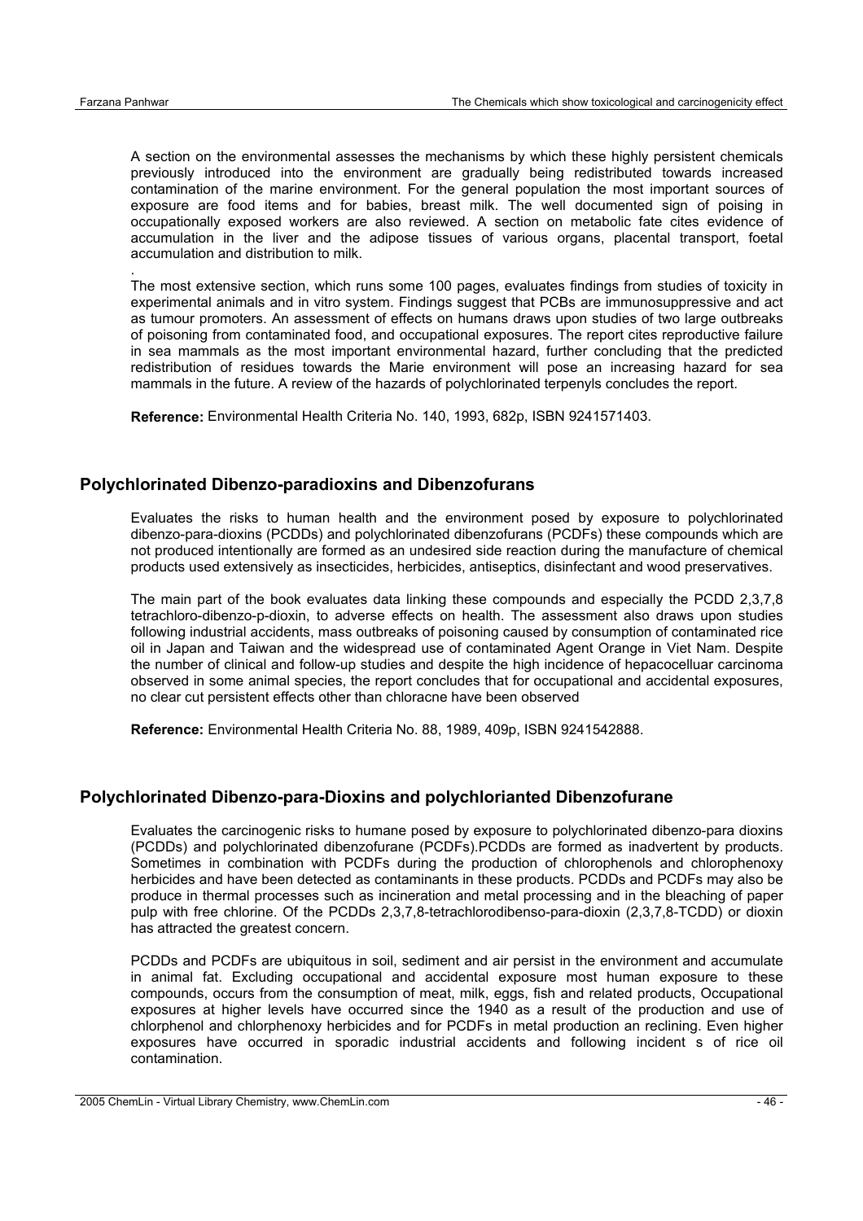A section on the environmental assesses the mechanisms by which these highly persistent chemicals previously introduced into the environment are gradually being redistributed towards increased contamination of the marine environment. For the general population the most important sources of exposure are food items and for babies, breast milk. The well documented sign of poising in occupationally exposed workers are also reviewed. A section on metabolic fate cites evidence of accumulation in the liver and the adipose tissues of various organs, placental transport, foetal accumulation and distribution to milk.

.
The most extensive section, which runs some 100 pages, evaluates findings from studies of toxicity in experimental animals and in vitro system. Findings suggest that PCBs are immunosuppressive and act as tumour promoters. An assessment of effects on humans draws upon studies of two large outbreaks of poisoning from contaminated food, and occupational exposures. The report cites reproductive failure in sea mammals as the most important environmental hazard, further concluding that the predicted redistribution of residues towards the Marie environment will pose an increasing hazard for sea mammals in the future. A review of the hazards of polychlorinated terpenyls concludes the report.

**Reference:** Environmental Health Criteria No. 140, 1993, 682p, ISBN 9241571403.

## Polychlorinated Dibenzo-paradioxins and Dibenzofurans

Evaluates the risks to human health and the environment posed by exposure to polychlorinated dibenzo-para-dioxins (PCDDs) and polychlorinated dibenzofurans (PCDFs) these compounds which are not produced intentionally are formed as an undesired side reaction during the manufacture of chemical products used extensively as insecticides, herbicides, antiseptics, disinfectant and wood preservatives.

The main part of the book evaluates data linking these compounds and especially the PCDD 2,3,7,8 tetrachloro-dibenzo-p-dioxin, to adverse effects on health. The assessment also draws upon studies following industrial accidents, mass outbreaks of poisoning caused by consumption of contaminated rice oil in Japan and Taiwan and the widespread use of contaminated Agent Orange in Viet Nam. Despite the number of clinical and follow-up studies and despite the high incidence of hepacocelluar carcinoma observed in some animal species, the report concludes that for occupational and accidental exposures, no clear cut persistent effects other than chloracne have been observed

**Reference:** Environmental Health Criteria No. 88, 1989, 409p, ISBN 9241542888.

## Polychlorinated Dibenzo-para-Dioxins and polychlorianted Dibenzofurane

Evaluates the carcinogenic risks to humane posed by exposure to polychlorinated dibenzo-para dioxins (PCDDs) and polychlorinated dibenzofurane (PCDFs).PCDDs are formed as inadvertent by products. Sometimes in combination with PCDFs during the production of chlorophenols and chlorophenoxy herbicides and have been detected as contaminants in these products. PCDDs and PCDFs may also be produce in thermal processes such as incineration and metal processing and in the bleaching of paper pulp with free chlorine. Of the PCDDs 2,3,7,8-tetrachlorodibenso-para-dioxin (2,3,7,8-TCDD) or dioxin has attracted the greatest concern.

PCDDs and PCDFs are ubiquitous in soil, sediment and air persist in the environment and accumulate in animal fat. Excluding occupational and accidental exposure most human exposure to these compounds, occurs from the consumption of meat, milk, eggs, fish and related products, Occupational exposures at higher levels have occurred since the 1940 as a result of the production and use of chlorphenol and chlorphenoxy herbicides and for PCDFs in metal production an reclining. Even higher exposures have occurred in sporadic industrial accidents and following incident s of rice oil contamination.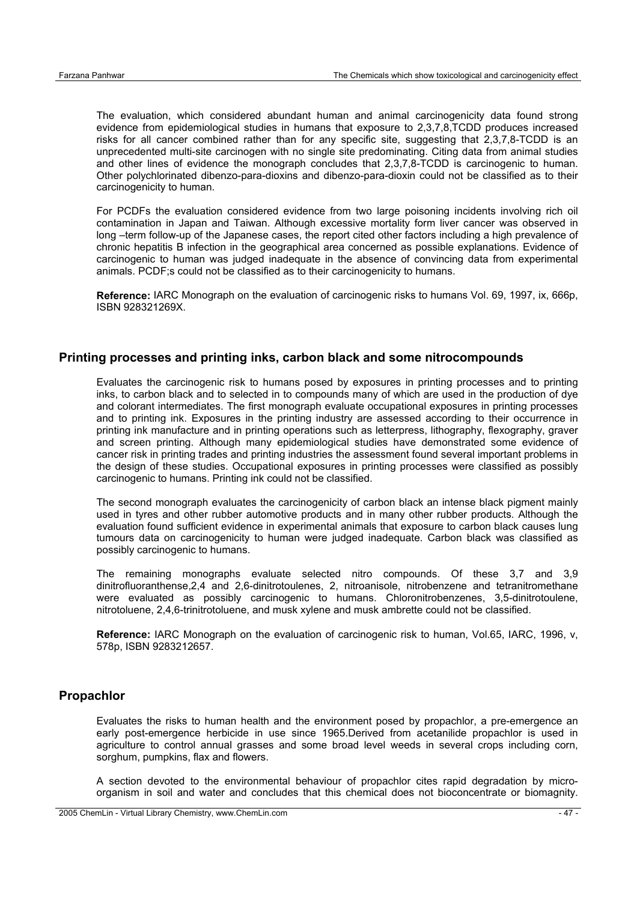The evaluation, which considered abundant human and animal carcinogenicity data found strong evidence from epidemiological studies in humans that exposure to 2,3,7,8,TCDD produces increased risks for all cancer combined rather than for any specific site, suggesting that 2,3,7,8-TCDD is an unprecedented multi-site carcinogen with no single site predominating. Citing data from animal studies and other lines of evidence the monograph concludes that 2,3,7,8-TCDD is carcinogenic to human. Other polychlorinated dibenzo-para-dioxins and dibenzo-para-dioxin could not be classified as to their carcinogenicity to human.

For PCDFs the evaluation considered evidence from two large poisoning incidents involving rich oil contamination in Japan and Taiwan. Although excessive mortality form liver cancer was observed in long –term follow-up of the Japanese cases, the report cited other factors including a high prevalence of chronic hepatitis B infection in the geographical area concerned as possible explanations. Evidence of carcinogenic to human was judged inadequate in the absence of convincing data from experimental animals. PCDF;s could not be classified as to their carcinogenicity to humans.

**Reference:** IARC Monograph on the evaluation of carcinogenic risks to humans Vol. 69, 1997, ix, 666p, ISBN 928321269X.

## Printing processes and printing inks, carbon black and some nitrocompounds

Evaluates the carcinogenic risk to humans posed by exposures in printing processes and to printing inks, to carbon black and to selected in to compounds many of which are used in the production of dye and colorant intermediates. The first monograph evaluate occupational exposures in printing processes and to printing ink. Exposures in the printing industry are assessed according to their occurrence in printing ink manufacture and in printing operations such as letterpress, lithography, flexography, graver and screen printing. Although many epidemiological studies have demonstrated some evidence of cancer risk in printing trades and printing industries the assessment found several important problems in the design of these studies. Occupational exposures in printing processes were classified as possibly carcinogenic to humans. Printing ink could not be classified.

The second monograph evaluates the carcinogenicity of carbon black an intense black pigment mainly used in tyres and other rubber automotive products and in many other rubber products. Although the evaluation found sufficient evidence in experimental animals that exposure to carbon black causes lung tumours data on carcinogenicity to human were judged inadequate. Carbon black was classified as possibly carcinogenic to humans.

The remaining monographs evaluate selected nitro compounds. Of these 3,7 and 3,9 dinitrofluoranthense,2,4 and 2,6-dinitrotoulenes, 2, nitroanisole, nitrobenzene and tetranitromethane were evaluated as possibly carcinogenic to humans. Chloronitrobenzenes, 3,5-dinitrotoulene, nitrotoluene, 2,4,6-trinitrotoluene, and musk xylene and musk ambrette could not be classified.

**Reference:** IARC Monograph on the evaluation of carcinogenic risk to human, Vol.65, IARC, 1996, v, 578p, ISBN 9283212657.

## Propachlor

Evaluates the risks to human health and the environment posed by propachlor, a pre-emergence an early post-emergence herbicide in use since 1965.Derived from acetanilide propachlor is used in agriculture to control annual grasses and some broad level weeds in several crops including corn, sorghum, pumpkins, flax and flowers.

A section devoted to the environmental behaviour of propachlor cites rapid degradation by micro-organism in soil and water and concludes that this chemical does not bioconcentrate or biomagnity.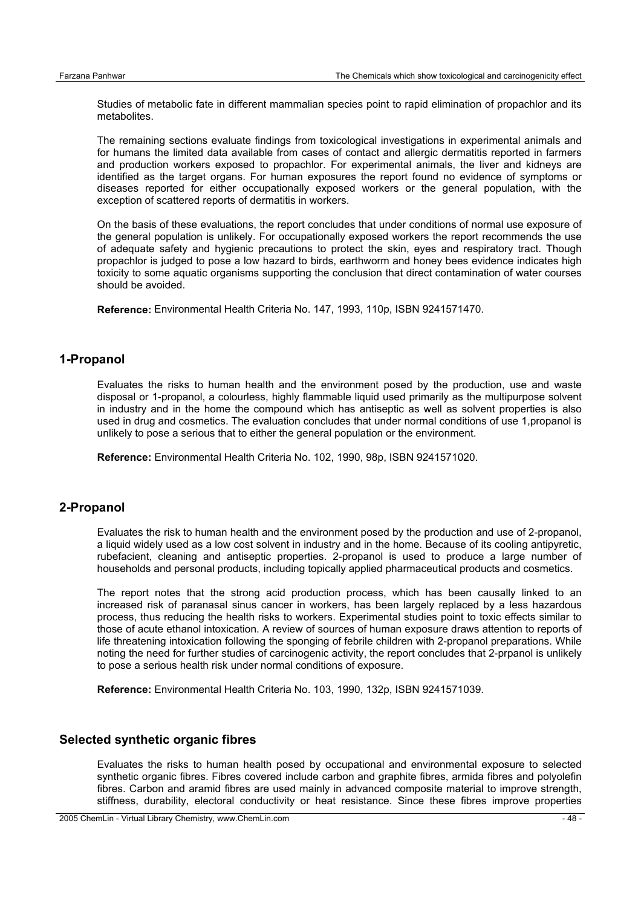Studies of metabolic fate in different mammalian species point to rapid elimination of propachlor and its metabolites.

The remaining sections evaluate findings from toxicological investigations in experimental animals and for humans the limited data available from cases of contact and allergic dermatitis reported in farmers and production workers exposed to propachlor. For experimental animals, the liver and kidneys are identified as the target organs. For human exposures the report found no evidence of symptoms or diseases reported for either occupationally exposed workers or the general population, with the exception of scattered reports of dermatitis in workers.

On the basis of these evaluations, the report concludes that under conditions of normal use exposure of the general population is unlikely. For occupationally exposed workers the report recommends the use of adequate safety and hygienic precautions to protect the skin, eyes and respiratory tract. Though propachlor is judged to pose a low hazard to birds, earthworm and honey bees evidence indicates high toxicity to some aquatic organisms supporting the conclusion that direct contamination of water courses should be avoided.

**Reference:** Environmental Health Criteria No. 147, 1993, 110p, ISBN 9241571470.

## 1-Propanol

Evaluates the risks to human health and the environment posed by the production, use and waste disposal or 1-propanol, a colourless, highly flammable liquid used primarily as the multipurpose solvent in industry and in the home the compound which has antiseptic as well as solvent properties is also used in drug and cosmetics. The evaluation concludes that under normal conditions of use 1,propanol is unlikely to pose a serious that to either the general population or the environment.

**Reference:** Environmental Health Criteria No. 102, 1990, 98p, ISBN 9241571020.

## 2-Propanol

Evaluates the risk to human health and the environment posed by the production and use of 2-propanol, a liquid widely used as a low cost solvent in industry and in the home. Because of its cooling antipyretic, rubefacient, cleaning and antiseptic properties. 2-propanol is used to produce a large number of households and personal products, including topically applied pharmaceutical products and cosmetics.

The report notes that the strong acid production process, which has been causally linked to an increased risk of paranasal sinus cancer in workers, has been largely replaced by a less hazardous process, thus reducing the health risks to workers. Experimental studies point to toxic effects similar to those of acute ethanol intoxication. A review of sources of human exposure draws attention to reports of life threatening intoxication following the sponging of febrile children with 2-propanol preparations. While noting the need for further studies of carcinogenic activity, the report concludes that 2-prpanol is unlikely to pose a serious health risk under normal conditions of exposure.

**Reference:** Environmental Health Criteria No. 103, 1990, 132p, ISBN 9241571039.

## Selected synthetic organic fibres

Evaluates the risks to human health posed by occupational and environmental exposure to selected synthetic organic fibres. Fibres covered include carbon and graphite fibres, armida fibres and polyolefin fibres. Carbon and aramid fibres are used mainly in advanced composite material to improve strength, stiffness, durability, electoral conductivity or heat resistance. Since these fibres improve properties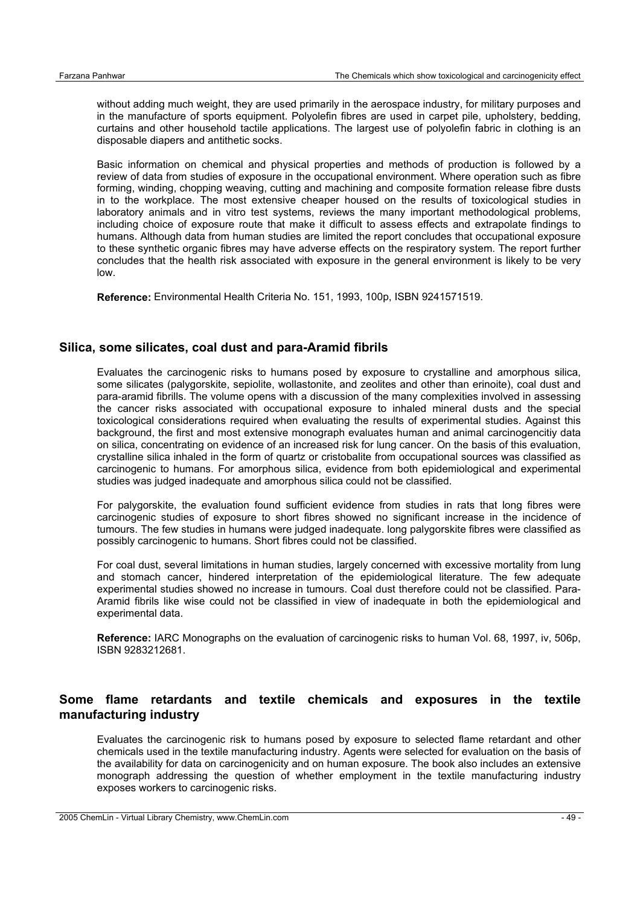without adding much weight, they are used primarily in the aerospace industry, for military purposes and in the manufacture of sports equipment. Polyolefin fibres are used in carpet pile, upholstery, bedding, curtains and other household tactile applications. The largest use of polyolefin fabric in clothing is an disposable diapers and antithetic socks.

Basic information on chemical and physical properties and methods of production is followed by a review of data from studies of exposure in the occupational environment. Where operation such as fibre forming, winding, chopping weaving, cutting and machining and composite formation release fibre dusts in to the workplace. The most extensive cheaper housed on the results of toxicological studies in laboratory animals and in vitro test systems, reviews the many important methodological problems, including choice of exposure route that make it difficult to assess effects and extrapolate findings to humans. Although data from human studies are limited the report concludes that occupational exposure to these synthetic organic fibres may have adverse effects on the respiratory system. The report further concludes that the health risk associated with exposure in the general environment is likely to be very low.

**Reference:** Environmental Health Criteria No. 151, 1993, 100p, ISBN 9241571519.

## Silica, some silicates, coal dust and para-Aramid fibrils

Evaluates the carcinogenic risks to humans posed by exposure to crystalline and amorphous silica, some silicates (palygorskite, sepiolite, wollastonite, and zeolites and other than erinoite), coal dust and para-aramid fibrills. The volume opens with a discussion of the many complexities involved in assessing the cancer risks associated with occupational exposure to inhaled mineral dusts and the special toxicological considerations required when evaluating the results of experimental studies. Against this background, the first and most extensive monograph evaluates human and animal carcinogencitiy data on silica, concentrating on evidence of an increased risk for lung cancer. On the basis of this evaluation, crystalline silica inhaled in the form of quartz or cristobalite from occupational sources was classified as carcinogenic to humans. For amorphous silica, evidence from both epidemiological and experimental studies was judged inadequate and amorphous silica could not be classified.

For palygorskite, the evaluation found sufficient evidence from studies in rats that long fibres were carcinogenic studies of exposure to short fibres showed no significant increase in the incidence of tumours. The few studies in humans were judged inadequate. long palygorskite fibres were classified as possibly carcinogenic to humans. Short fibres could not be classified.

For coal dust, several limitations in human studies, largely concerned with excessive mortality from lung and stomach cancer, hindered interpretation of the epidemiological literature. The few adequate experimental studies showed no increase in tumours. Coal dust therefore could not be classified. Para-Aramid fibrils like wise could not be classified in view of inadequate in both the epidemiological and experimental data.

**Reference:** IARC Monographs on the evaluation of carcinogenic risks to human Vol. 68, 1997, iv, 506p, ISBN 9283212681.

## Some flame retardants and textile chemicals and exposures in the textile manufacturing industry

Evaluates the carcinogenic risk to humans posed by exposure to selected flame retardant and other chemicals used in the textile manufacturing industry. Agents were selected for evaluation on the basis of the availability for data on carcinogenicity and on human exposure. The book also includes an extensive monograph addressing the question of whether employment in the textile manufacturing industry exposes workers to carcinogenic risks.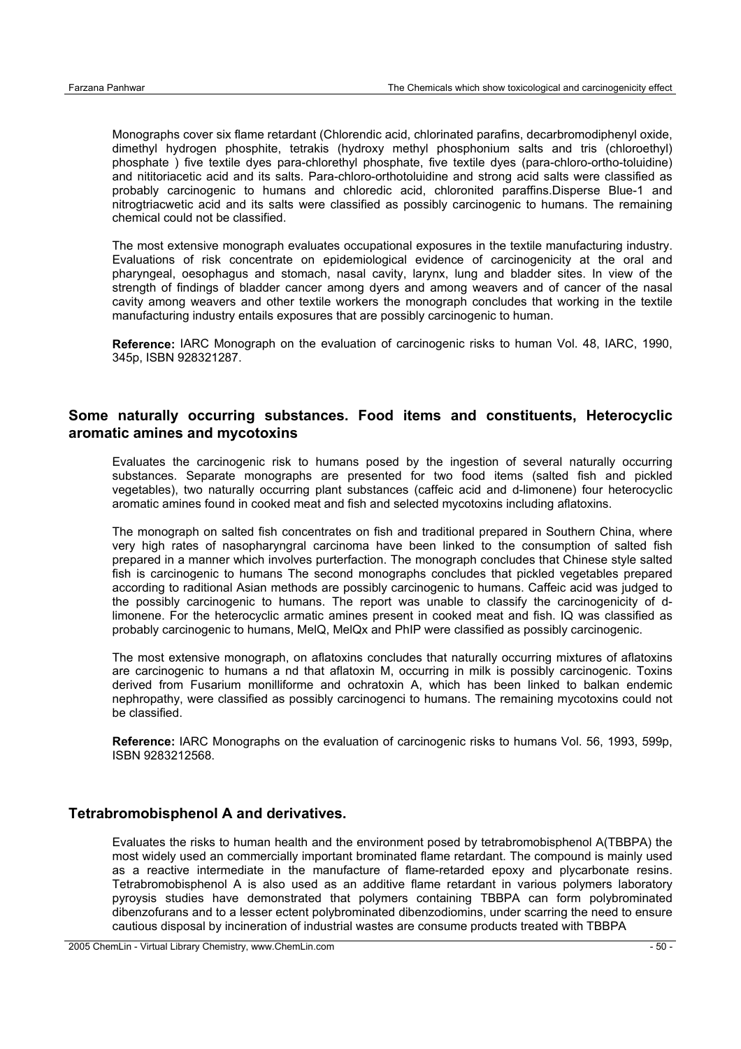Monographs cover six flame retardant (Chlorendic acid, chlorinated parafins, decarbromodiphenyl oxide, dimethyl hydrogen phosphite, tetrakis (hydroxy methyl phosphonium salts and tris (chloroethyl) phosphate ) five textile dyes para-chlorethyl phosphate, five textile dyes (para-chloro-ortho-toluidine) and nititoriacetic acid and its salts. Para-chloro-orthotoluidine and strong acid salts were classified as probably carcinogenic to humans and chloredic acid, chloronited paraffins.Disperse Blue-1 and nitrogtriacwetic acid and its salts were classified as possibly carcinogenic to humans. The remaining chemical could not be classified.

The most extensive monograph evaluates occupational exposures in the textile manufacturing industry. Evaluations of risk concentrate on epidemiological evidence of carcinogenicity at the oral and pharyngeal, oesophagus and stomach, nasal cavity, larynx, lung and bladder sites. In view of the strength of findings of bladder cancer among dyers and among weavers and of cancer of the nasal cavity among weavers and other textile workers the monograph concludes that working in the textile manufacturing industry entails exposures that are possibly carcinogenic to human.

**Reference:** IARC Monograph on the evaluation of carcinogenic risks to human Vol. 48, IARC, 1990, 345p, ISBN 928321287.

## Some naturally occurring substances. Food items and constituents, Heterocyclic aromatic amines and mycotoxins

Evaluates the carcinogenic risk to humans posed by the ingestion of several naturally occurring substances. Separate monographs are presented for two food items (salted fish and pickled vegetables), two naturally occurring plant substances (caffeic acid and d-limonene) four heterocyclic aromatic amines found in cooked meat and fish and selected mycotoxins including aflatoxins.

The monograph on salted fish concentrates on fish and traditional prepared in Southern China, where very high rates of nasopharyngral carcinoma have been linked to the consumption of salted fish prepared in a manner which involves purterfaction. The monograph concludes that Chinese style salted fish is carcinogenic to humans The second monographs concludes that pickled vegetables prepared according to raditional Asian methods are possibly carcinogenic to humans. Caffeic acid was judged to the possibly carcinogenic to humans. The report was unable to classify the carcinogenicity of d-limonene. For the heterocyclic armatic amines present in cooked meat and fish. IQ was classified as probably carcinogenic to humans, MelQ, MelQx and PhIP were classified as possibly carcinogenic.

The most extensive monograph, on aflatoxins concludes that naturally occurring mixtures of aflatoxins are carcinogenic to humans a nd that aflatoxin M, occurring in milk is possibly carcinogenic. Toxins derived from Fusarium monilliforme and ochratoxin A, which has been linked to balkan endemic nephropathy, were classified as possibly carcinogenci to humans. The remaining mycotoxins could not be classified.

**Reference:** IARC Monographs on the evaluation of carcinogenic risks to humans Vol. 56, 1993, 599p, ISBN 9283212568.

## Tetrabromobisphenol A and derivatives.

Evaluates the risks to human health and the environment posed by tetrabromobisphenol A(TBBPA) the most widely used an commercially important brominated flame retardant. The compound is mainly used as a reactive intermediate in the manufacture of flame-retarded epoxy and plycarbonate resins. Tetrabromobisphenol A is also used as an additive flame retardant in various polymers laboratory pyroysis studies have demonstrated that polymers containing TBBPA can form polybrominated dibenzofurans and to a lesser ectent polybrominated dibenzodiomins, under scarring the need to ensure cautious disposal by incineration of industrial wastes are consume products treated with TBBPA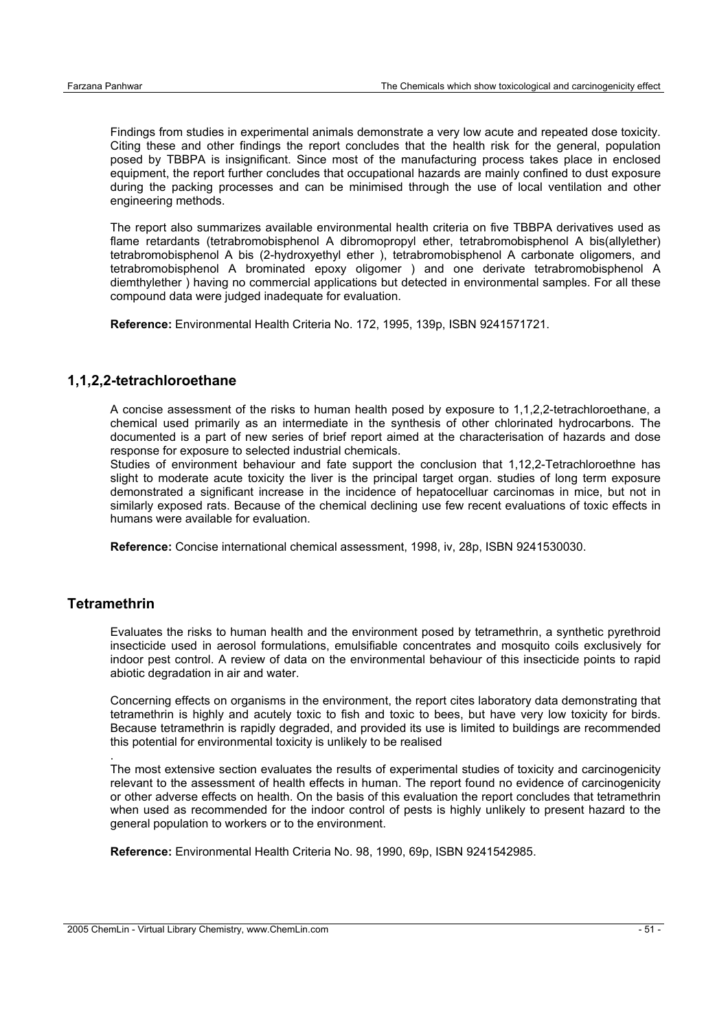Findings from studies in experimental animals demonstrate a very low acute and repeated dose toxicity. Citing these and other findings the report concludes that the health risk for the general, population posed by TBBPA is insignificant. Since most of the manufacturing process takes place in enclosed equipment, the report further concludes that occupational hazards are mainly confined to dust exposure during the packing processes and can be minimised through the use of local ventilation and other engineering methods.

The report also summarizes available environmental health criteria on five TBBPA derivatives used as flame retardants (tetrabromobisphenol A dibromopropyl ether, tetrabromobisphenol A bis(allylether) tetrabromobisphenol A bis (2-hydroxyethyl ether ), tetrabromobisphenol A carbonate oligomers, and tetrabromobisphenol A brominated epoxy oligomer ) and one derivate tetrabromobisphenol A diemthylether ) having no commercial applications but detected in environmental samples. For all these compound data were judged inadequate for evaluation.

**Reference:** Environmental Health Criteria No. 172, 1995, 139p, ISBN 9241571721.

## 1,1,2,2-tetrachloroethane

A concise assessment of the risks to human health posed by exposure to 1,1,2,2-tetrachloroethane, a chemical used primarily as an intermediate in the synthesis of other chlorinated hydrocarbons. The documented is a part of new series of brief report aimed at the characterisation of hazards and dose response for exposure to selected industrial chemicals.

Studies of environment behaviour and fate support the conclusion that 1,12,2-Tetrachloroethne has slight to moderate acute toxicity the liver is the principal target organ. studies of long term exposure demonstrated a significant increase in the incidence of hepatocelluar carcinomas in mice, but not in similarly exposed rats. Because of the chemical declining use few recent evaluations of toxic effects in humans were available for evaluation.

**Reference:** Concise international chemical assessment, 1998, iv, 28p, ISBN 9241530030.

## Tetramethrin

Evaluates the risks to human health and the environment posed by tetramethrin, a synthetic pyrethroid insecticide used in aerosol formulations, emulsifiable concentrates and mosquito coils exclusively for indoor pest control. A review of data on the environmental behaviour of this insecticide points to rapid abiotic degradation in air and water.

Concerning effects on organisms in the environment, the report cites laboratory data demonstrating that tetramethrin is highly and acutely toxic to fish and toxic to bees, but have very low toxicity for birds. Because tetramethrin is rapidly degraded, and provided its use is limited to buildings are recommended this potential for environmental toxicity is unlikely to be realised

.

The most extensive section evaluates the results of experimental studies of toxicity and carcinogenicity relevant to the assessment of health effects in human. The report found no evidence of carcinogenicity or other adverse effects on health. On the basis of this evaluation the report concludes that tetramethrin when used as recommended for the indoor control of pests is highly unlikely to present hazard to the general population to workers or to the environment.

**Reference:** Environmental Health Criteria No. 98, 1990, 69p, ISBN 9241542985.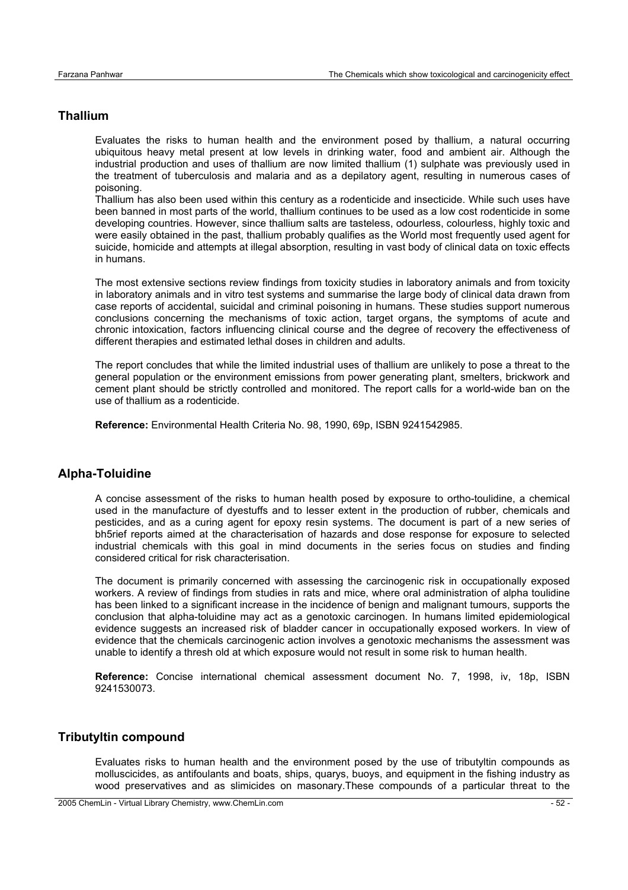## Thallium

Evaluates the risks to human health and the environment posed by thallium, a natural occurring ubiquitous heavy metal present at low levels in drinking water, food and ambient air. Although the industrial production and uses of thallium are now limited thallium (1) sulphate was previously used in the treatment of tuberculosis and malaria and as a depilatory agent, resulting in numerous cases of poisoning.
Thallium has also been used within this century as a rodenticide and insecticide. While such uses have been banned in most parts of the world, thallium continues to be used as a low cost rodenticide in some developing countries. However, since thallium salts are tasteless, odourless, colourless, highly toxic and were easily obtained in the past, thallium probably qualifies as the World most frequently used agent for suicide, homicide and attempts at illegal absorption, resulting in vast body of clinical data on toxic effects in humans.

The most extensive sections review findings from toxicity studies in laboratory animals and from toxicity in laboratory animals and in vitro test systems and summarise the large body of clinical data drawn from case reports of accidental, suicidal and criminal poisoning in humans. These studies support numerous conclusions concerning the mechanisms of toxic action, target organs, the symptoms of acute and chronic intoxication, factors influencing clinical course and the degree of recovery the effectiveness of different therapies and estimated lethal doses in children and adults.

The report concludes that while the limited industrial uses of thallium are unlikely to pose a threat to the general population or the environment emissions from power generating plant, smelters, brickwork and cement plant should be strictly controlled and monitored. The report calls for a world-wide ban on the use of thallium as a rodenticide.

**Reference:** Environmental Health Criteria No. 98, 1990, 69p, ISBN 9241542985.

## Alpha-Toluidine

A concise assessment of the risks to human health posed by exposure to ortho-toulidine, a chemical used in the manufacture of dyestuffs and to lesser extent in the production of rubber, chemicals and pesticides, and as a curing agent for epoxy resin systems. The document is part of a new series of bh5rief reports aimed at the characterisation of hazards and dose response for exposure to selected industrial chemicals with this goal in mind documents in the series focus on studies and finding considered critical for risk characterisation.

The document is primarily concerned with assessing the carcinogenic risk in occupationally exposed workers. A review of findings from studies in rats and mice, where oral administration of alpha toulidine has been linked to a significant increase in the incidence of benign and malignant tumours, supports the conclusion that alpha-toluidine may act as a genotoxic carcinogen. In humans limited epidemiological evidence suggests an increased risk of bladder cancer in occupationally exposed workers. In view of evidence that the chemicals carcinogenic action involves a genotoxic mechanisms the assessment was unable to identify a thresh old at which exposure would not result in some risk to human health.

**Reference:** Concise international chemical assessment document No. 7, 1998, iv, 18p, ISBN 9241530073.

## Tributyltin compound

Evaluates risks to human health and the environment posed by the use of tributyltin compounds as molluscicides, as antifoulants and boats, ships, quarys, buoys, and equipment in the fishing industry as wood preservatives and as slimicides on masonary.These compounds of a particular threat to the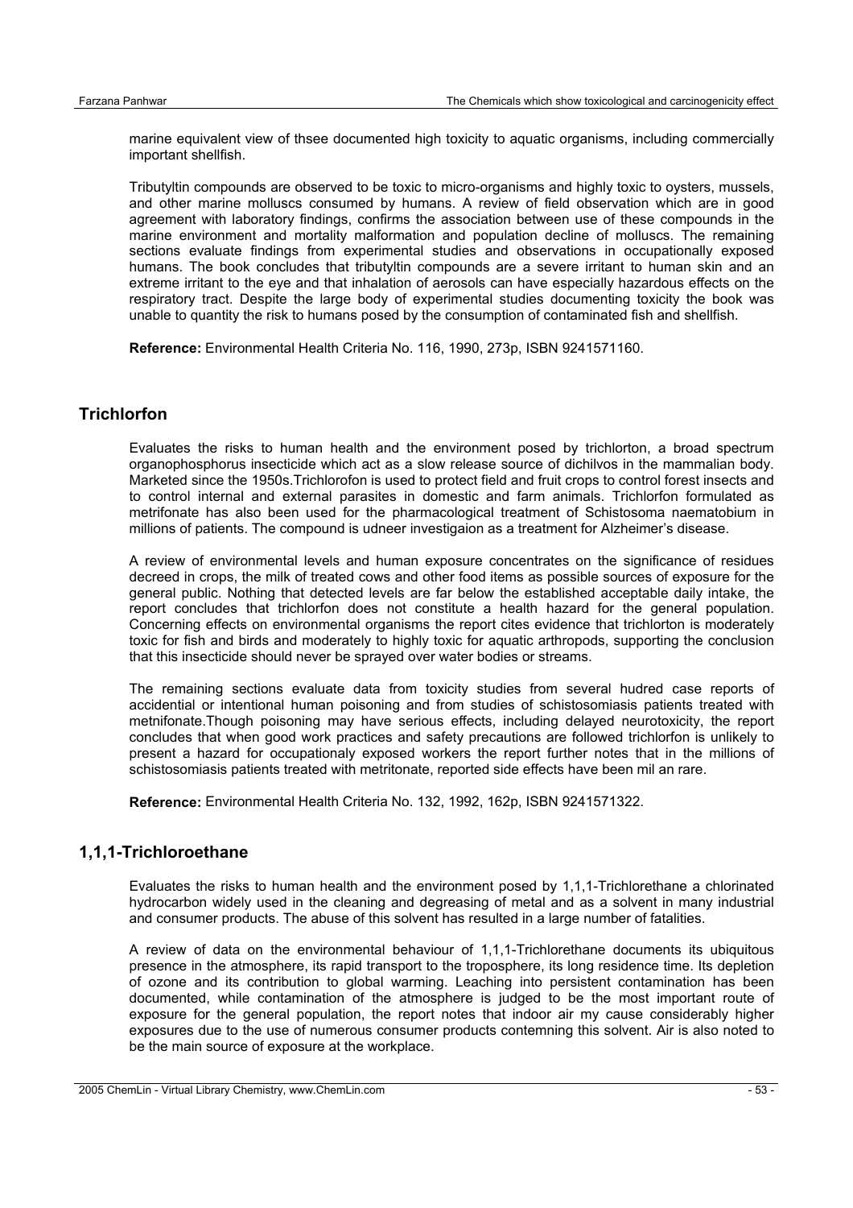marine equivalent view of thsee documented high toxicity to aquatic organisms, including commercially important shellfish.

Tributyltin compounds are observed to be toxic to micro-organisms and highly toxic to oysters, mussels, and other marine molluscs consumed by humans. A review of field observation which are in good agreement with laboratory findings, confirms the association between use of these compounds in the marine environment and mortality malformation and population decline of molluscs. The remaining sections evaluate findings from experimental studies and observations in occupationally exposed humans. The book concludes that tributyltin compounds are a severe irritant to human skin and an extreme irritant to the eye and that inhalation of aerosols can have especially hazardous effects on the respiratory tract. Despite the large body of experimental studies documenting toxicity the book was unable to quantity the risk to humans posed by the consumption of contaminated fish and shellfish.

**Reference:** Environmental Health Criteria No. 116, 1990, 273p, ISBN 9241571160.

## Trichlorfon

Evaluates the risks to human health and the environment posed by trichlorton, a broad spectrum organophosphorus insecticide which act as a slow release source of dichilvos in the mammalian body. Marketed since the 1950s.Trichlorofon is used to protect field and fruit crops to control forest insects and to control internal and external parasites in domestic and farm animals. Trichlorfon formulated as metrifonate has also been used for the pharmacological treatment of Schistosoma naematobium in millions of patients. The compound is udneer investigaion as a treatment for Alzheimer's disease.

A review of environmental levels and human exposure concentrates on the significance of residues decreed in crops, the milk of treated cows and other food items as possible sources of exposure for the general public. Nothing that detected levels are far below the established acceptable daily intake, the report concludes that trichlorfon does not constitute a health hazard for the general population. Concerning effects on environmental organisms the report cites evidence that trichlorton is moderately toxic for fish and birds and moderately to highly toxic for aquatic arthropods, supporting the conclusion that this insecticide should never be sprayed over water bodies or streams.

The remaining sections evaluate data from toxicity studies from several hudred case reports of accidential or intentional human poisoning and from studies of schistosomiasis patients treated with metnifonate.Though poisoning may have serious effects, including delayed neurotoxicity, the report concludes that when good work practices and safety precautions are followed trichlorfon is unlikely to present a hazard for occupationaly exposed workers the report further notes that in the millions of schistosomiasis patients treated with metritonate, reported side effects have been mil an rare.

**Reference:** Environmental Health Criteria No. 132, 1992, 162p, ISBN 9241571322.

## 1,1,1-Trichloroethane

Evaluates the risks to human health and the environment posed by 1,1,1-Trichlorethane a chlorinated hydrocarbon widely used in the cleaning and degreasing of metal and as a solvent in many industrial and consumer products. The abuse of this solvent has resulted in a large number of fatalities.

A review of data on the environmental behaviour of 1,1,1-Trichlorethane documents its ubiquitous presence in the atmosphere, its rapid transport to the troposphere, its long residence time. Its depletion of ozone and its contribution to global warming. Leaching into persistent contamination has been documented, while contamination of the atmosphere is judged to be the most important route of exposure for the general population, the report notes that indoor air my cause considerably higher exposures due to the use of numerous consumer products contemning this solvent. Air is also noted to be the main source of exposure at the workplace.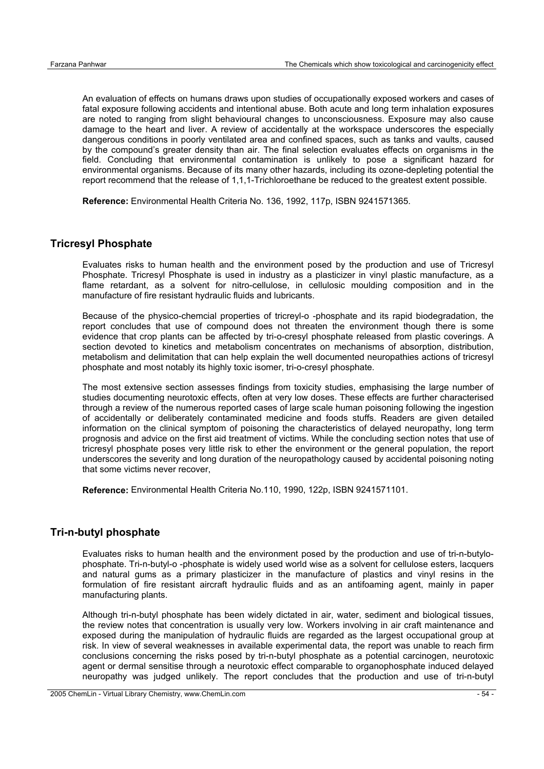An evaluation of effects on humans draws upon studies of occupationally exposed workers and cases of fatal exposure following accidents and intentional abuse. Both acute and long term inhalation exposures are noted to ranging from slight behavioural changes to unconsciousness. Exposure may also cause damage to the heart and liver. A review of accidentally at the workspace underscores the especially dangerous conditions in poorly ventilated area and confined spaces, such as tanks and vaults, caused by the compound's greater density than air. The final selection evaluates effects on organisms in the field. Concluding that environmental contamination is unlikely to pose a significant hazard for environmental organisms. Because of its many other hazards, including its ozone-depleting potential the report recommend that the release of 1,1,1-Trichloroethane be reduced to the greatest extent possible.

**Reference:** Environmental Health Criteria No. 136, 1992, 117p, ISBN 9241571365.

## Tricresyl Phosphate

Evaluates risks to human health and the environment posed by the production and use of Tricresyl Phosphate. Tricresyl Phosphate is used in industry as a plasticizer in vinyl plastic manufacture, as a flame retardant, as a solvent for nitro-cellulose, in cellulosic moulding composition and in the manufacture of fire resistant hydraulic fluids and lubricants.

Because of the physico-chemcial properties of tricreyl-o -phosphate and its rapid biodegradation, the report concludes that use of compound does not threaten the environment though there is some evidence that crop plants can be affected by tri-o-cresyl phosphate released from plastic coverings. A section devoted to kinetics and metabolism concentrates on mechanisms of absorption, distribution, metabolism and delimitation that can help explain the well documented neuropathies actions of tricresyl phosphate and most notably its highly toxic isomer, tri-o-cresyl phosphate.

The most extensive section assesses findings from toxicity studies, emphasising the large number of studies documenting neurotoxic effects, often at very low doses. These effects are further characterised through a review of the numerous reported cases of large scale human poisoning following the ingestion of accidentally or deliberately contaminated medicine and foods stuffs. Readers are given detailed information on the clinical symptom of poisoning the characteristics of delayed neuropathy, long term prognosis and advice on the first aid treatment of victims. While the concluding section notes that use of tricresyl phosphate poses very little risk to ether the environment or the general population, the report underscores the severity and long duration of the neuropathology caused by accidental poisoning noting that some victims never recover,

**Reference:** Environmental Health Criteria No.110, 1990, 122p, ISBN 9241571101.

## Tri-n-butyl phosphate

Evaluates risks to human health and the environment posed by the production and use of tri-n-butylo-phosphate. Tri-n-butyl-o -phosphate is widely used world wise as a solvent for cellulose esters, lacquers and natural gums as a primary plasticizer in the manufacture of plastics and vinyl resins in the formulation of fire resistant aircraft hydraulic fluids and as an antifoaming agent, mainly in paper manufacturing plants.

Although tri-n-butyl phosphate has been widely dictated in air, water, sediment and biological tissues, the review notes that concentration is usually very low. Workers involving in air craft maintenance and exposed during the manipulation of hydraulic fluids are regarded as the largest occupational group at risk. In view of several weaknesses in available experimental data, the report was unable to reach firm conclusions concerning the risks posed by tri-n-butyl phosphate as a potential carcinogen, neurotoxic agent or dermal sensitise through a neurotoxic effect comparable to organophosphate induced delayed neuropathy was judged unlikely. The report concludes that the production and use of tri-n-butyl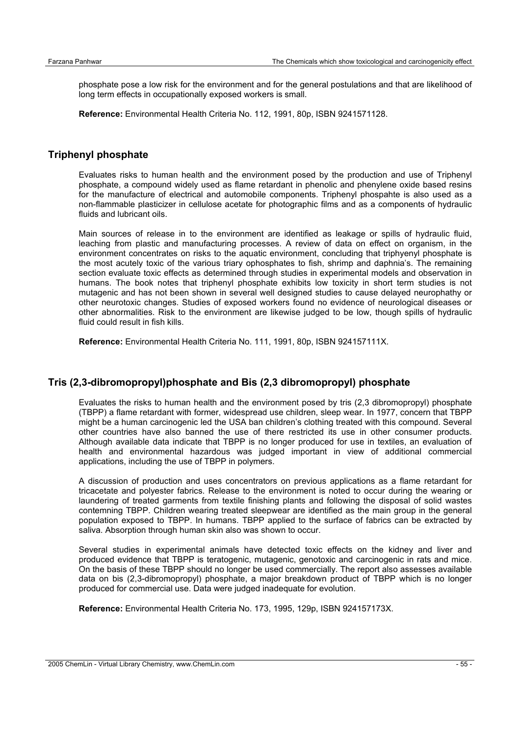phosphate pose a low risk for the environment and for the general postulations and that are likelihood of long term effects in occupationally exposed workers is small.

**Reference:** Environmental Health Criteria No. 112, 1991, 80p, ISBN 9241571128.

## Triphenyl phosphate

Evaluates risks to human health and the environment posed by the production and use of Triphenyl phosphate, a compound widely used as flame retardant in phenolic and phenylene oxide based resins for the manufacture of electrical and automobile components. Triphenyl phospahte is also used as a non-flammable plasticizer in cellulose acetate for photographic films and as a components of hydraulic fluids and lubricant oils.

Main sources of release in to the environment are identified as leakage or spills of hydraulic fluid, leaching from plastic and manufacturing processes. A review of data on effect on organism, in the environment concentrates on risks to the aquatic environment, concluding that triphyenyl phosphate is the most acutely toxic of the various triary ophosphates to fish, shrimp and daphnia's. The remaining section evaluate toxic effects as determined through studies in experimental models and observation in humans. The book notes that triphenyl phosphate exhibits low toxicity in short term studies is not mutagenic and has not been shown in several well designed studies to cause delayed neurophathy or other neurotoxic changes. Studies of exposed workers found no evidence of neurological diseases or other abnormalities. Risk to the environment are likewise judged to be low, though spills of hydraulic fluid could result in fish kills.

**Reference:** Environmental Health Criteria No. 111, 1991, 80p, ISBN 924157111X.

## Tris (2,3-dibromopropyl)phosphate and Bis (2,3 dibromopropyl) phosphate

Evaluates the risks to human health and the environment posed by tris (2,3 dibromopropyl) phosphate (TBPP) a flame retardant with former, widespread use children, sleep wear. In 1977, concern that TBPP might be a human carcinogenic led the USA ban children's clothing treated with this compound. Several other countries have also banned the use of there restricted its use in other consumer products. Although available data indicate that TBPP is no longer produced for use in textiles, an evaluation of health and environmental hazardous was judged important in view of additional commercial applications, including the use of TBPP in polymers.

A discussion of production and uses concentrators on previous applications as a flame retardant for tricacetate and polyester fabrics. Release to the environment is noted to occur during the wearing or laundering of treated garments from textile finishing plants and following the disposal of solid wastes contemning TBPP. Children wearing treated sleepwear are identified as the main group in the general population exposed to TBPP. In humans. TBPP applied to the surface of fabrics can be extracted by saliva. Absorption through human skin also was shown to occur.

Several studies in experimental animals have detected toxic effects on the kidney and liver and produced evidence that TBPP is teratogenic, mutagenic, genotoxic and carcinogenic in rats and mice. On the basis of these TBPP should no longer be used commercially. The report also assesses available data on bis (2,3-dibromopropyl) phosphate, a major breakdown product of TBPP which is no longer produced for commercial use. Data were judged inadequate for evolution.

**Reference:** Environmental Health Criteria No. 173, 1995, 129p, ISBN 924157173X.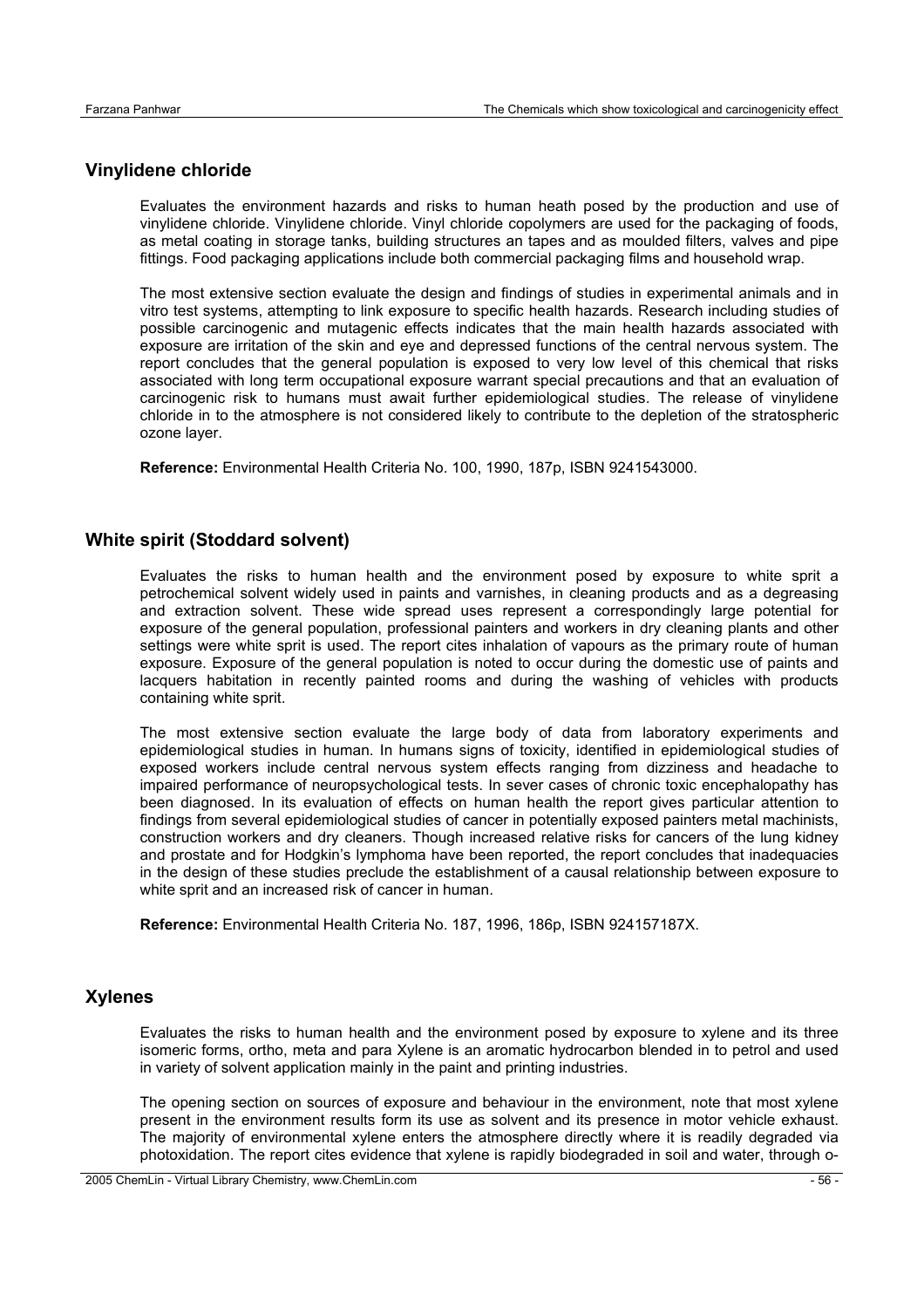## Vinylidene chloride

Evaluates the environment hazards and risks to human heath posed by the production and use of vinylidene chloride. Vinylidene chloride. Vinyl chloride copolymers are used for the packaging of foods, as metal coating in storage tanks, building structures an tapes and as moulded filters, valves and pipe fittings. Food packaging applications include both commercial packaging films and household wrap.

The most extensive section evaluate the design and findings of studies in experimental animals and in vitro test systems, attempting to link exposure to specific health hazards. Research including studies of possible carcinogenic and mutagenic effects indicates that the main health hazards associated with exposure are irritation of the skin and eye and depressed functions of the central nervous system. The report concludes that the general population is exposed to very low level of this chemical that risks associated with long term occupational exposure warrant special precautions and that an evaluation of carcinogenic risk to humans must await further epidemiological studies. The release of vinylidene chloride in to the atmosphere is not considered likely to contribute to the depletion of the stratospheric ozone layer.

**Reference:** Environmental Health Criteria No. 100, 1990, 187p, ISBN 9241543000.

## White spirit (Stoddard solvent)

Evaluates the risks to human health and the environment posed by exposure to white sprit a petrochemical solvent widely used in paints and varnishes, in cleaning products and as a degreasing and extraction solvent. These wide spread uses represent a correspondingly large potential for exposure of the general population, professional painters and workers in dry cleaning plants and other settings were white sprit is used. The report cites inhalation of vapours as the primary route of human exposure. Exposure of the general population is noted to occur during the domestic use of paints and lacquers habitation in recently painted rooms and during the washing of vehicles with products containing white sprit.

The most extensive section evaluate the large body of data from laboratory experiments and epidemiological studies in human. In humans signs of toxicity, identified in epidemiological studies of exposed workers include central nervous system effects ranging from dizziness and headache to impaired performance of neuropsychological tests. In sever cases of chronic toxic encephalopathy has been diagnosed. In its evaluation of effects on human health the report gives particular attention to findings from several epidemiological studies of cancer in potentially exposed painters metal machinists, construction workers and dry cleaners. Though increased relative risks for cancers of the lung kidney and prostate and for Hodgkin's lymphoma have been reported, the report concludes that inadequacies in the design of these studies preclude the establishment of a causal relationship between exposure to white sprit and an increased risk of cancer in human.

**Reference:** Environmental Health Criteria No. 187, 1996, 186p, ISBN 924157187X.

## Xylenes

Evaluates the risks to human health and the environment posed by exposure to xylene and its three isomeric forms, ortho, meta and para Xylene is an aromatic hydrocarbon blended in to petrol and used in variety of solvent application mainly in the paint and printing industries.

The opening section on sources of exposure and behaviour in the environment, note that most xylene present in the environment results form its use as solvent and its presence in motor vehicle exhaust. The majority of environmental xylene enters the atmosphere directly where it is readily degraded via photoxidation. The report cites evidence that xylene is rapidly biodegraded in soil and water, through o-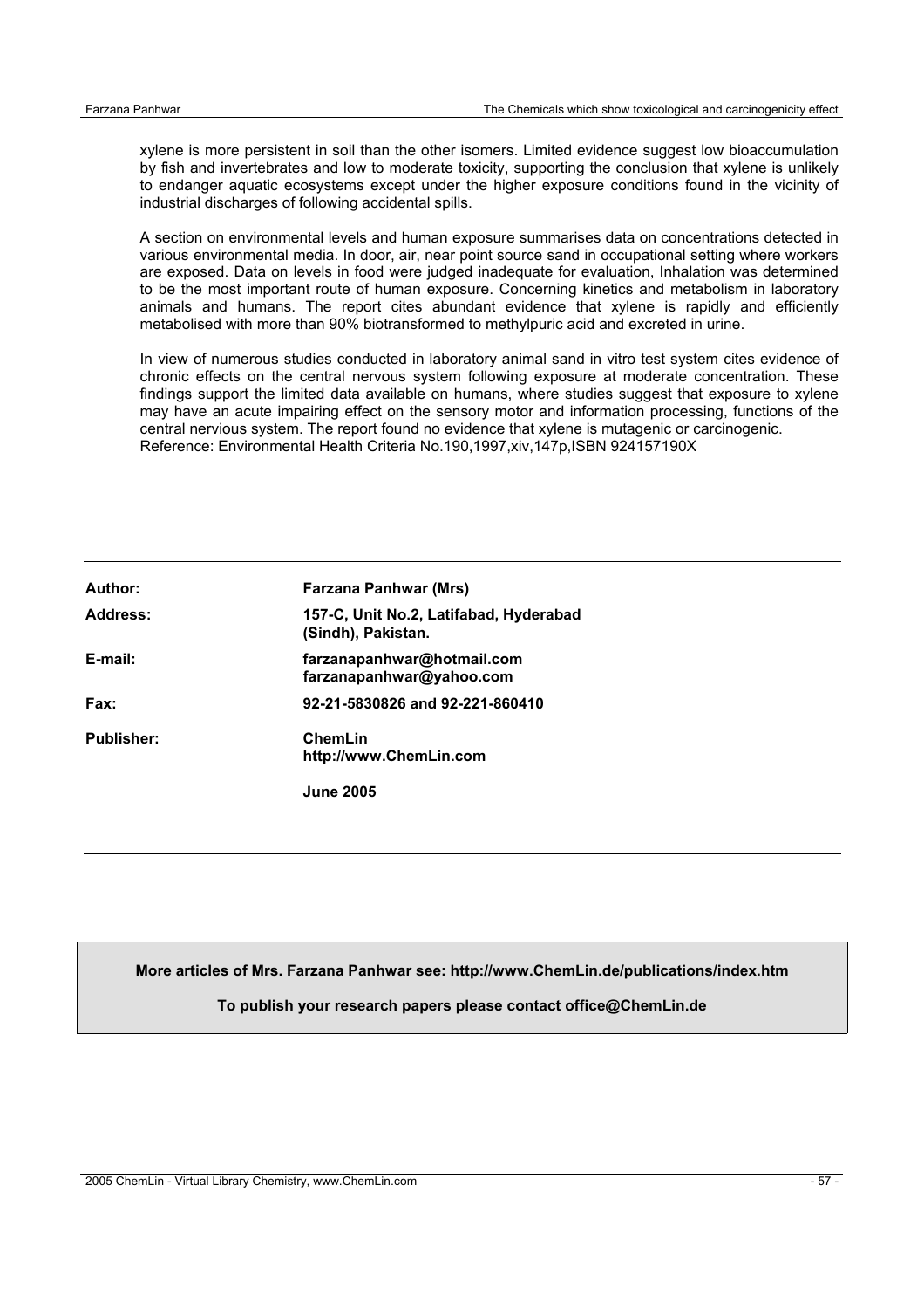xylene is more persistent in soil than the other isomers. Limited evidence suggest low bioaccumulation by fish and invertebrates and low to moderate toxicity, supporting the conclusion that xylene is unlikely to endanger aquatic ecosystems except under the higher exposure conditions found in the vicinity of industrial discharges of following accidental spills.

A section on environmental levels and human exposure summarises data on concentrations detected in various environmental media. In door, air, near point source sand in occupational setting where workers are exposed. Data on levels in food were judged inadequate for evaluation, Inhalation was determined to be the most important route of human exposure. Concerning kinetics and metabolism in laboratory animals and humans. The report cites abundant evidence that xylene is rapidly and efficiently metabolised with more than 90% biotransformed to methylpuric acid and excreted in urine.

In view of numerous studies conducted in laboratory animal sand in vitro test system cites evidence of chronic effects on the central nervous system following exposure at moderate concentration. These findings support the limited data available on humans, where studies suggest that exposure to xylene may have an acute impairing effect on the sensory motor and information processing, functions of the central nervious system. The report found no evidence that xylene is mutagenic or carcinogenic.
Reference: Environmental Health Criteria No.190,1997,xiv,147p,ISBN 924157190X

---

| | |
|---|---|
| **Author:** | **Farzana Panhwar (Mrs)** |
| **Address:** | **157-C, Unit No.2, Latifabad, Hyderabad (Sindh), Pakistan.** |
| **E-mail:** | **farzanapanhwar@hotmail.com farzanapanhwar@yahoo.com** |
| **Fax:** | **92-21-5830826 and 92-221-860410** |
| **Publisher:** | **ChemLin http://www.ChemLin.com** |
| | **June 2005** |

---

**More articles of Mrs. Farzana Panhwar see: http://www.ChemLin.de/publications/index.htm**

**To publish your research papers please contact office@ChemLin.de**